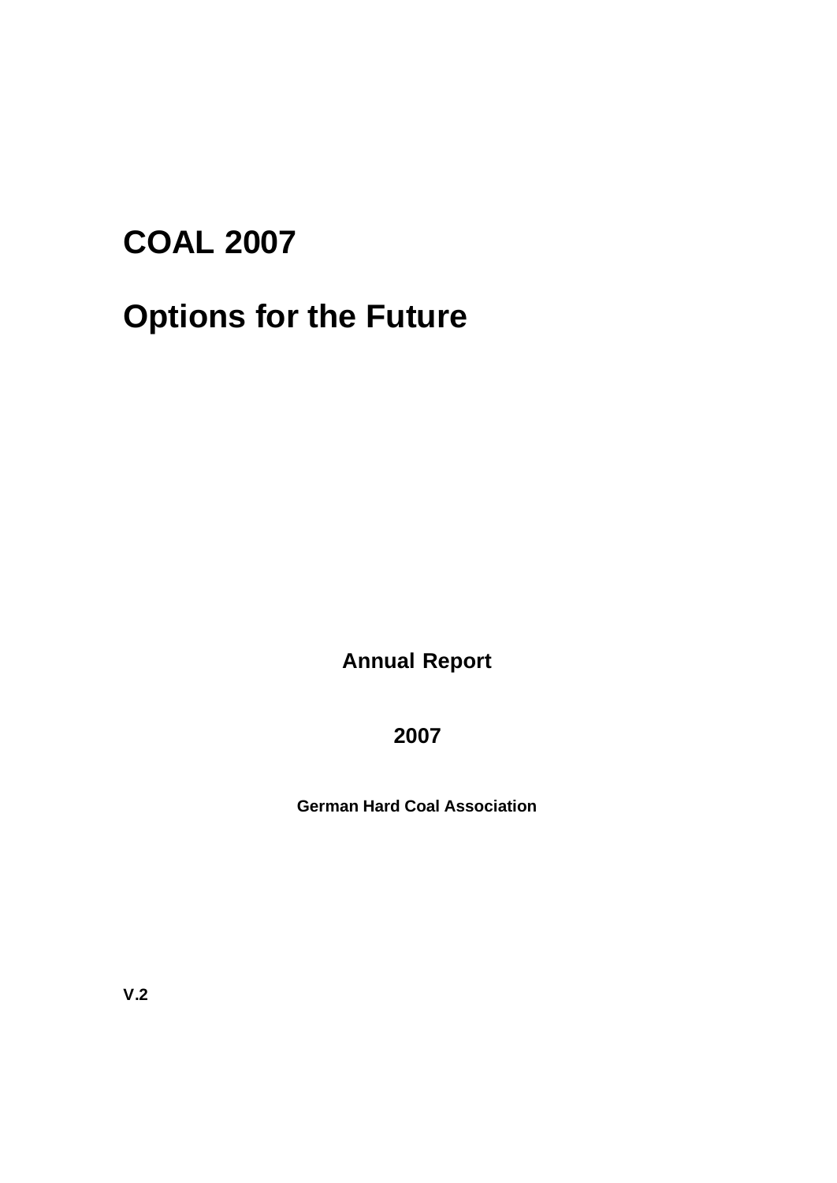# COAL 2007

# Options for the Future

**Annual Report**

**2007**

**German Hard Coal Association**

**V.2**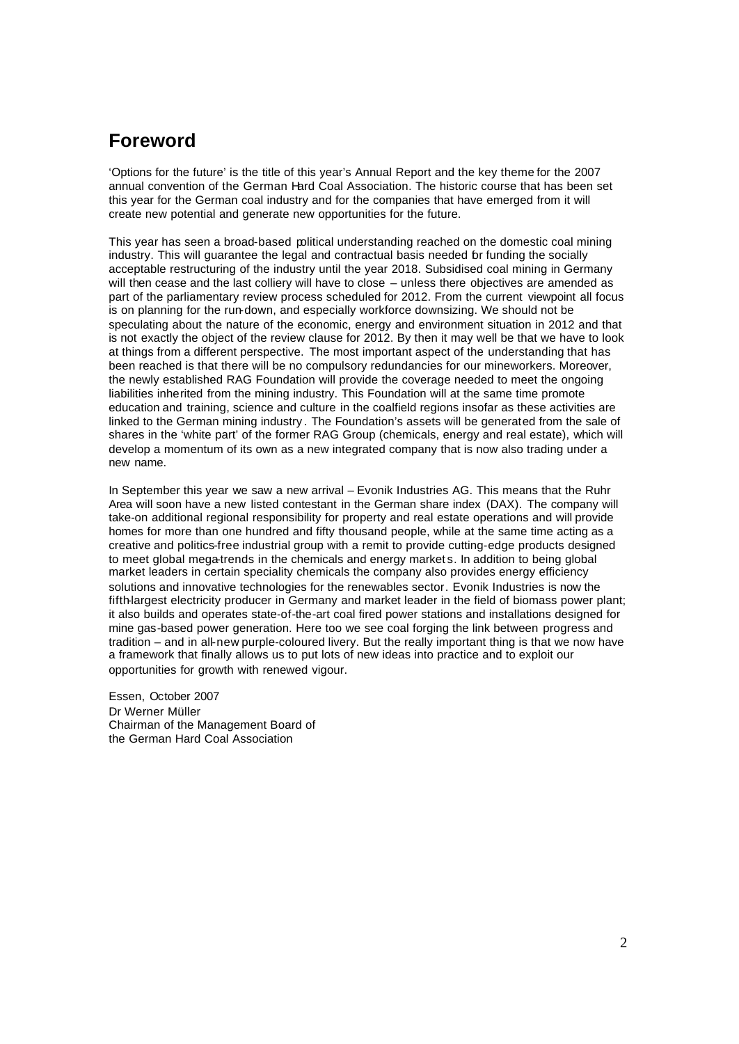# Foreword

'Options for the future' is the title of this year's Annual Report and the key theme for the 2007 annual convention of the German Hard Coal Association. The historic course that has been set this year for the German coal industry and for the companies that have emerged from it will create new potential and generate new opportunities for the future.

This year has seen a broad-based political understanding reached on the domestic coal mining industry. This will guarantee the legal and contractual basis needed for funding the socially acceptable restructuring of the industry until the year 2018. Subsidised coal mining in Germany will then cease and the last colliery will have to close – unless there objectives are amended as part of the parliamentary review process scheduled for 2012. From the current viewpoint all focus is on planning for the run-down, and especially workforce downsizing. We should not be speculating about the nature of the economic, energy and environment situation in 2012 and that is not exactly the object of the review clause for 2012. By then it may well be that we have to look at things from a different perspective. The most important aspect of the understanding that has been reached is that there will be no compulsory redundancies for our mineworkers. Moreover, the newly established RAG Foundation will provide the coverage needed to meet the ongoing liabilities inherited from the mining industry. This Foundation will at the same time promote education and training, science and culture in the coalfield regions insofar as these activities are linked to the German mining industry. The Foundation's assets will be generated from the sale of shares in the 'white part' of the former RAG Group (chemicals, energy and real estate), which will develop a momentum of its own as a new integrated company that is now also trading under a new name.

In September this year we saw a new arrival – Evonik Industries AG. This means that the Ruhr Area will soon have a new listed contestant in the German share index (DAX). The company will take-on additional regional responsibility for property and real estate operations and will provide homes for more than one hundred and fifty thousand people, while at the same time acting as a creative and politics-free industrial group with a remit to provide cutting-edge products designed to meet global mega-trends in the chemicals and energy markets. In addition to being global market leaders in certain speciality chemicals the company also provides energy efficiency solutions and innovative technologies for the renewables sector. Evonik Industries is now the fifth-largest electricity producer in Germany and market leader in the field of biomass power plant; it also builds and operates state-of-the-art coal fired power stations and installations designed for mine gas-based power generation. Here too we see coal forging the link between progress and tradition – and in all-new purple-coloured livery. But the really important thing is that we now have a framework that finally allows us to put lots of new ideas into practice and to exploit our opportunities for growth with renewed vigour.

Essen, October 2007  
Dr Werner Müller  
Chairman of the Management Board of  
the German Hard Coal Association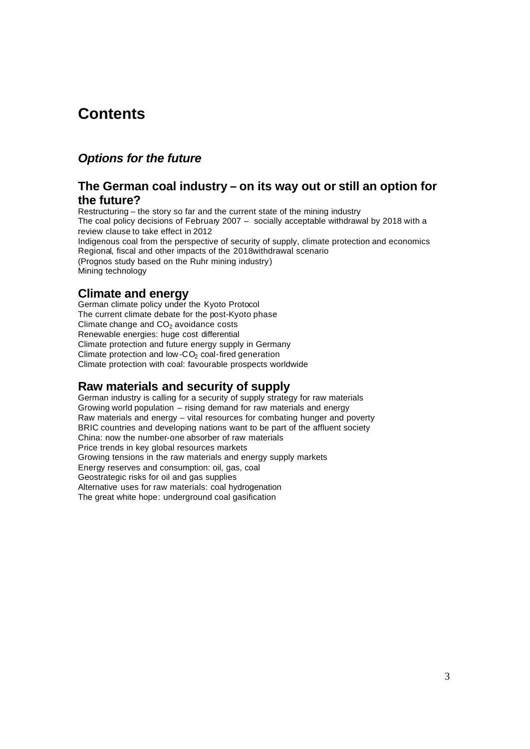# Contents

## *Options for the future*

### The German coal industry – on its way out or still an option for the future?

Restructuring – the story so far and the current state of the mining industry
The coal policy decisions of February 2007 – socially acceptable withdrawal by 2018 with a review clause to take effect in 2012
Indigenous coal from the perspective of security of supply, climate protection and economics
Regional, fiscal and other impacts of the 2018withdrawal scenario
(Prognos study based on the Ruhr mining industry)
Mining technology

### Climate and energy

German climate policy under the Kyoto Protocol
The current climate debate for the post-Kyoto phase
Climate change and $CO_2$ avoidance costs
Renewable energies: huge cost differential
Climate protection and future energy supply in Germany
Climate protection and low-$CO_2$ coal-fired generation
Climate protection with coal: favourable prospects worldwide

### Raw materials and security of supply

German industry is calling for a security of supply strategy for raw materials
Growing world population – rising demand for raw materials and energy
Raw materials and energy – vital resources for combating hunger and poverty
BRIC countries and developing nations want to be part of the affluent society
China: now the number-one absorber of raw materials
Price trends in key global resources markets
Growing tensions in the raw materials and energy supply markets
Energy reserves and consumption: oil, gas, coal
Geostrategic risks for oil and gas supplies
Alternative uses for raw materials: coal hydrogenation
The great white hope: underground coal gasification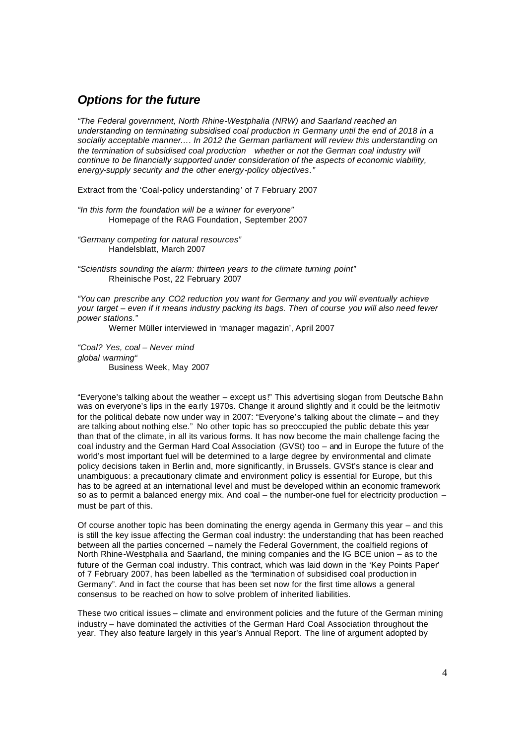## *Options for the future*

*"The Federal government, North Rhine-Westphalia (NRW) and Saarland reached an understanding on terminating subsidised coal production in Germany until the end of 2018 in a socially acceptable manner.… In 2012 the German parliament will review this understanding on the termination of subsidised coal production whether or not the German coal industry will continue to be financially supported under consideration of the aspects of economic viability, energy-supply security and the other energy-policy objectives."*

Extract from the 'Coal-policy understanding' of 7 February 2007

*"In this form the foundation will be a winner for everyone"*
Homepage of the RAG Foundation, September 2007

*"Germany competing for natural resources"*
Handelsblatt, March 2007

*"Scientists sounding the alarm: thirteen years to the climate turning point"*
Rheinische Post, 22 February 2007

*"You can prescribe any CO2 reduction you want for Germany and you will eventually achieve your target – even if it means industry packing its bags. Then of course you will also need fewer power stations."*
Werner Müller interviewed in 'manager magazin', April 2007

*"Coal? Yes, coal – Never mind global warming"*
Business Week, May 2007

"Everyone's talking about the weather – except us!" This advertising slogan from Deutsche Bahn was on everyone's lips in the early 1970s. Change it around slightly and it could be the leitmotiv for the political debate now under way in 2007: "Everyone's talking about the climate – and they are talking about nothing else." No other topic has so preoccupied the public debate this year than that of the climate, in all its various forms. It has now become the main challenge facing the coal industry and the German Hard Coal Association (GVSt) too – and in Europe the future of the world's most important fuel will be determined to a large degree by environmental and climate policy decisions taken in Berlin and, more significantly, in Brussels. GVSt's stance is clear and unambiguous: a precautionary climate and environment policy is essential for Europe, but this has to be agreed at an international level and must be developed within an economic framework so as to permit a balanced energy mix. And coal – the number-one fuel for electricity production – must be part of this.

Of course another topic has been dominating the energy agenda in Germany this year – and this is still the key issue affecting the German coal industry: the understanding that has been reached between all the parties concerned – namely the Federal Government, the coalfield regions of North Rhine-Westphalia and Saarland, the mining companies and the IG BCE union – as to the future of the German coal industry. This contract, which was laid down in the 'Key Points Paper' of 7 February 2007, has been labelled as the "termination of subsidised coal production in Germany". And in fact the course that has been set now for the first time allows a general consensus to be reached on how to solve problem of inherited liabilities.

These two critical issues – climate and environment policies and the future of the German mining industry – have dominated the activities of the German Hard Coal Association throughout the year. They also feature largely in this year's Annual Report. The line of argument adopted by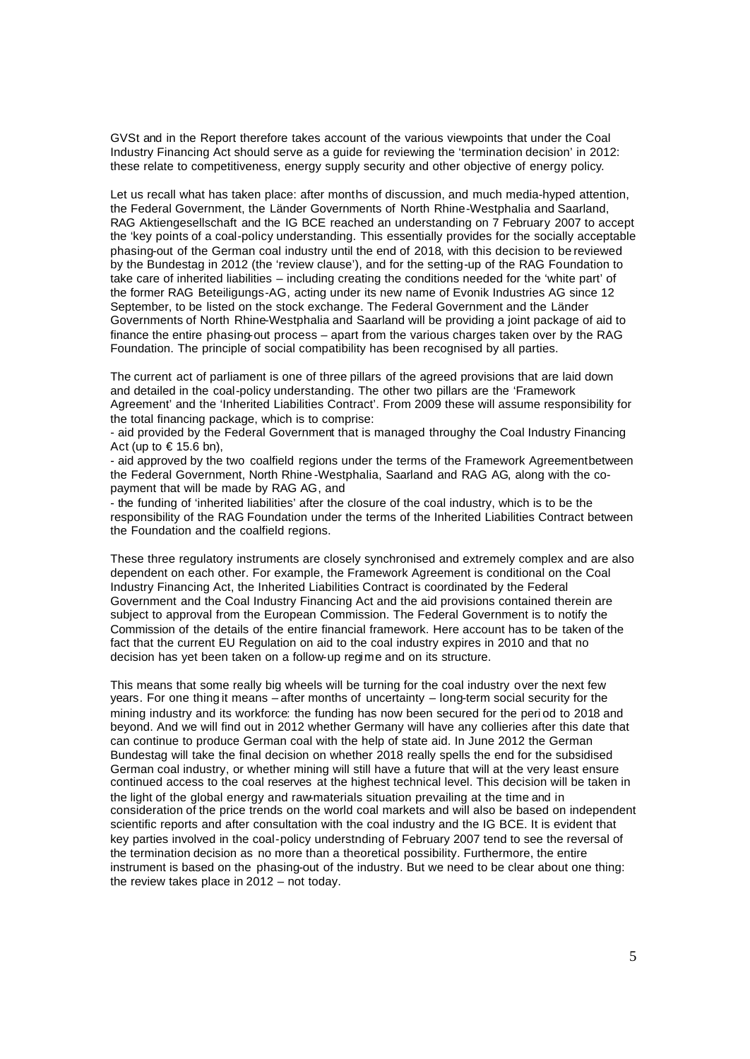GVSt and in the Report therefore takes account of the various viewpoints that under the Coal Industry Financing Act should serve as a guide for reviewing the 'termination decision' in 2012: these relate to competitiveness, energy supply security and other objective of energy policy.

Let us recall what has taken place: after months of discussion, and much media-hyped attention, the Federal Government, the Länder Governments of North Rhine-Westphalia and Saarland, RAG Aktiengesellschaft and the IG BCE reached an understanding on 7 February 2007 to accept the 'key points of a coal-policy understanding. This essentially provides for the socially acceptable phasing-out of the German coal industry until the end of 2018, with this decision to be reviewed by the Bundestag in 2012 (the 'review clause'), and for the setting-up of the RAG Foundation to take care of inherited liabilities – including creating the conditions needed for the 'white part' of the former RAG Beteiligungs-AG, acting under its new name of Evonik Industries AG since 12 September, to be listed on the stock exchange. The Federal Government and the Länder Governments of North Rhine-Westphalia and Saarland will be providing a joint package of aid to finance the entire phasing-out process – apart from the various charges taken over by the RAG Foundation. The principle of social compatibility has been recognised by all parties.

The current act of parliament is one of three pillars of the agreed provisions that are laid down and detailed in the coal-policy understanding. The other two pillars are the 'Framework Agreement' and the 'Inherited Liabilities Contract'. From 2009 these will assume responsibility for the total financing package, which is to comprise:

- aid provided by the Federal Government that is managed throughy the Coal Industry Financing Act (up to € 15.6 bn),
- aid approved by the two coalfield regions under the terms of the Framework Agreementbetween the Federal Government, North Rhine-Westphalia, Saarland and RAG AG, along with the co-payment that will be made by RAG AG, and
- the funding of 'inherited liabilities' after the closure of the coal industry, which is to be the responsibility of the RAG Foundation under the terms of the Inherited Liabilities Contract between the Foundation and the coalfield regions.

These three regulatory instruments are closely synchronised and extremely complex and are also dependent on each other. For example, the Framework Agreement is conditional on the Coal Industry Financing Act, the Inherited Liabilities Contract is coordinated by the Federal Government and the Coal Industry Financing Act and the aid provisions contained therein are subject to approval from the European Commission. The Federal Government is to notify the Commission of the details of the entire financial framework. Here account has to be taken of the fact that the current EU Regulation on aid to the coal industry expires in 2010 and that no decision has yet been taken on a follow-up regime and on its structure.

This means that some really big wheels will be turning for the coal industry over the next few years. For one thing it means – after months of uncertainty – long-term social security for the mining industry and its workforce: the funding has now been secured for the period to 2018 and beyond. And we will find out in 2012 whether Germany will have any collieries after this date that can continue to produce German coal with the help of state aid. In June 2012 the German Bundestag will take the final decision on whether 2018 really spells the end for the subsidised German coal industry, or whether mining will still have a future that will at the very least ensure continued access to the coal reserves at the highest technical level. This decision will be taken in the light of the global energy and raw-materials situation prevailing at the time and in consideration of the price trends on the world coal markets and will also be based on independent scientific reports and after consultation with the coal industry and the IG BCE. It is evident that key parties involved in the coal-policy understnding of February 2007 tend to see the reversal of the termination decision as no more than a theoretical possibility. Furthermore, the entire instrument is based on the phasing-out of the industry. But we need to be clear about one thing: the review takes place in 2012 – not today.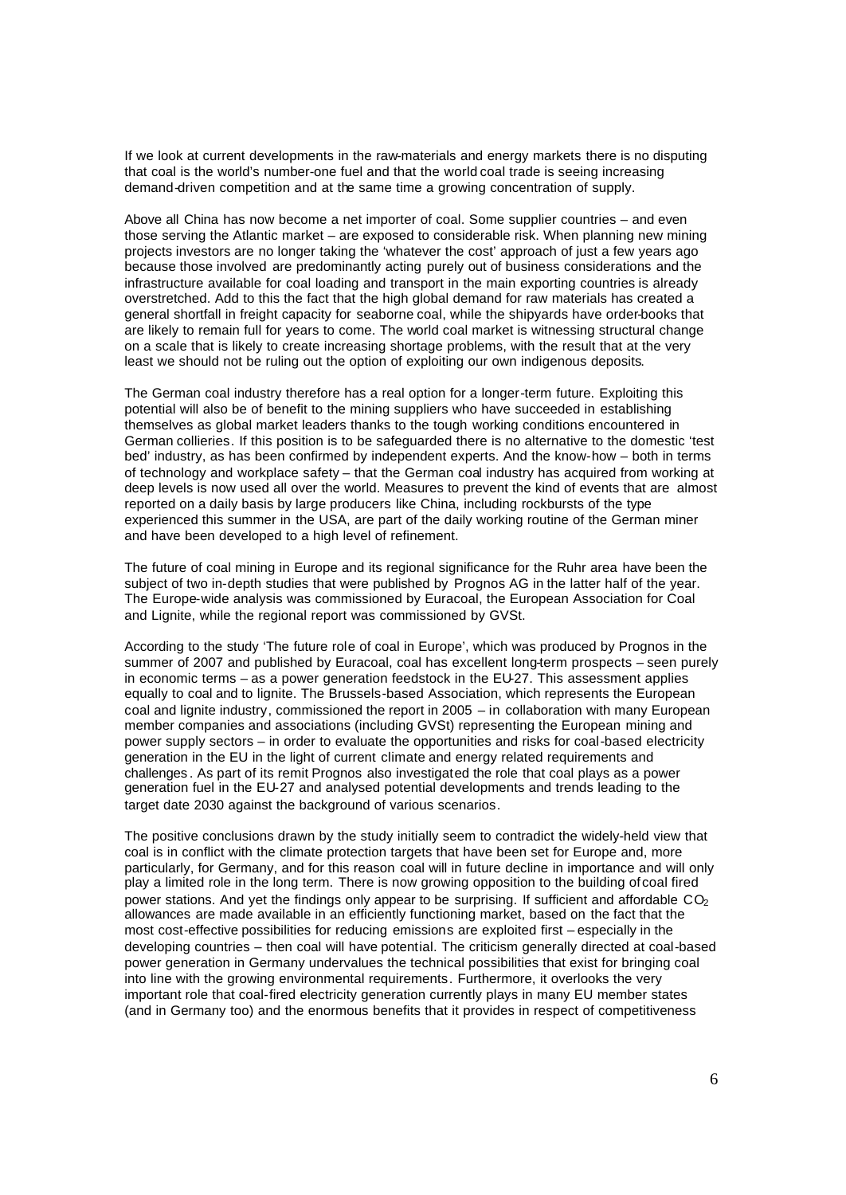If we look at current developments in the raw-materials and energy markets there is no disputing that coal is the world's number-one fuel and that the world coal trade is seeing increasing demand-driven competition and at the same time a growing concentration of supply.

Above all China has now become a net importer of coal. Some supplier countries – and even those serving the Atlantic market – are exposed to considerable risk. When planning new mining projects investors are no longer taking the 'whatever the cost' approach of just a few years ago because those involved are predominantly acting purely out of business considerations and the infrastructure available for coal loading and transport in the main exporting countries is already overstretched. Add to this the fact that the high global demand for raw materials has created a general shortfall in freight capacity for seaborne coal, while the shipyards have order-books that are likely to remain full for years to come. The world coal market is witnessing structural change on a scale that is likely to create increasing shortage problems, with the result that at the very least we should not be ruling out the option of exploiting our own indigenous deposits.

The German coal industry therefore has a real option for a longer-term future. Exploiting this potential will also be of benefit to the mining suppliers who have succeeded in establishing themselves as global market leaders thanks to the tough working conditions encountered in German collieries. If this position is to be safeguarded there is no alternative to the domestic 'test bed' industry, as has been confirmed by independent experts. And the know-how – both in terms of technology and workplace safety – that the German coal industry has acquired from working at deep levels is now used all over the world. Measures to prevent the kind of events that are almost reported on a daily basis by large producers like China, including rockbursts of the type experienced this summer in the USA, are part of the daily working routine of the German miner and have been developed to a high level of refinement.

The future of coal mining in Europe and its regional significance for the Ruhr area have been the subject of two in-depth studies that were published by Prognos AG in the latter half of the year. The Europe-wide analysis was commissioned by Euracoal, the European Association for Coal and Lignite, while the regional report was commissioned by GVSt.

According to the study 'The future role of coal in Europe', which was produced by Prognos in the summer of 2007 and published by Euracoal, coal has excellent long-term prospects – seen purely in economic terms – as a power generation feedstock in the EU-27. This assessment applies equally to coal and to lignite. The Brussels-based Association, which represents the European coal and lignite industry, commissioned the report in 2005 – in collaboration with many European member companies and associations (including GVSt) representing the European mining and power supply sectors – in order to evaluate the opportunities and risks for coal-based electricity generation in the EU in the light of current climate and energy related requirements and challenges. As part of its remit Prognos also investigated the role that coal plays as a power generation fuel in the EU-27 and analysed potential developments and trends leading to the target date 2030 against the background of various scenarios.

The positive conclusions drawn by the study initially seem to contradict the widely-held view that coal is in conflict with the climate protection targets that have been set for Europe and, more particularly, for Germany, and for this reason coal will in future decline in importance and will only play a limited role in the long term. There is now growing opposition to the building of coal fired power stations. And yet the findings only appear to be surprising. If sufficient and affordable $CO_2$ allowances are made available in an efficiently functioning market, based on the fact that the most cost-effective possibilities for reducing emissions are exploited first – especially in the developing countries – then coal will have potential. The criticism generally directed at coal-based power generation in Germany undervalues the technical possibilities that exist for bringing coal into line with the growing environmental requirements. Furthermore, it overlooks the very important role that coal-fired electricity generation currently plays in many EU member states (and in Germany too) and the enormous benefits that it provides in respect of competitiveness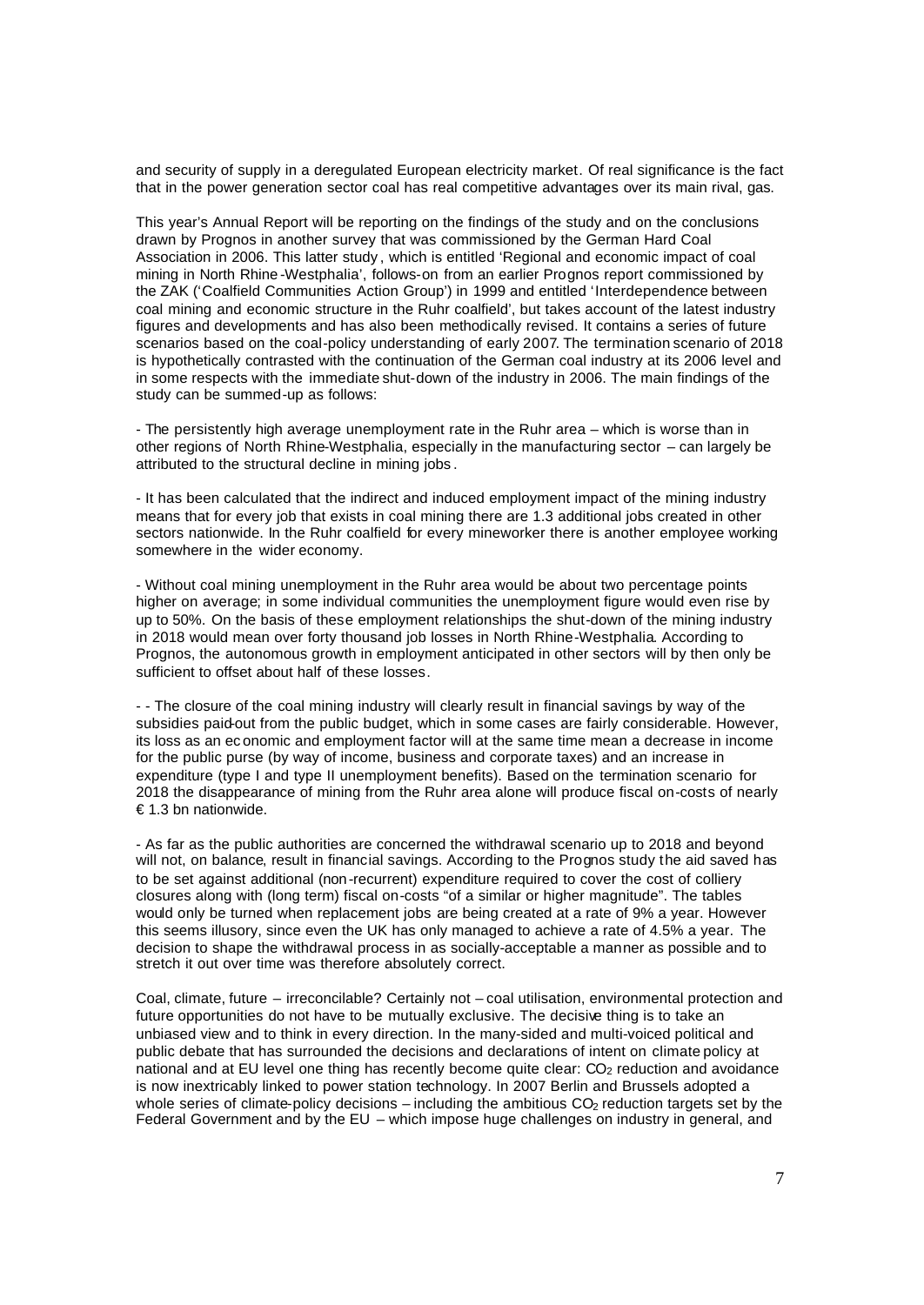and security of supply in a deregulated European electricity market. Of real significance is the fact that in the power generation sector coal has real competitive advantages over its main rival, gas.

This year's Annual Report will be reporting on the findings of the study and on the conclusions drawn by Prognos in another survey that was commissioned by the German Hard Coal Association in 2006. This latter study, which is entitled 'Regional and economic impact of coal mining in North Rhine-Westphalia', follows-on from an earlier Prognos report commissioned by the ZAK ('Coalfield Communities Action Group') in 1999 and entitled 'Interdependence between coal mining and economic structure in the Ruhr coalfield', but takes account of the latest industry figures and developments and has also been methodically revised. It contains a series of future scenarios based on the coal-policy understanding of early 2007. The termination scenario of 2018 is hypothetically contrasted with the continuation of the German coal industry at its 2006 level and in some respects with the immediate shut-down of the industry in 2006. The main findings of the study can be summed-up as follows:

- The persistently high average unemployment rate in the Ruhr area – which is worse than in other regions of North Rhine-Westphalia, especially in the manufacturing sector – can largely be attributed to the structural decline in mining jobs.

- It has been calculated that the indirect and induced employment impact of the mining industry means that for every job that exists in coal mining there are 1.3 additional jobs created in other sectors nationwide. In the Ruhr coalfield for every mineworker there is another employee working somewhere in the wider economy.

- Without coal mining unemployment in the Ruhr area would be about two percentage points higher on average; in some individual communities the unemployment figure would even rise by up to 50%. On the basis of these employment relationships the shut-down of the mining industry in 2018 would mean over forty thousand job losses in North Rhine-Westphalia. According to Prognos, the autonomous growth in employment anticipated in other sectors will by then only be sufficient to offset about half of these losses.

- - The closure of the coal mining industry will clearly result in financial savings by way of the subsidies paid-out from the public budget, which in some cases are fairly considerable. However, its loss as an economic and employment factor will at the same time mean a decrease in income for the public purse (by way of income, business and corporate taxes) and an increase in expenditure (type I and type II unemployment benefits). Based on the termination scenario for 2018 the disappearance of mining from the Ruhr area alone will produce fiscal on-costs of nearly € 1.3 bn nationwide.

- As far as the public authorities are concerned the withdrawal scenario up to 2018 and beyond will not, on balance, result in financial savings. According to the Prognos study the aid saved has to be set against additional (non-recurrent) expenditure required to cover the cost of colliery closures along with (long term) fiscal on-costs "of a similar or higher magnitude". The tables would only be turned when replacement jobs are being created at a rate of 9% a year. However this seems illusory, since even the UK has only managed to achieve a rate of 4.5% a year. The decision to shape the withdrawal process in as socially-acceptable a manner as possible and to stretch it out over time was therefore absolutely correct.

Coal, climate, future – irreconcilable? Certainly not – coal utilisation, environmental protection and future opportunities do not have to be mutually exclusive. The decisive thing is to take an unbiased view and to think in every direction. In the many-sided and multi-voiced political and public debate that has surrounded the decisions and declarations of intent on climate policy at national and at EU level one thing has recently become quite clear: $CO_2$ reduction and avoidance is now inextricably linked to power station technology. In 2007 Berlin and Brussels adopted a whole series of climate-policy decisions – including the ambitious $CO_2$ reduction targets set by the Federal Government and by the EU – which impose huge challenges on industry in general, and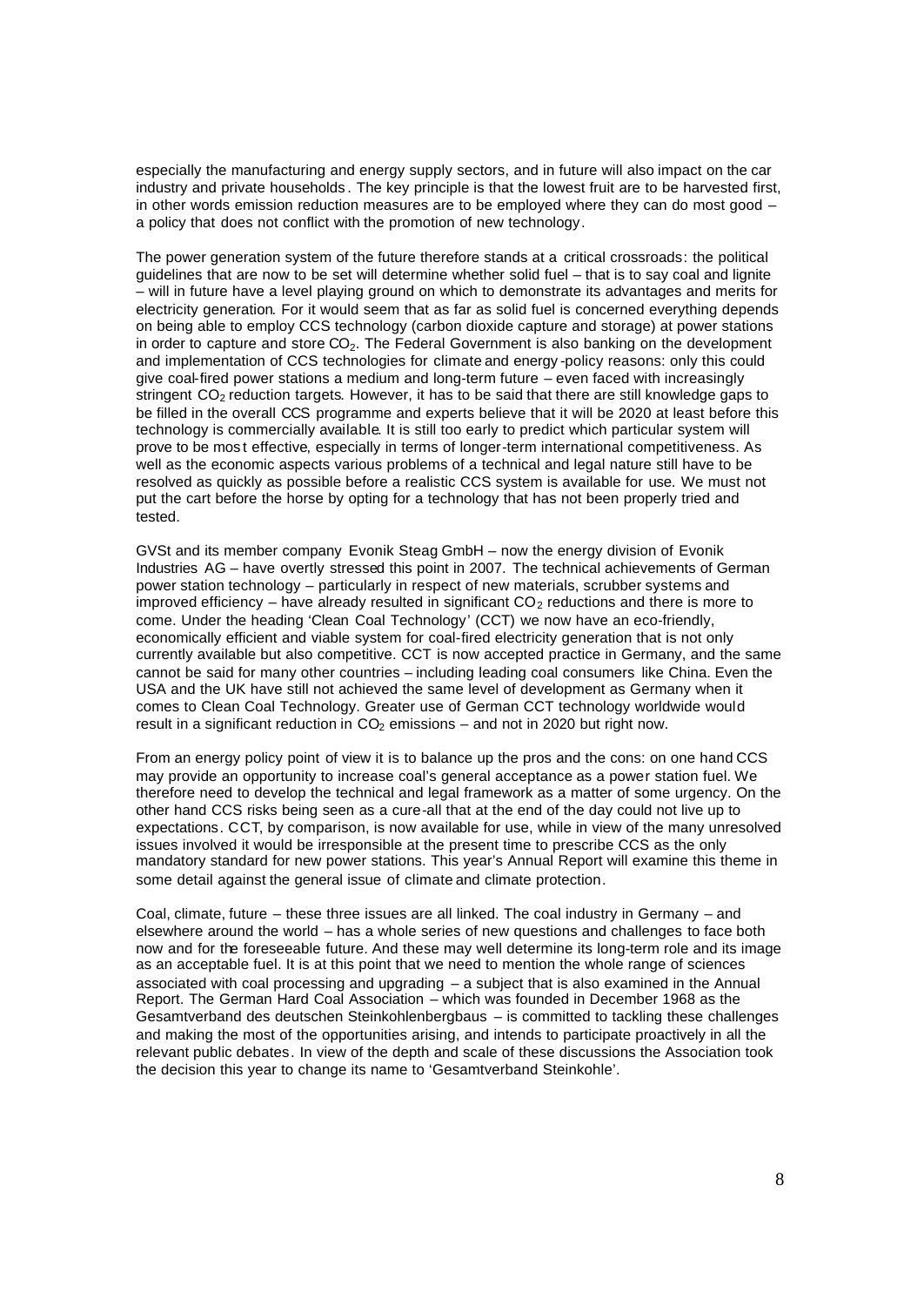especially the manufacturing and energy supply sectors, and in future will also impact on the car industry and private households. The key principle is that the lowest fruit are to be harvested first, in other words emission reduction measures are to be employed where they can do most good – a policy that does not conflict with the promotion of new technology.

The power generation system of the future therefore stands at a critical crossroads: the political guidelines that are now to be set will determine whether solid fuel – that is to say coal and lignite – will in future have a level playing ground on which to demonstrate its advantages and merits for electricity generation. For it would seem that as far as solid fuel is concerned everything depends on being able to employ CCS technology (carbon dioxide capture and storage) at power stations in order to capture and store $CO_2$. The Federal Government is also banking on the development and implementation of CCS technologies for climate and energy-policy reasons: only this could give coal-fired power stations a medium and long-term future – even faced with increasingly stringent $CO_2$ reduction targets. However, it has to be said that there are still knowledge gaps to be filled in the overall CCS programme and experts believe that it will be 2020 at least before this technology is commercially available. It is still too early to predict which particular system will prove to be most effective, especially in terms of longer-term international competitiveness. As well as the economic aspects various problems of a technical and legal nature still have to be resolved as quickly as possible before a realistic CCS system is available for use. We must not put the cart before the horse by opting for a technology that has not been properly tried and tested.

GVSt and its member company Evonik Steag GmbH – now the energy division of Evonik Industries AG – have overtly stressed this point in 2007. The technical achievements of German power station technology – particularly in respect of new materials, scrubber systems and improved efficiency – have already resulted in significant $CO_2$ reductions and there is more to come. Under the heading 'Clean Coal Technology' (CCT) we now have an eco-friendly, economically efficient and viable system for coal-fired electricity generation that is not only currently available but also competitive. CCT is now accepted practice in Germany, and the same cannot be said for many other countries – including leading coal consumers like China. Even the USA and the UK have still not achieved the same level of development as Germany when it comes to Clean Coal Technology. Greater use of German CCT technology worldwide would result in a significant reduction in $CO_2$ emissions – and not in 2020 but right now.

From an energy policy point of view it is to balance up the pros and the cons: on one hand CCS may provide an opportunity to increase coal's general acceptance as a power station fuel. We therefore need to develop the technical and legal framework as a matter of some urgency. On the other hand CCS risks being seen as a cure-all that at the end of the day could not live up to expectations. CCT, by comparison, is now available for use, while in view of the many unresolved issues involved it would be irresponsible at the present time to prescribe CCS as the only mandatory standard for new power stations. This year's Annual Report will examine this theme in some detail against the general issue of climate and climate protection.

Coal, climate, future – these three issues are all linked. The coal industry in Germany – and elsewhere around the world – has a whole series of new questions and challenges to face both now and for the foreseeable future. And these may well determine its long-term role and its image as an acceptable fuel. It is at this point that we need to mention the whole range of sciences associated with coal processing and upgrading – a subject that is also examined in the Annual Report. The German Hard Coal Association – which was founded in December 1968 as the Gesamtverband des deutschen Steinkohlenbergbaus – is committed to tackling these challenges and making the most of the opportunities arising, and intends to participate proactively in all the relevant public debates. In view of the depth and scale of these discussions the Association took the decision this year to change its name to 'Gesamtverband Steinkohle'.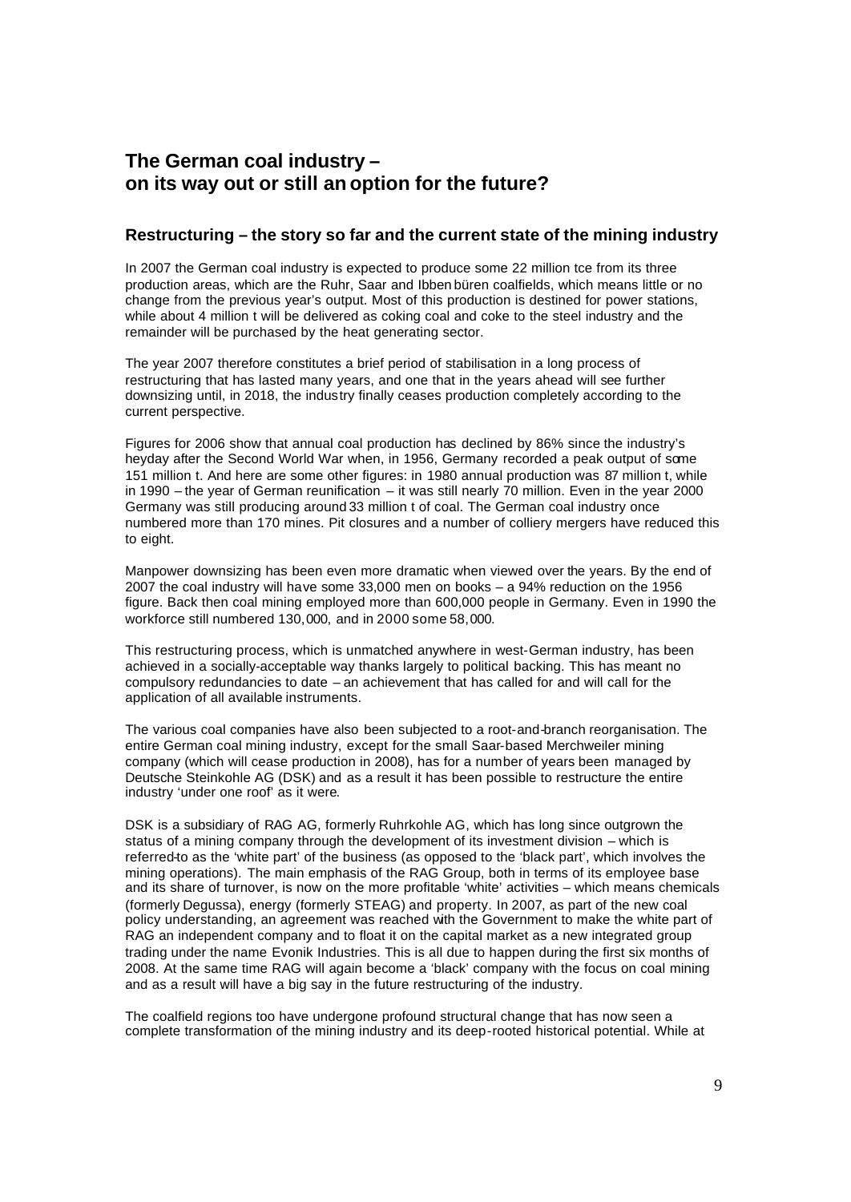# The German coal industry – on its way out or still an option for the future?

## Restructuring – the story so far and the current state of the mining industry

In 2007 the German coal industry is expected to produce some 22 million tce from its three production areas, which are the Ruhr, Saar and Ibbenbüren coalfields, which means little or no change from the previous year's output. Most of this production is destined for power stations, while about 4 million t will be delivered as coking coal and coke to the steel industry and the remainder will be purchased by the heat generating sector.

The year 2007 therefore constitutes a brief period of stabilisation in a long process of restructuring that has lasted many years, and one that in the years ahead will see further downsizing until, in 2018, the industry finally ceases production completely according to the current perspective.

Figures for 2006 show that annual coal production has declined by 86% since the industry's heyday after the Second World War when, in 1956, Germany recorded a peak output of some 151 million t. And here are some other figures: in 1980 annual production was 87 million t, while in 1990 – the year of German reunification – it was still nearly 70 million. Even in the year 2000 Germany was still producing around 33 million t of coal. The German coal industry once numbered more than 170 mines. Pit closures and a number of colliery mergers have reduced this to eight.

Manpower downsizing has been even more dramatic when viewed over the years. By the end of 2007 the coal industry will have some 33,000 men on books – a 94% reduction on the 1956 figure. Back then coal mining employed more than 600,000 people in Germany. Even in 1990 the workforce still numbered 130,000, and in 2000 some 58,000.

This restructuring process, which is unmatched anywhere in west-German industry, has been achieved in a socially-acceptable way thanks largely to political backing. This has meant no compulsory redundancies to date – an achievement that has called for and will call for the application of all available instruments.

The various coal companies have also been subjected to a root-and-branch reorganisation. The entire German coal mining industry, except for the small Saar-based Merchweiler mining company (which will cease production in 2008), has for a number of years been managed by Deutsche Steinkohle AG (DSK) and as a result it has been possible to restructure the entire industry 'under one roof' as it were.

DSK is a subsidiary of RAG AG, formerly Ruhrkohle AG, which has long since outgrown the status of a mining company through the development of its investment division – which is referred-to as the 'white part' of the business (as opposed to the 'black part', which involves the mining operations). The main emphasis of the RAG Group, both in terms of its employee base and its share of turnover, is now on the more profitable 'white' activities – which means chemicals (formerly Degussa), energy (formerly STEAG) and property. In 2007, as part of the new coal policy understanding, an agreement was reached with the Government to make the white part of RAG an independent company and to float it on the capital market as a new integrated group trading under the name Evonik Industries. This is all due to happen during the first six months of 2008. At the same time RAG will again become a 'black' company with the focus on coal mining and as a result will have a big say in the future restructuring of the industry.

The coalfield regions too have undergone profound structural change that has now seen a complete transformation of the mining industry and its deep-rooted historical potential. While at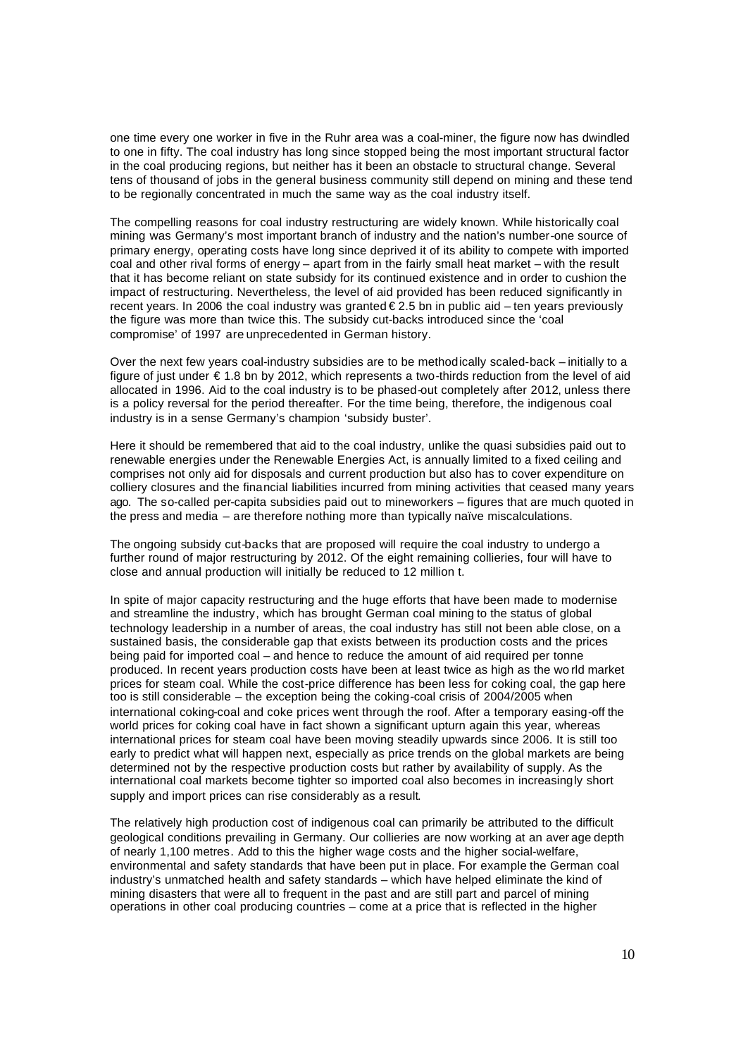one time every one worker in five in the Ruhr area was a coal-miner, the figure now has dwindled to one in fifty. The coal industry has long since stopped being the most important structural factor in the coal producing regions, but neither has it been an obstacle to structural change. Several tens of thousand of jobs in the general business community still depend on mining and these tend to be regionally concentrated in much the same way as the coal industry itself.

The compelling reasons for coal industry restructuring are widely known. While historically coal mining was Germany's most important branch of industry and the nation's number-one source of primary energy, operating costs have long since deprived it of its ability to compete with imported coal and other rival forms of energy – apart from in the fairly small heat market – with the result that it has become reliant on state subsidy for its continued existence and in order to cushion the impact of restructuring. Nevertheless, the level of aid provided has been reduced significantly in recent years. In 2006 the coal industry was granted € 2.5 bn in public aid – ten years previously the figure was more than twice this. The subsidy cut-backs introduced since the 'coal compromise' of 1997 are unprecedented in German history.

Over the next few years coal-industry subsidies are to be methodically scaled-back – initially to a figure of just under € 1.8 bn by 2012, which represents a two-thirds reduction from the level of aid allocated in 1996. Aid to the coal industry is to be phased-out completely after 2012, unless there is a policy reversal for the period thereafter. For the time being, therefore, the indigenous coal industry is in a sense Germany's champion 'subsidy buster'.

Here it should be remembered that aid to the coal industry, unlike the quasi subsidies paid out to renewable energies under the Renewable Energies Act, is annually limited to a fixed ceiling and comprises not only aid for disposals and current production but also has to cover expenditure on colliery closures and the financial liabilities incurred from mining activities that ceased many years ago. The so-called per-capita subsidies paid out to mineworkers – figures that are much quoted in the press and media – are therefore nothing more than typically naïve miscalculations.

The ongoing subsidy cut-backs that are proposed will require the coal industry to undergo a further round of major restructuring by 2012. Of the eight remaining collieries, four will have to close and annual production will initially be reduced to 12 million t.

In spite of major capacity restructuring and the huge efforts that have been made to modernise and streamline the industry, which has brought German coal mining to the status of global technology leadership in a number of areas, the coal industry has still not been able close, on a sustained basis, the considerable gap that exists between its production costs and the prices being paid for imported coal – and hence to reduce the amount of aid required per tonne produced. In recent years production costs have been at least twice as high as the world market prices for steam coal. While the cost-price difference has been less for coking coal, the gap here too is still considerable – the exception being the coking-coal crisis of 2004/2005 when international coking-coal and coke prices went through the roof. After a temporary easing-off the world prices for coking coal have in fact shown a significant upturn again this year, whereas international prices for steam coal have been moving steadily upwards since 2006. It is still too early to predict what will happen next, especially as price trends on the global markets are being determined not by the respective production costs but rather by availability of supply. As the international coal markets become tighter so imported coal also becomes in increasingly short supply and import prices can rise considerably as a result.

The relatively high production cost of indigenous coal can primarily be attributed to the difficult geological conditions prevailing in Germany. Our collieries are now working at an average depth of nearly 1,100 metres. Add to this the higher wage costs and the higher social-welfare, environmental and safety standards that have been put in place. For example the German coal industry's unmatched health and safety standards – which have helped eliminate the kind of mining disasters that were all to frequent in the past and are still part and parcel of mining operations in other coal producing countries – come at a price that is reflected in the higher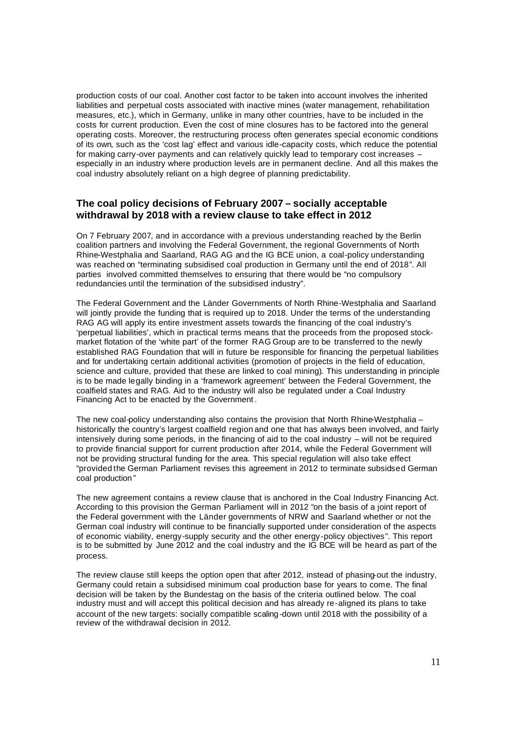production costs of our coal. Another cost factor to be taken into account involves the inherited liabilities and perpetual costs associated with inactive mines (water management, rehabilitation measures, etc.), which in Germany, unlike in many other countries, have to be included in the costs for current production. Even the cost of mine closures has to be factored into the general operating costs. Moreover, the restructuring process often generates special economic conditions of its own, such as the 'cost lag' effect and various idle-capacity costs, which reduce the potential for making carry-over payments and can relatively quickly lead to temporary cost increases – especially in an industry where production levels are in permanent decline. And all this makes the coal industry absolutely reliant on a high degree of planning predictability.

## The coal policy decisions of February 2007 – socially acceptable withdrawal by 2018 with a review clause to take effect in 2012

On 7 February 2007, and in accordance with a previous understanding reached by the Berlin coalition partners and involving the Federal Government, the regional Governments of North Rhine-Westphalia and Saarland, RAG AG and the IG BCE union, a coal-policy understanding was reached on "terminating subsidised coal production in Germany until the end of 2018". All parties involved committed themselves to ensuring that there would be "no compulsory redundancies until the termination of the subsidised industry".

The Federal Government and the Länder Governments of North Rhine-Westphalia and Saarland will jointly provide the funding that is required up to 2018. Under the terms of the understanding RAG AG will apply its entire investment assets towards the financing of the coal industry's 'perpetual liabilities', which in practical terms means that the proceeds from the proposed stock-market flotation of the 'white part' of the former RAG Group are to be transferred to the newly established RAG Foundation that will in future be responsible for financing the perpetual liabilities and for undertaking certain additional activities (promotion of projects in the field of education, science and culture, provided that these are linked to coal mining). This understanding in principle is to be made legally binding in a 'framework agreement' between the Federal Government, the coalfield states and RAG. Aid to the industry will also be regulated under a Coal Industry Financing Act to be enacted by the Government.

The new coal-policy understanding also contains the provision that North Rhine-Westphalia – historically the country's largest coalfield region and one that has always been involved, and fairly intensively during some periods, in the financing of aid to the coal industry – will not be required to provide financial support for current production after 2014, while the Federal Government will not be providing structural funding for the area. This special regulation will also take effect "provided the German Parliament revises this agreement in 2012 to terminate subsidsed German coal production"

The new agreement contains a review clause that is anchored in the Coal Industry Financing Act. According to this provision the German Parliament will in 2012 "on the basis of a joint report of the Federal government with the Länder governments of NRW and Saarland whether or not the German coal industry will continue to be financially supported under consideration of the aspects of economic viability, energy-supply security and the other energy-policy objectives". This report is to be submitted by June 2012 and the coal industry and the IG BCE will be heard as part of the process.

The review clause still keeps the option open that after 2012, instead of phasing-out the industry, Germany could retain a subsidised minimum coal production base for years to come. The final decision will be taken by the Bundestag on the basis of the criteria outlined below. The coal industry must and will accept this political decision and has already re-aligned its plans to take account of the new targets: socially compatible scaling-down until 2018 with the possibility of a review of the withdrawal decision in 2012.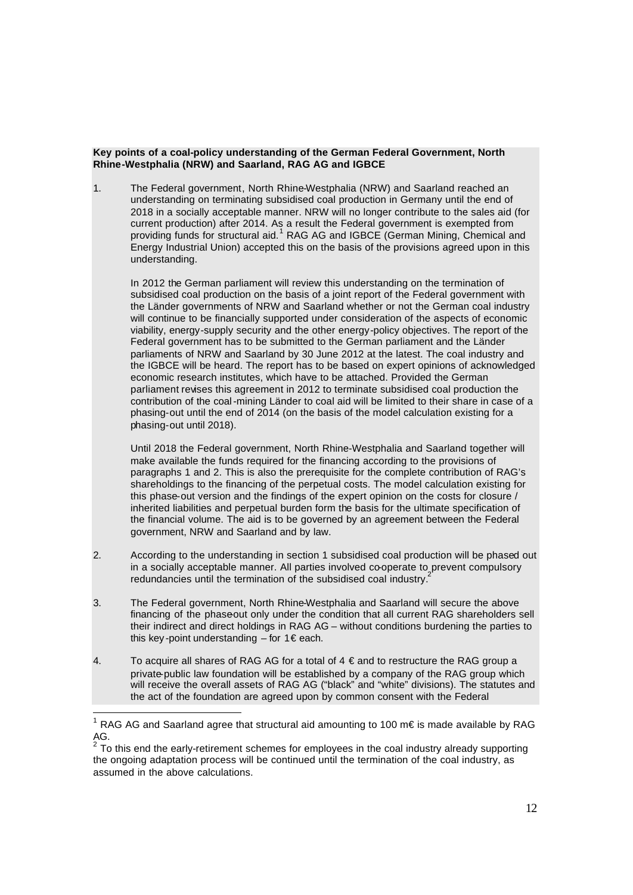**Key points of a coal-policy understanding of the German Federal Government, North Rhine-Westphalia (NRW) and Saarland, RAG AG and IGBCE**

1. The Federal government, North Rhine-Westphalia (NRW) and Saarland reached an understanding on terminating subsidised coal production in Germany until the end of 2018 in a socially acceptable manner. NRW will no longer contribute to the sales aid (for current production) after 2014. As a result the Federal government is exempted from providing funds for structural aid.[1] RAG AG and IGBCE (German Mining, Chemical and Energy Industrial Union) accepted this on the basis of the provisions agreed upon in this understanding.

   In 2012 the German parliament will review this understanding on the termination of subsidised coal production on the basis of a joint report of the Federal government with the Länder governments of NRW and Saarland whether or not the German coal industry will continue to be financially supported under consideration of the aspects of economic viability, energy-supply security and the other energy-policy objectives. The report of the Federal government has to be submitted to the German parliament and the Länder parliaments of NRW and Saarland by 30 June 2012 at the latest. The coal industry and the IGBCE will be heard. The report has to be based on expert opinions of acknowledged economic research institutes, which have to be attached. Provided the German parliament revises this agreement in 2012 to terminate subsidised coal production the contribution of the coal-mining Länder to coal aid will be limited to their share in case of a phasing-out until the end of 2014 (on the basis of the model calculation existing for a phasing-out until 2018).

   Until 2018 the Federal government, North Rhine-Westphalia and Saarland together will make available the funds required for the financing according to the provisions of paragraphs 1 and 2. This is also the prerequisite for the complete contribution of RAG's shareholdings to the financing of the perpetual costs. The model calculation existing for this phase-out version and the findings of the expert opinion on the costs for closure / inherited liabilities and perpetual burden form the basis for the ultimate specification of the financial volume. The aid is to be governed by an agreement between the Federal government, NRW and Saarland and by law.

2. According to the understanding in section 1 subsidised coal production will be phased out in a socially acceptable manner. All parties involved co-operate to prevent compulsory redundancies until the termination of the subsidised coal industry.[2]

3. The Federal government, North Rhine-Westphalia and Saarland will secure the above financing of the phase-out only under the condition that all current RAG shareholders sell their indirect and direct holdings in RAG AG – without conditions burdening the parties to this key-point understanding – for 1 € each.

4. To acquire all shares of RAG AG for a total of 4 € and to restructure the RAG group a private-public law foundation will be established by a company of the RAG group which will receive the overall assets of RAG AG ("black" and "white" divisions). The statutes and the act of the foundation are agreed upon by common consent with the Federal

---

[1] RAG AG and Saarland agree that structural aid amounting to 100 m€ is made available by RAG AG.

[2] To this end the early-retirement schemes for employees in the coal industry already supporting the ongoing adaptation process will be continued until the termination of the coal industry, as assumed in the above calculations.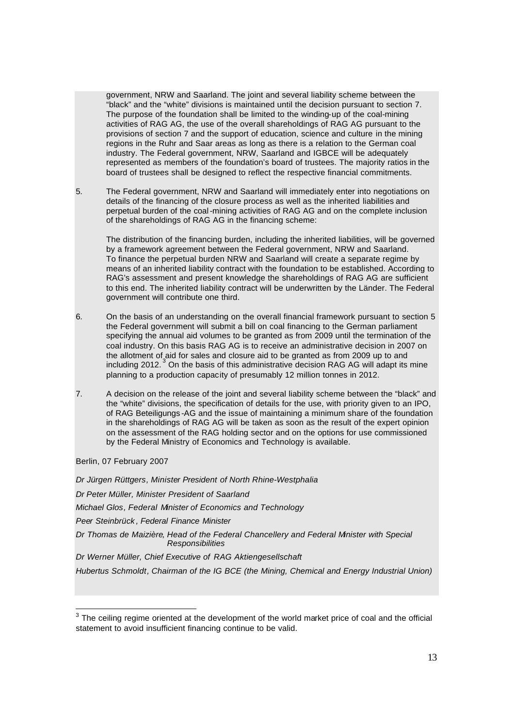government, NRW and Saarland. The joint and several liability scheme between the "black" and the "white" divisions is maintained until the decision pursuant to section 7. The purpose of the foundation shall be limited to the winding-up of the coal-mining activities of RAG AG, the use of the overall shareholdings of RAG AG pursuant to the provisions of section 7 and the support of education, science and culture in the mining regions in the Ruhr and Saar areas as long as there is a relation to the German coal industry. The Federal government, NRW, Saarland and IGBCE will be adequately represented as members of the foundation's board of trustees. The majority ratios in the board of trustees shall be designed to reflect the respective financial commitments.

5. The Federal government, NRW and Saarland will immediately enter into negotiations on details of the financing of the closure process as well as the inherited liabilities and perpetual burden of the coal-mining activities of RAG AG and on the complete inclusion of the shareholdings of RAG AG in the financing scheme:

   The distribution of the financing burden, including the inherited liabilities, will be governed by a framework agreement between the Federal government, NRW and Saarland. To finance the perpetual burden NRW and Saarland will create a separate regime by means of an inherited liability contract with the foundation to be established. According to RAG's assessment and present knowledge the shareholdings of RAG AG are sufficient to this end. The inherited liability contract will be underwritten by the Länder. The Federal government will contribute one third.

6. On the basis of an understanding on the overall financial framework pursuant to section 5 the Federal government will submit a bill on coal financing to the German parliament specifying the annual aid volumes to be granted as from 2009 until the termination of the coal industry. On this basis RAG AG is to receive an administrative decision in 2007 on the allotment of aid for sales and closure aid to be granted as from 2009 up to and including 2012.[3] On the basis of this administrative decision RAG AG will adapt its mine planning to a production capacity of presumably 12 million tonnes in 2012.

7. A decision on the release of the joint and several liability scheme between the "black" and the "white" divisions, the specification of details for the use, with priority given to an IPO, of RAG Beteiligungs-AG and the issue of maintaining a minimum share of the foundation in the shareholdings of RAG AG will be taken as soon as the result of the expert opinion on the assessment of the RAG holding sector and on the options for use commissioned by the Federal Ministry of Economics and Technology is available.

Berlin, 07 February 2007

*Dr Jürgen Rüttgers, Minister President of North Rhine-Westphalia*

*Dr Peter Müller, Minister President of Saarland*

*Michael Glos, Federal Minister of Economics and Technology*

*Peer Steinbrück, Federal Finance Minister*

*Dr Thomas de Maizière, Head of the Federal Chancellery and Federal Minister with Special Responsibilities*

*Dr Werner Müller, Chief Executive of RAG Aktiengesellschaft*

*Hubertus Schmoldt, Chairman of the IG BCE (the Mining, Chemical and Energy Industrial Union)*

[3] The ceiling regime oriented at the development of the world market price of coal and the official statement to avoid insufficient financing continue to be valid.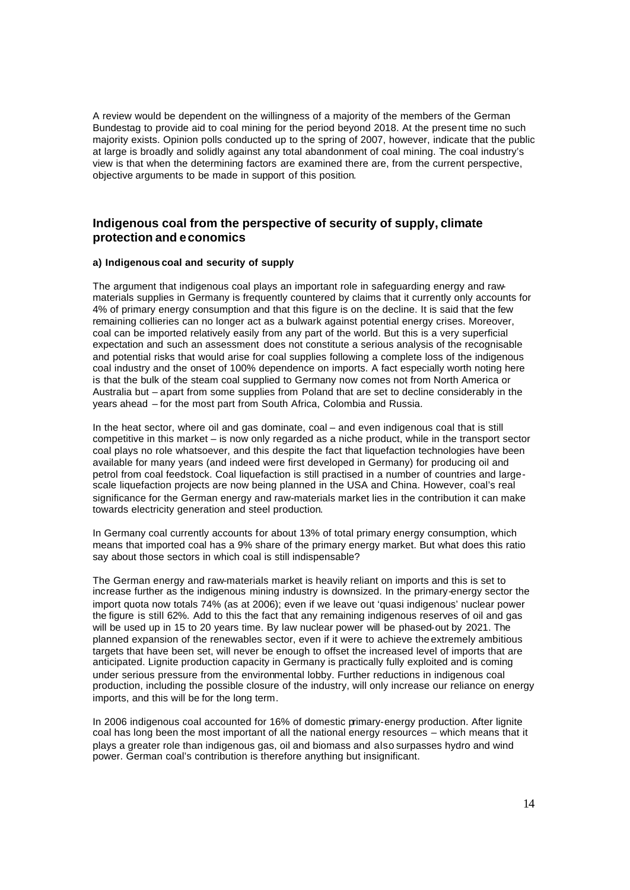A review would be dependent on the willingness of a majority of the members of the German Bundestag to provide aid to coal mining for the period beyond 2018. At the present time no such majority exists. Opinion polls conducted up to the spring of 2007, however, indicate that the public at large is broadly and solidly against any total abandonment of coal mining. The coal industry's view is that when the determining factors are examined there are, from the current perspective, objective arguments to be made in support of this position.

## Indigenous coal from the perspective of security of supply, climate protection and economics

**a) Indigenous coal and security of supply**

The argument that indigenous coal plays an important role in safeguarding energy and raw-materials supplies in Germany is frequently countered by claims that it currently only accounts for 4% of primary energy consumption and that this figure is on the decline. It is said that the few remaining collieries can no longer act as a bulwark against potential energy crises. Moreover, coal can be imported relatively easily from any part of the world. But this is a very superficial expectation and such an assessment does not constitute a serious analysis of the recognisable and potential risks that would arise for coal supplies following a complete loss of the indigenous coal industry and the onset of 100% dependence on imports. A fact especially worth noting here is that the bulk of the steam coal supplied to Germany now comes not from North America or Australia but – apart from some supplies from Poland that are set to decline considerably in the years ahead – for the most part from South Africa, Colombia and Russia.

In the heat sector, where oil and gas dominate, coal – and even indigenous coal that is still competitive in this market – is now only regarded as a niche product, while in the transport sector coal plays no role whatsoever, and this despite the fact that liquefaction technologies have been available for many years (and indeed were first developed in Germany) for producing oil and petrol from coal feedstock. Coal liquefaction is still practised in a number of countries and large-scale liquefaction projects are now being planned in the USA and China. However, coal's real significance for the German energy and raw-materials market lies in the contribution it can make towards electricity generation and steel production.

In Germany coal currently accounts for about 13% of total primary energy consumption, which means that imported coal has a 9% share of the primary energy market. But what does this ratio say about those sectors in which coal is still indispensable?

The German energy and raw-materials market is heavily reliant on imports and this is set to increase further as the indigenous mining industry is downsized. In the primary-energy sector the import quota now totals 74% (as at 2006); even if we leave out 'quasi indigenous' nuclear power the figure is still 62%. Add to this the fact that any remaining indigenous reserves of oil and gas will be used up in 15 to 20 years time. By law nuclear power will be phased-out by 2021. The planned expansion of the renewables sector, even if it were to achieve the extremely ambitious targets that have been set, will never be enough to offset the increased level of imports that are anticipated. Lignite production capacity in Germany is practically fully exploited and is coming under serious pressure from the environmental lobby. Further reductions in indigenous coal production, including the possible closure of the industry, will only increase our reliance on energy imports, and this will be for the long term.

In 2006 indigenous coal accounted for 16% of domestic primary-energy production. After lignite coal has long been the most important of all the national energy resources – which means that it plays a greater role than indigenous gas, oil and biomass and also surpasses hydro and wind power. German coal's contribution is therefore anything but insignificant.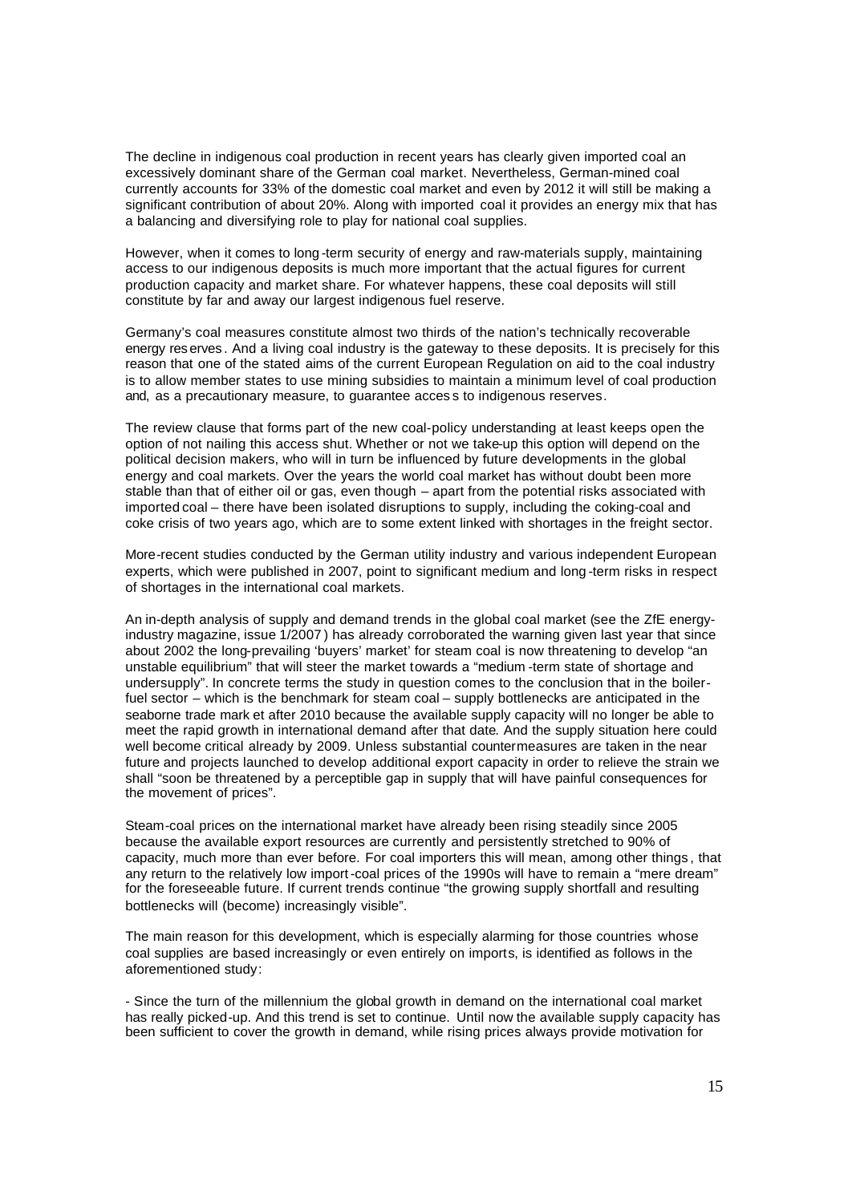The decline in indigenous coal production in recent years has clearly given imported coal an excessively dominant share of the German coal market. Nevertheless, German-mined coal currently accounts for 33% of the domestic coal market and even by 2012 it will still be making a significant contribution of about 20%. Along with imported coal it provides an energy mix that has a balancing and diversifying role to play for national coal supplies.

However, when it comes to long-term security of energy and raw-materials supply, maintaining access to our indigenous deposits is much more important that the actual figures for current production capacity and market share. For whatever happens, these coal deposits will still constitute by far and away our largest indigenous fuel reserve.

Germany's coal measures constitute almost two thirds of the nation's technically recoverable energy reserves. And a living coal industry is the gateway to these deposits. It is precisely for this reason that one of the stated aims of the current European Regulation on aid to the coal industry is to allow member states to use mining subsidies to maintain a minimum level of coal production and, as a precautionary measure, to guarantee access to indigenous reserves.

The review clause that forms part of the new coal-policy understanding at least keeps open the option of not nailing this access shut. Whether or not we take-up this option will depend on the political decision makers, who will in turn be influenced by future developments in the global energy and coal markets. Over the years the world coal market has without doubt been more stable than that of either oil or gas, even though – apart from the potential risks associated with imported coal – there have been isolated disruptions to supply, including the coking-coal and coke crisis of two years ago, which are to some extent linked with shortages in the freight sector.

More-recent studies conducted by the German utility industry and various independent European experts, which were published in 2007, point to significant medium and long-term risks in respect of shortages in the international coal markets.

An in-depth analysis of supply and demand trends in the global coal market (see the ZfE energy-industry magazine, issue 1/2007) has already corroborated the warning given last year that since about 2002 the long-prevailing 'buyers' market' for steam coal is now threatening to develop "an unstable equilibrium" that will steer the market towards a "medium-term state of shortage and undersupply". In concrete terms the study in question comes to the conclusion that in the boiler-fuel sector – which is the benchmark for steam coal – supply bottlenecks are anticipated in the seaborne trade market after 2010 because the available supply capacity will no longer be able to meet the rapid growth in international demand after that date. And the supply situation here could well become critical already by 2009. Unless substantial countermeasures are taken in the near future and projects launched to develop additional export capacity in order to relieve the strain we shall "soon be threatened by a perceptible gap in supply that will have painful consequences for the movement of prices".

Steam-coal prices on the international market have already been rising steadily since 2005 because the available export resources are currently and persistently stretched to 90% of capacity, much more than ever before. For coal importers this will mean, among other things, that any return to the relatively low import-coal prices of the 1990s will have to remain a "mere dream" for the foreseeable future. If current trends continue "the growing supply shortfall and resulting bottlenecks will (become) increasingly visible".

The main reason for this development, which is especially alarming for those countries whose coal supplies are based increasingly or even entirely on imports, is identified as follows in the aforementioned study:

- Since the turn of the millennium the global growth in demand on the international coal market has really picked-up. And this trend is set to continue. Until now the available supply capacity has been sufficient to cover the growth in demand, while rising prices always provide motivation for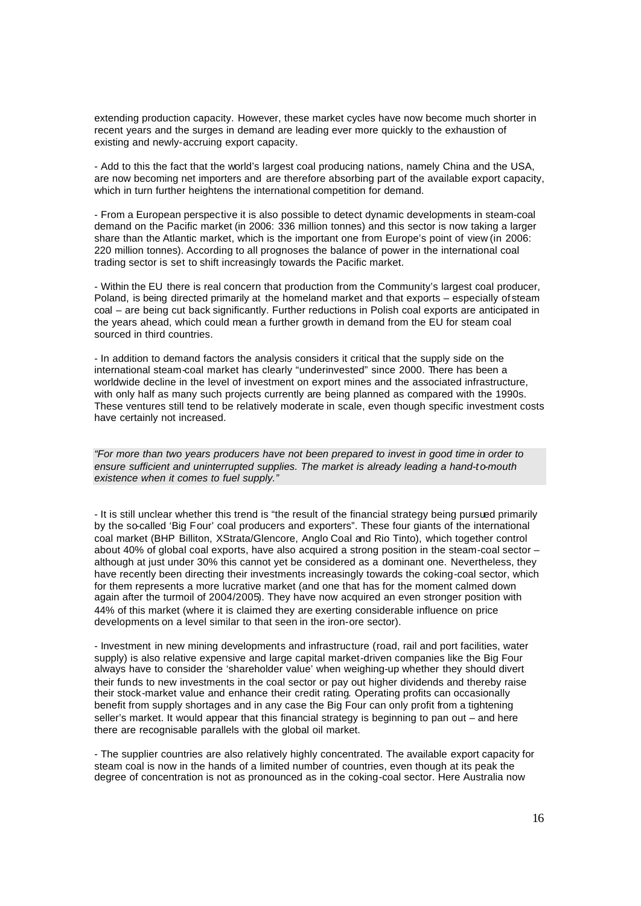extending production capacity. However, these market cycles have now become much shorter in recent years and the surges in demand are leading ever more quickly to the exhaustion of existing and newly-accruing export capacity.

- Add to this the fact that the world's largest coal producing nations, namely China and the USA, are now becoming net importers and are therefore absorbing part of the available export capacity, which in turn further heightens the international competition for demand.

- From a European perspective it is also possible to detect dynamic developments in steam-coal demand on the Pacific market (in 2006: 336 million tonnes) and this sector is now taking a larger share than the Atlantic market, which is the important one from Europe's point of view (in 2006: 220 million tonnes). According to all prognoses the balance of power in the international coal trading sector is set to shift increasingly towards the Pacific market.

- Within the EU there is real concern that production from the Community's largest coal producer, Poland, is being directed primarily at the homeland market and that exports – especially of steam coal – are being cut back significantly. Further reductions in Polish coal exports are anticipated in the years ahead, which could mean a further growth in demand from the EU for steam coal sourced in third countries.

- In addition to demand factors the analysis considers it critical that the supply side on the international steam-coal market has clearly "underinvested" since 2000. There has been a worldwide decline in the level of investment on export mines and the associated infrastructure, with only half as many such projects currently are being planned as compared with the 1990s. These ventures still tend to be relatively moderate in scale, even though specific investment costs have certainly not increased.

*"For more than two years producers have not been prepared to invest in good time in order to ensure sufficient and uninterrupted supplies. The market is already leading a hand-to-mouth existence when it comes to fuel supply."*

- It is still unclear whether this trend is "the result of the financial strategy being pursued primarily by the so-called 'Big Four' coal producers and exporters". These four giants of the international coal market (BHP Billiton, XStrata/Glencore, Anglo Coal and Rio Tinto), which together control about 40% of global coal exports, have also acquired a strong position in the steam-coal sector – although at just under 30% this cannot yet be considered as a dominant one. Nevertheless, they have recently been directing their investments increasingly towards the coking-coal sector, which for them represents a more lucrative market (and one that has for the moment calmed down again after the turmoil of 2004/2005). They have now acquired an even stronger position with 44% of this market (where it is claimed they are exerting considerable influence on price developments on a level similar to that seen in the iron-ore sector).

- Investment in new mining developments and infrastructure (road, rail and port facilities, water supply) is also relative expensive and large capital market-driven companies like the Big Four always have to consider the 'shareholder value' when weighing-up whether they should divert their funds to new investments in the coal sector or pay out higher dividends and thereby raise their stock-market value and enhance their credit rating. Operating profits can occasionally benefit from supply shortages and in any case the Big Four can only profit from a tightening seller's market. It would appear that this financial strategy is beginning to pan out – and here there are recognisable parallels with the global oil market.

- The supplier countries are also relatively highly concentrated. The available export capacity for steam coal is now in the hands of a limited number of countries, even though at its peak the degree of concentration is not as pronounced as in the coking-coal sector. Here Australia now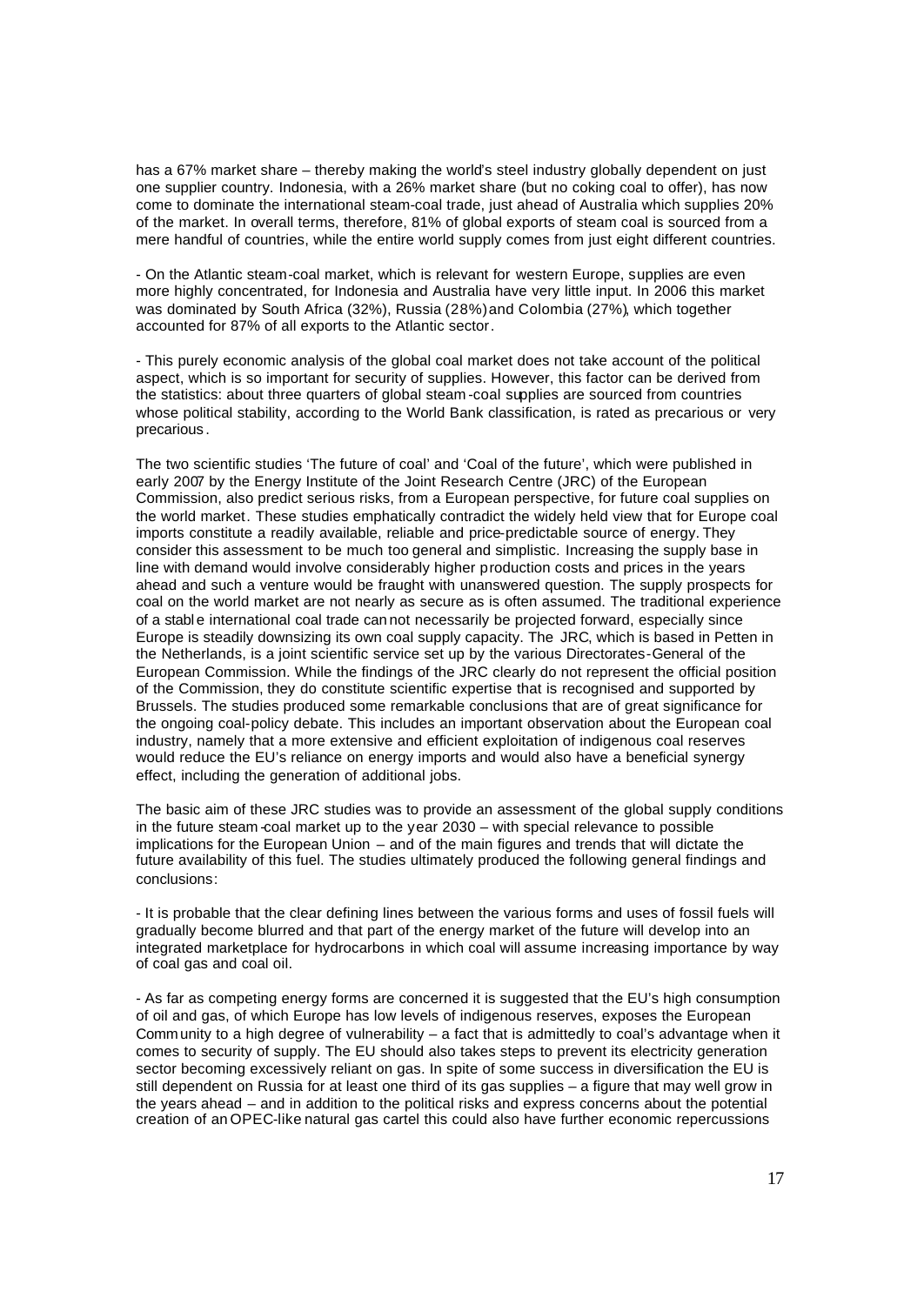has a 67% market share – thereby making the world's steel industry globally dependent on just one supplier country. Indonesia, with a 26% market share (but no coking coal to offer), has now come to dominate the international steam-coal trade, just ahead of Australia which supplies 20% of the market. In overall terms, therefore, 81% of global exports of steam coal is sourced from a mere handful of countries, while the entire world supply comes from just eight different countries.

- On the Atlantic steam-coal market, which is relevant for western Europe, supplies are even more highly concentrated, for Indonesia and Australia have very little input. In 2006 this market was dominated by South Africa (32%), Russia (28%) and Colombia (27%), which together accounted for 87% of all exports to the Atlantic sector.

- This purely economic analysis of the global coal market does not take account of the political aspect, which is so important for security of supplies. However, this factor can be derived from the statistics: about three quarters of global steam-coal supplies are sourced from countries whose political stability, according to the World Bank classification, is rated as precarious or very precarious.

The two scientific studies 'The future of coal' and 'Coal of the future', which were published in early 2007 by the Energy Institute of the Joint Research Centre (JRC) of the European Commission, also predict serious risks, from a European perspective, for future coal supplies on the world market. These studies emphatically contradict the widely held view that for Europe coal imports constitute a readily available, reliable and price-predictable source of energy. They consider this assessment to be much too general and simplistic. Increasing the supply base in line with demand would involve considerably higher production costs and prices in the years ahead and such a venture would be fraught with unanswered question. The supply prospects for coal on the world market are not nearly as secure as is often assumed. The traditional experience of a stable international coal trade cannot necessarily be projected forward, especially since Europe is steadily downsizing its own coal supply capacity. The JRC, which is based in Petten in the Netherlands, is a joint scientific service set up by the various Directorates-General of the European Commission. While the findings of the JRC clearly do not represent the official position of the Commission, they do constitute scientific expertise that is recognised and supported by Brussels. The studies produced some remarkable conclusions that are of great significance for the ongoing coal-policy debate. This includes an important observation about the European coal industry, namely that a more extensive and efficient exploitation of indigenous coal reserves would reduce the EU's reliance on energy imports and would also have a beneficial synergy effect, including the generation of additional jobs.

The basic aim of these JRC studies was to provide an assessment of the global supply conditions in the future steam-coal market up to the year 2030 – with special relevance to possible implications for the European Union – and of the main figures and trends that will dictate the future availability of this fuel. The studies ultimately produced the following general findings and conclusions:

- It is probable that the clear defining lines between the various forms and uses of fossil fuels will gradually become blurred and that part of the energy market of the future will develop into an integrated marketplace for hydrocarbons in which coal will assume increasing importance by way of coal gas and coal oil.

- As far as competing energy forms are concerned it is suggested that the EU's high consumption of oil and gas, of which Europe has low levels of indigenous reserves, exposes the European Community to a high degree of vulnerability – a fact that is admittedly to coal's advantage when it comes to security of supply. The EU should also takes steps to prevent its electricity generation sector becoming excessively reliant on gas. In spite of some success in diversification the EU is still dependent on Russia for at least one third of its gas supplies – a figure that may well grow in the years ahead – and in addition to the political risks and express concerns about the potential creation of an OPEC-like natural gas cartel this could also have further economic repercussions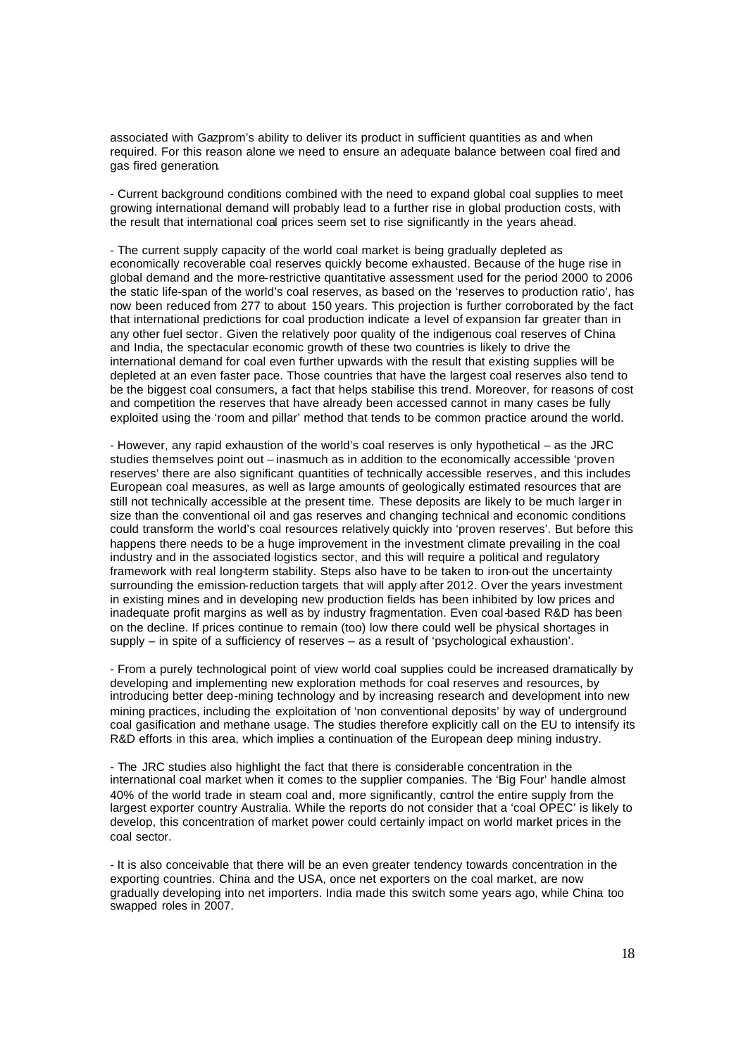associated with Gazprom's ability to deliver its product in sufficient quantities as and when required. For this reason alone we need to ensure an adequate balance between coal fired and gas fired generation.

- Current background conditions combined with the need to expand global coal supplies to meet growing international demand will probably lead to a further rise in global production costs, with the result that international coal prices seem set to rise significantly in the years ahead.

- The current supply capacity of the world coal market is being gradually depleted as economically recoverable coal reserves quickly become exhausted. Because of the huge rise in global demand and the more-restrictive quantitative assessment used for the period 2000 to 2006 the static life-span of the world's coal reserves, as based on the 'reserves to production ratio', has now been reduced from 277 to about 150 years. This projection is further corroborated by the fact that international predictions for coal production indicate a level of expansion far greater than in any other fuel sector. Given the relatively poor quality of the indigenous coal reserves of China and India, the spectacular economic growth of these two countries is likely to drive the international demand for coal even further upwards with the result that existing supplies will be depleted at an even faster pace. Those countries that have the largest coal reserves also tend to be the biggest coal consumers, a fact that helps stabilise this trend. Moreover, for reasons of cost and competition the reserves that have already been accessed cannot in many cases be fully exploited using the 'room and pillar' method that tends to be common practice around the world.

- However, any rapid exhaustion of the world's coal reserves is only hypothetical – as the JRC studies themselves point out – inasmuch as in addition to the economically accessible 'proven reserves' there are also significant quantities of technically accessible reserves, and this includes European coal measures, as well as large amounts of geologically estimated resources that are still not technically accessible at the present time. These deposits are likely to be much larger in size than the conventional oil and gas reserves and changing technical and economic conditions could transform the world's coal resources relatively quickly into 'proven reserves'. But before this happens there needs to be a huge improvement in the investment climate prevailing in the coal industry and in the associated logistics sector, and this will require a political and regulatory framework with real long-term stability. Steps also have to be taken to iron-out the uncertainty surrounding the emission-reduction targets that will apply after 2012. Over the years investment in existing mines and in developing new production fields has been inhibited by low prices and inadequate profit margins as well as by industry fragmentation. Even coal-based R&D has been on the decline. If prices continue to remain (too) low there could well be physical shortages in supply – in spite of a sufficiency of reserves – as a result of 'psychological exhaustion'.

- From a purely technological point of view world coal supplies could be increased dramatically by developing and implementing new exploration methods for coal reserves and resources, by introducing better deep-mining technology and by increasing research and development into new mining practices, including the exploitation of 'non conventional deposits' by way of underground coal gasification and methane usage. The studies therefore explicitly call on the EU to intensify its R&D efforts in this area, which implies a continuation of the European deep mining industry.

- The JRC studies also highlight the fact that there is considerable concentration in the international coal market when it comes to the supplier companies. The 'Big Four' handle almost 40% of the world trade in steam coal and, more significantly, control the entire supply from the largest exporter country Australia. While the reports do not consider that a 'coal OPEC' is likely to develop, this concentration of market power could certainly impact on world market prices in the coal sector.

- It is also conceivable that there will be an even greater tendency towards concentration in the exporting countries. China and the USA, once net exporters on the coal market, are now gradually developing into net importers. India made this switch some years ago, while China too swapped roles in 2007.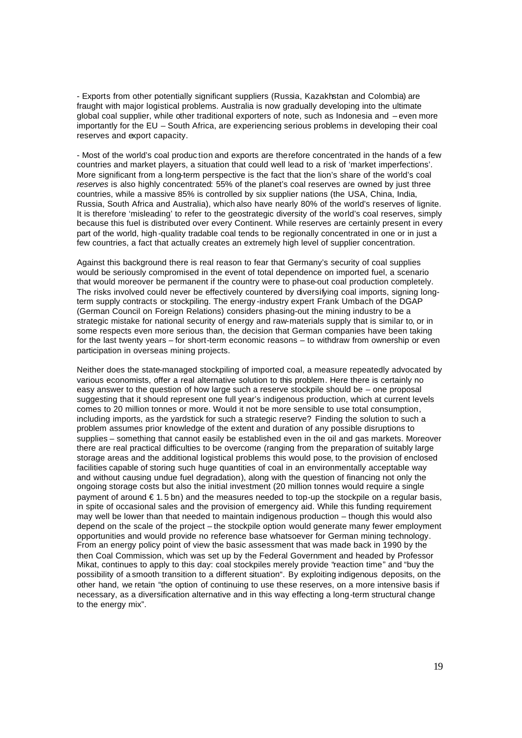- Exports from other potentially significant suppliers (Russia, Kazakhstan and Colombia) are fraught with major logistical problems. Australia is now gradually developing into the ultimate global coal supplier, while other traditional exporters of note, such as Indonesia and – even more importantly for the EU – South Africa, are experiencing serious problems in developing their coal reserves and export capacity.

- Most of the world's coal production and exports are therefore concentrated in the hands of a few countries and market players, a situation that could well lead to a risk of 'market imperfections'. More significant from a long-term perspective is the fact that the lion's share of the world's coal *reserves* is also highly concentrated: 55% of the planet's coal reserves are owned by just three countries, while a massive 85% is controlled by six supplier nations (the USA, China, India, Russia, South Africa and Australia), which also have nearly 80% of the world's reserves of lignite. It is therefore 'misleading' to refer to the geostrategic diversity of the world's coal reserves, simply because this fuel is distributed over every Continent. While reserves are certainly present in every part of the world, high-quality tradable coal tends to be regionally concentrated in one or in just a few countries, a fact that actually creates an extremely high level of supplier concentration.

Against this background there is real reason to fear that Germany's security of coal supplies would be seriously compromised in the event of total dependence on imported fuel, a scenario that would moreover be permanent if the country were to phase-out coal production completely. The risks involved could never be effectively countered by diversifying coal imports, signing long-term supply contracts or stockpiling. The energy-industry expert Frank Umbach of the DGAP (German Council on Foreign Relations) considers phasing-out the mining industry to be a strategic mistake for national security of energy and raw-materials supply that is similar to, or in some respects even more serious than, the decision that German companies have been taking for the last twenty years – for short-term economic reasons – to withdraw from ownership or even participation in overseas mining projects.

Neither does the state-managed stockpiling of imported coal, a measure repeatedly advocated by various economists, offer a real alternative solution to this problem. Here there is certainly no easy answer to the question of how large such a reserve stockpile should be – one proposal suggesting that it should represent one full year's indigenous production, which at current levels comes to 20 million tonnes or more. Would it not be more sensible to use total consumption, including imports, as the yardstick for such a strategic reserve? Finding the solution to such a problem assumes prior knowledge of the extent and duration of any possible disruptions to supplies – something that cannot easily be established even in the oil and gas markets. Moreover there are real practical difficulties to be overcome (ranging from the preparation of suitably large storage areas and the additional logistical problems this would pose, to the provision of enclosed facilities capable of storing such huge quantities of coal in an environmentally acceptable way and without causing undue fuel degradation), along with the question of financing not only the ongoing storage costs but also the initial investment (20 million tonnes would require a single payment of around € 1.5 bn) and the measures needed to top-up the stockpile on a regular basis, in spite of occasional sales and the provision of emergency aid. While this funding requirement may well be lower than that needed to maintain indigenous production – though this would also depend on the scale of the project – the stockpile option would generate many fewer employment opportunities and would provide no reference base whatsoever for German mining technology. From an energy policy point of view the basic assessment that was made back in 1990 by the then Coal Commission, which was set up by the Federal Government and headed by Professor Mikat, continues to apply to this day: coal stockpiles merely provide "reaction time" and "buy the possibility of a smooth transition to a different situation". By exploiting indigenous deposits, on the other hand, we retain "the option of continuing to use these reserves, on a more intensive basis if necessary, as a diversification alternative and in this way effecting a long-term structural change to the energy mix".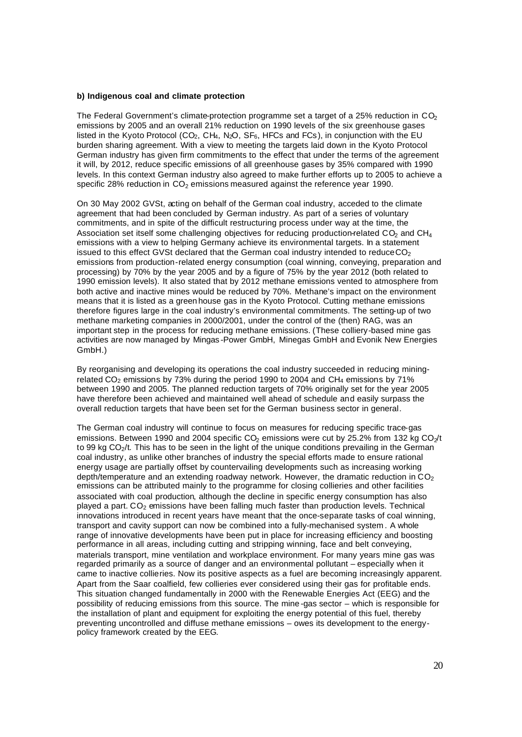**b) Indigenous coal and climate protection**

The Federal Government's climate-protection programme set a target of a 25% reduction in $CO_2$ emissions by 2005 and an overall 21% reduction on 1990 levels of the six greenhouse gases listed in the Kyoto Protocol ($CO_2$, $CH_4$, $N_2O$, $SF_6$, HFCs and FCs), in conjunction with the EU burden sharing agreement. With a view to meeting the targets laid down in the Kyoto Protocol German industry has given firm commitments to the effect that under the terms of the agreement it will, by 2012, reduce specific emissions of all greenhouse gases by 35% compared with 1990 levels. In this context German industry also agreed to make further efforts up to 2005 to achieve a specific 28% reduction in $CO_2$ emissions measured against the reference year 1990.

On 30 May 2002 GVSt, acting on behalf of the German coal industry, acceded to the climate agreement that had been concluded by German industry. As part of a series of voluntary commitments, and in spite of the difficult restructuring process under way at the time, the Association set itself some challenging objectives for reducing production-related $CO_2$ and $CH_4$ emissions with a view to helping Germany achieve its environmental targets. In a statement issued to this effect GVSt declared that the German coal industry intended to reduce $CO_2$ emissions from production-related energy consumption (coal winning, conveying, preparation and processing) by 70% by the year 2005 and by a figure of 75% by the year 2012 (both related to 1990 emission levels). It also stated that by 2012 methane emissions vented to atmosphere from both active and inactive mines would be reduced by 70%. Methane's impact on the environment means that it is listed as a green house gas in the Kyoto Protocol. Cutting methane emissions therefore figures large in the coal industry's environmental commitments. The setting-up of two methane marketing companies in 2000/2001, under the control of the (then) RAG, was an important step in the process for reducing methane emissions. (These colliery-based mine gas activities are now managed by Mingas-Power GmbH, Minegas GmbH and Evonik New Energies GmbH.)

By reorganising and developing its operations the coal industry succeeded in reducing mining-related $CO_2$ emissions by 73% during the period 1990 to 2004 and $CH_4$ emissions by 71% between 1990 and 2005. The planned reduction targets of 70% originally set for the year 2005 have therefore been achieved and maintained well ahead of schedule and easily surpass the overall reduction targets that have been set for the German business sector in general.

The German coal industry will continue to focus on measures for reducing specific trace-gas emissions. Between 1990 and 2004 specific $CO_2$ emissions were cut by 25.2% from 132 kg $CO_2$/t to 99 kg $CO_2$/t. This has to be seen in the light of the unique conditions prevailing in the German coal industry, as unlike other branches of industry the special efforts made to ensure rational energy usage are partially offset by countervailing developments such as increasing working depth/temperature and an extending roadway network. However, the dramatic reduction in $CO_2$ emissions can be attributed mainly to the programme for closing collieries and other facilities associated with coal production, although the decline in specific energy consumption has also played a part. $CO_2$ emissions have been falling much faster than production levels. Technical innovations introduced in recent years have meant that the once-separate tasks of coal winning, transport and cavity support can now be combined into a fully-mechanised system. A whole range of innovative developments have been put in place for increasing efficiency and boosting performance in all areas, including cutting and stripping winning, face and belt conveying, materials transport, mine ventilation and workplace environment. For many years mine gas was regarded primarily as a source of danger and an environmental pollutant – especially when it came to inactive collieries. Now its positive aspects as a fuel are becoming increasingly apparent. Apart from the Saar coalfield, few collieries ever considered using their gas for profitable ends. This situation changed fundamentally in 2000 with the Renewable Energies Act (EEG) and the possibility of reducing emissions from this source. The mine-gas sector – which is responsible for the installation of plant and equipment for exploiting the energy potential of this fuel, thereby preventing uncontrolled and diffuse methane emissions – owes its development to the energy-policy framework created by the EEG.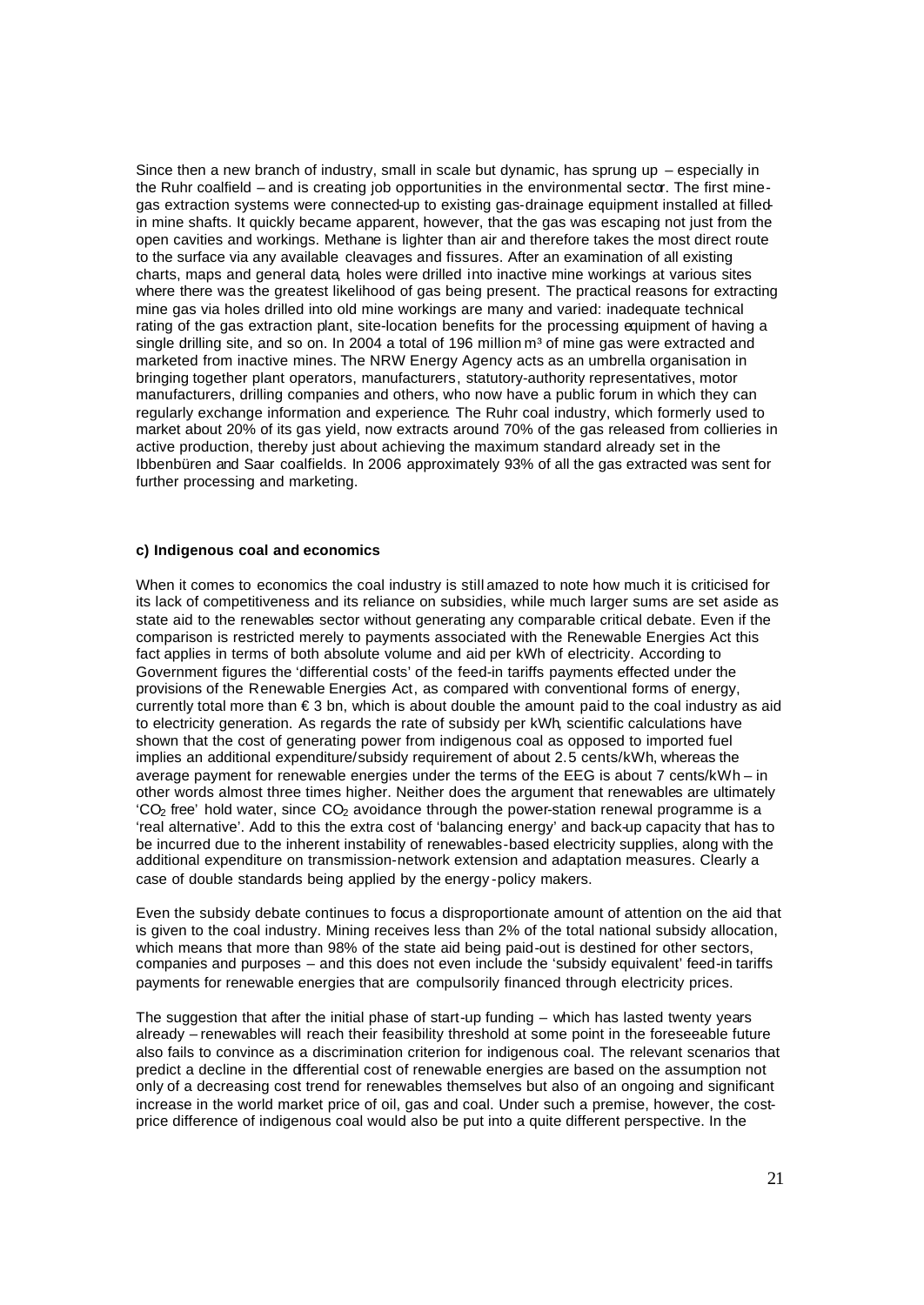Since then a new branch of industry, small in scale but dynamic, has sprung up – especially in the Ruhr coalfield – and is creating job opportunities in the environmental sector. The first mine-gas extraction systems were connected-up to existing gas-drainage equipment installed at filled-in mine shafts. It quickly became apparent, however, that the gas was escaping not just from the open cavities and workings. Methane is lighter than air and therefore takes the most direct route to the surface via any available cleavages and fissures. After an examination of all existing charts, maps and general data, holes were drilled into inactive mine workings at various sites where there was the greatest likelihood of gas being present. The practical reasons for extracting mine gas via holes drilled into old mine workings are many and varied: inadequate technical rating of the gas extraction plant, site-location benefits for the processing equipment of having a single drilling site, and so on. In 2004 a total of 196 million m³ of mine gas were extracted and marketed from inactive mines. The NRW Energy Agency acts as an umbrella organisation in bringing together plant operators, manufacturers, statutory-authority representatives, motor manufacturers, drilling companies and others, who now have a public forum in which they can regularly exchange information and experience. The Ruhr coal industry, which formerly used to market about 20% of its gas yield, now extracts around 70% of the gas released from collieries in active production, thereby just about achieving the maximum standard already set in the Ibbenbüren and Saar coalfields. In 2006 approximately 93% of all the gas extracted was sent for further processing and marketing.

**c) Indigenous coal and economics**

When it comes to economics the coal industry is still amazed to note how much it is criticised for its lack of competitiveness and its reliance on subsidies, while much larger sums are set aside as state aid to the renewables sector without generating any comparable critical debate. Even if the comparison is restricted merely to payments associated with the Renewable Energies Act this fact applies in terms of both absolute volume and aid per kWh of electricity. According to Government figures the 'differential costs' of the feed-in tariffs payments effected under the provisions of the Renewable Energies Act, as compared with conventional forms of energy, currently total more than € 3 bn, which is about double the amount paid to the coal industry as aid to electricity generation. As regards the rate of subsidy per kWh, scientific calculations have shown that the cost of generating power from indigenous coal as opposed to imported fuel implies an additional expenditure/subsidy requirement of about 2.5 cents/kWh, whereas the average payment for renewable energies under the terms of the EEG is about 7 cents/kWh – in other words almost three times higher. Neither does the argument that renewables are ultimately '$CO_2$ free' hold water, since $CO_2$ avoidance through the power-station renewal programme is a 'real alternative'. Add to this the extra cost of 'balancing energy' and back-up capacity that has to be incurred due to the inherent instability of renewables-based electricity supplies, along with the additional expenditure on transmission-network extension and adaptation measures. Clearly a case of double standards being applied by the energy-policy makers.

Even the subsidy debate continues to focus a disproportionate amount of attention on the aid that is given to the coal industry. Mining receives less than 2% of the total national subsidy allocation, which means that more than 98% of the state aid being paid-out is destined for other sectors, companies and purposes – and this does not even include the 'subsidy equivalent' feed-in tariffs payments for renewable energies that are compulsorily financed through electricity prices.

The suggestion that after the initial phase of start-up funding – which has lasted twenty years already – renewables will reach their feasibility threshold at some point in the foreseeable future also fails to convince as a discrimination criterion for indigenous coal. The relevant scenarios that predict a decline in the differential cost of renewable energies are based on the assumption not only of a decreasing cost trend for renewables themselves but also of an ongoing and significant increase in the world market price of oil, gas and coal. Under such a premise, however, the cost-price difference of indigenous coal would also be put into a quite different perspective. In the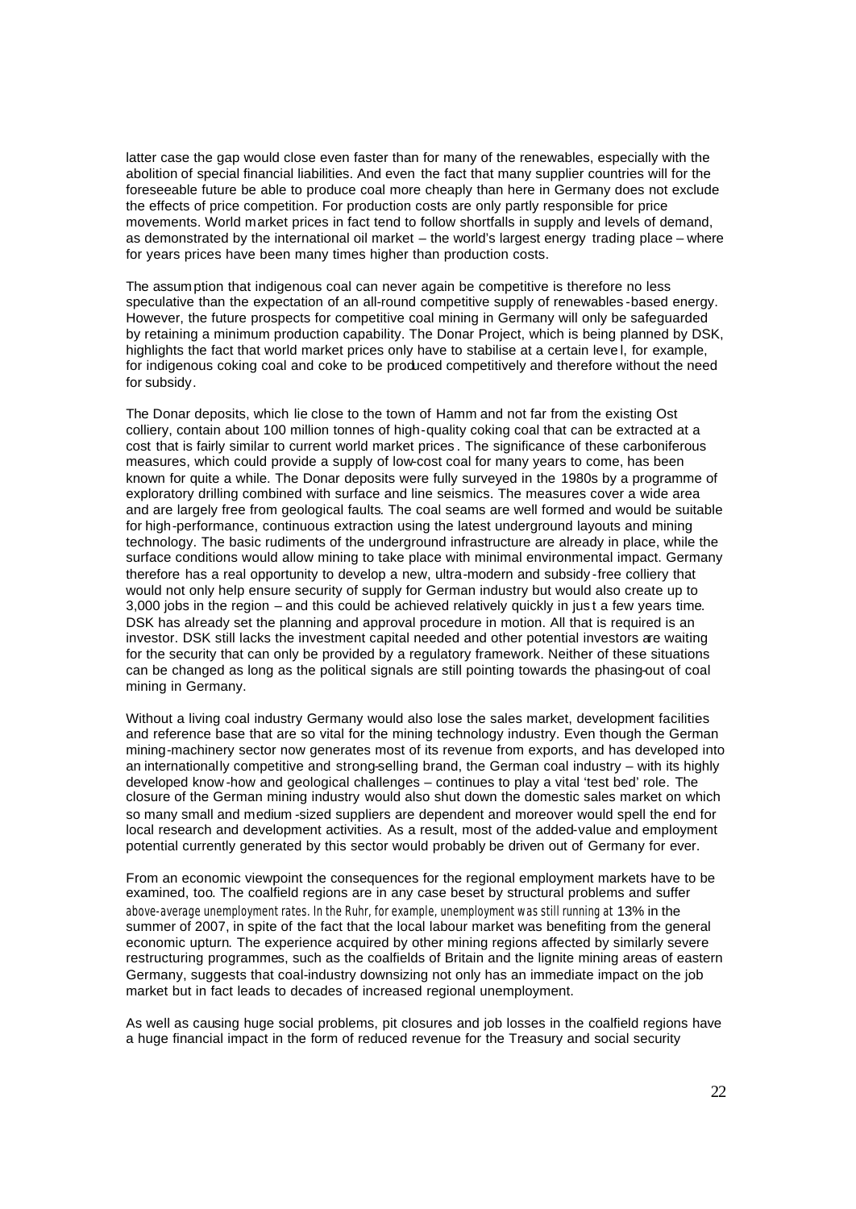latter case the gap would close even faster than for many of the renewables, especially with the abolition of special financial liabilities. And even the fact that many supplier countries will for the foreseeable future be able to produce coal more cheaply than here in Germany does not exclude the effects of price competition. For production costs are only partly responsible for price movements. World market prices in fact tend to follow shortfalls in supply and levels of demand, as demonstrated by the international oil market – the world's largest energy trading place – where for years prices have been many times higher than production costs.

The assumption that indigenous coal can never again be competitive is therefore no less speculative than the expectation of an all-round competitive supply of renewables-based energy. However, the future prospects for competitive coal mining in Germany will only be safeguarded by retaining a minimum production capability. The Donar Project, which is being planned by DSK, highlights the fact that world market prices only have to stabilise at a certain level, for example, for indigenous coking coal and coke to be produced competitively and therefore without the need for subsidy.

The Donar deposits, which lie close to the town of Hamm and not far from the existing Ost colliery, contain about 100 million tonnes of high-quality coking coal that can be extracted at a cost that is fairly similar to current world market prices. The significance of these carboniferous measures, which could provide a supply of low-cost coal for many years to come, has been known for quite a while. The Donar deposits were fully surveyed in the 1980s by a programme of exploratory drilling combined with surface and line seismics. The measures cover a wide area and are largely free from geological faults. The coal seams are well formed and would be suitable for high-performance, continuous extraction using the latest underground layouts and mining technology. The basic rudiments of the underground infrastructure are already in place, while the surface conditions would allow mining to take place with minimal environmental impact. Germany therefore has a real opportunity to develop a new, ultra-modern and subsidy-free colliery that would not only help ensure security of supply for German industry but would also create up to 3,000 jobs in the region – and this could be achieved relatively quickly in just a few years time. DSK has already set the planning and approval procedure in motion. All that is required is an investor. DSK still lacks the investment capital needed and other potential investors are waiting for the security that can only be provided by a regulatory framework. Neither of these situations can be changed as long as the political signals are still pointing towards the phasing-out of coal mining in Germany.

Without a living coal industry Germany would also lose the sales market, development facilities and reference base that are so vital for the mining technology industry. Even though the German mining-machinery sector now generates most of its revenue from exports, and has developed into an internationally competitive and strong-selling brand, the German coal industry – with its highly developed know-how and geological challenges – continues to play a vital 'test bed' role. The closure of the German mining industry would also shut down the domestic sales market on which so many small and medium-sized suppliers are dependent and moreover would spell the end for local research and development activities. As a result, most of the added-value and employment potential currently generated by this sector would probably be driven out of Germany for ever.

From an economic viewpoint the consequences for the regional employment markets have to be examined, too. The coalfield regions are in any case beset by structural problems and suffer above-average unemployment rates. In the Ruhr, for example, unemployment was still running at 13% in the summer of 2007, in spite of the fact that the local labour market was benefiting from the general economic upturn. The experience acquired by other mining regions affected by similarly severe restructuring programmes, such as the coalfields of Britain and the lignite mining areas of eastern Germany, suggests that coal-industry downsizing not only has an immediate impact on the job market but in fact leads to decades of increased regional unemployment.

As well as causing huge social problems, pit closures and job losses in the coalfield regions have a huge financial impact in the form of reduced revenue for the Treasury and social security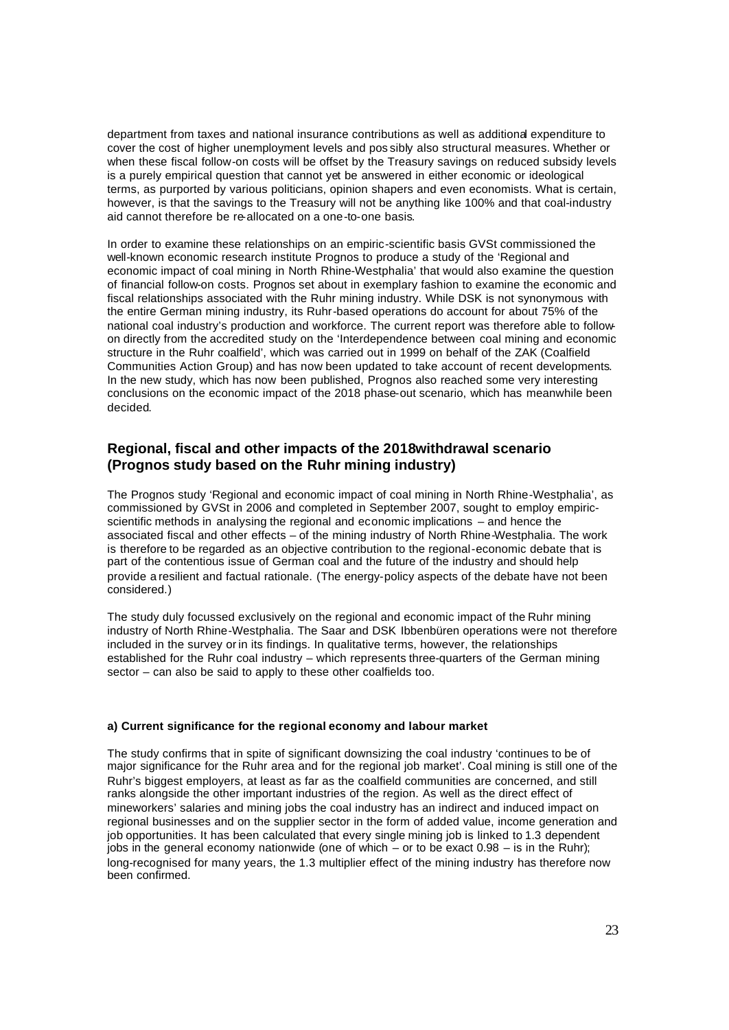department from taxes and national insurance contributions as well as additional expenditure to cover the cost of higher unemployment levels and possibly also structural measures. Whether or when these fiscal follow-on costs will be offset by the Treasury savings on reduced subsidy levels is a purely empirical question that cannot yet be answered in either economic or ideological terms, as purported by various politicians, opinion shapers and even economists. What is certain, however, is that the savings to the Treasury will not be anything like 100% and that coal-industry aid cannot therefore be re-allocated on a one-to-one basis.

In order to examine these relationships on an empiric-scientific basis GVSt commissioned the well-known economic research institute Prognos to produce a study of the 'Regional and economic impact of coal mining in North Rhine-Westphalia' that would also examine the question of financial follow-on costs. Prognos set about in exemplary fashion to examine the economic and fiscal relationships associated with the Ruhr mining industry. While DSK is not synonymous with the entire German mining industry, its Ruhr-based operations do account for about 75% of the national coal industry's production and workforce. The current report was therefore able to follow-on directly from the accredited study on the 'Interdependence between coal mining and economic structure in the Ruhr coalfield', which was carried out in 1999 on behalf of the ZAK (Coalfield Communities Action Group) and has now been updated to take account of recent developments. In the new study, which has now been published, Prognos also reached some very interesting conclusions on the economic impact of the 2018 phase-out scenario, which has meanwhile been decided.

## Regional, fiscal and other impacts of the 2018withdrawal scenario (Prognos study based on the Ruhr mining industry)

The Prognos study 'Regional and economic impact of coal mining in North Rhine-Westphalia', as commissioned by GVSt in 2006 and completed in September 2007, sought to employ empiric-scientific methods in analysing the regional and economic implications – and hence the associated fiscal and other effects – of the mining industry of North Rhine-Westphalia. The work is therefore to be regarded as an objective contribution to the regional-economic debate that is part of the contentious issue of German coal and the future of the industry and should help provide a resilient and factual rationale. (The energy-policy aspects of the debate have not been considered.)

The study duly focussed exclusively on the regional and economic impact of the Ruhr mining industry of North Rhine-Westphalia. The Saar and DSK Ibbenbüren operations were not therefore included in the survey or in its findings. In qualitative terms, however, the relationships established for the Ruhr coal industry – which represents three-quarters of the German mining sector – can also be said to apply to these other coalfields too.

#### a) Current significance for the regional economy and labour market

The study confirms that in spite of significant downsizing the coal industry 'continues to be of major significance for the Ruhr area and for the regional job market'. Coal mining is still one of the Ruhr's biggest employers, at least as far as the coalfield communities are concerned, and still ranks alongside the other important industries of the region. As well as the direct effect of mineworkers' salaries and mining jobs the coal industry has an indirect and induced impact on regional businesses and on the supplier sector in the form of added value, income generation and job opportunities. It has been calculated that every single mining job is linked to 1.3 dependent jobs in the general economy nationwide (one of which – or to be exact 0.98 – is in the Ruhr); long-recognised for many years, the 1.3 multiplier effect of the mining industry has therefore now been confirmed.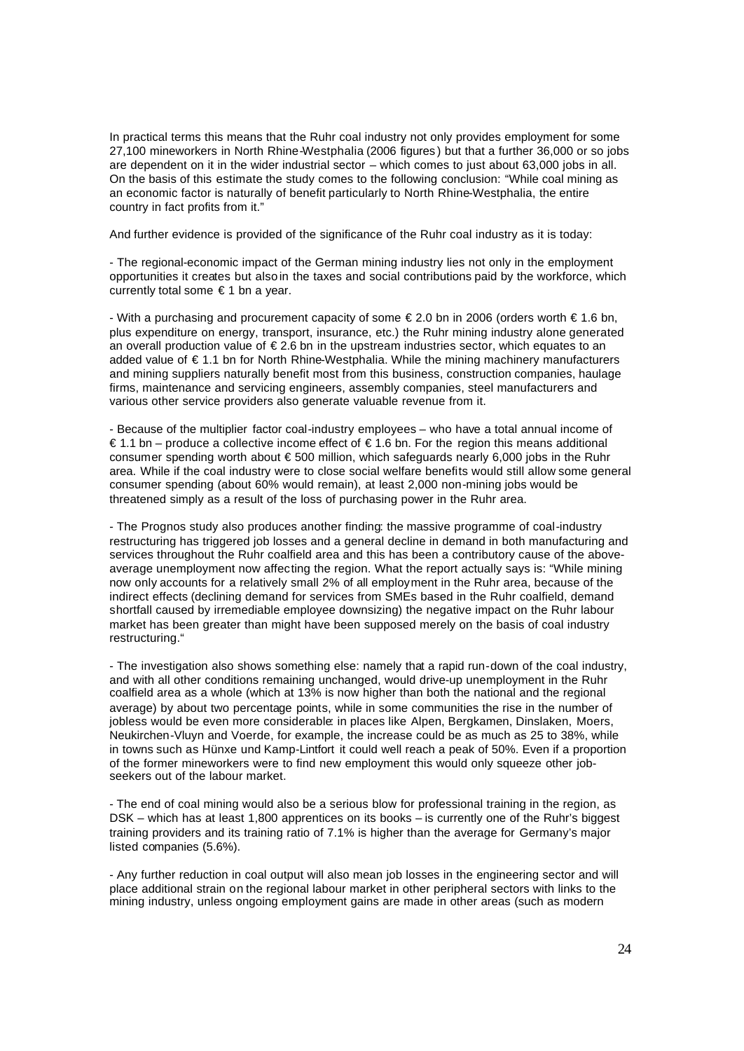In practical terms this means that the Ruhr coal industry not only provides employment for some 27,100 mineworkers in North Rhine-Westphalia (2006 figures) but that a further 36,000 or so jobs are dependent on it in the wider industrial sector – which comes to just about 63,000 jobs in all. On the basis of this estimate the study comes to the following conclusion: "While coal mining as an economic factor is naturally of benefit particularly to North Rhine-Westphalia, the entire country in fact profits from it."

And further evidence is provided of the significance of the Ruhr coal industry as it is today:

- The regional-economic impact of the German mining industry lies not only in the employment opportunities it creates but also in the taxes and social contributions paid by the workforce, which currently total some € 1 bn a year.

- With a purchasing and procurement capacity of some € 2.0 bn in 2006 (orders worth € 1.6 bn, plus expenditure on energy, transport, insurance, etc.) the Ruhr mining industry alone generated an overall production value of € 2.6 bn in the upstream industries sector, which equates to an added value of € 1.1 bn for North Rhine-Westphalia. While the mining machinery manufacturers and mining suppliers naturally benefit most from this business, construction companies, haulage firms, maintenance and servicing engineers, assembly companies, steel manufacturers and various other service providers also generate valuable revenue from it.

- Because of the multiplier factor coal-industry employees – who have a total annual income of € 1.1 bn – produce a collective income effect of € 1.6 bn. For the region this means additional consumer spending worth about € 500 million, which safeguards nearly 6,000 jobs in the Ruhr area. While if the coal industry were to close social welfare benefits would still allow some general consumer spending (about 60% would remain), at least 2,000 non-mining jobs would be threatened simply as a result of the loss of purchasing power in the Ruhr area.

- The Prognos study also produces another finding: the massive programme of coal-industry restructuring has triggered job losses and a general decline in demand in both manufacturing and services throughout the Ruhr coalfield area and this has been a contributory cause of the above-average unemployment now affecting the region. What the report actually says is: "While mining now only accounts for a relatively small 2% of all employment in the Ruhr area, because of the indirect effects (declining demand for services from SMEs based in the Ruhr coalfield, demand shortfall caused by irremediable employee downsizing) the negative impact on the Ruhr labour market has been greater than might have been supposed merely on the basis of coal industry restructuring."

- The investigation also shows something else: namely that a rapid run-down of the coal industry, and with all other conditions remaining unchanged, would drive-up unemployment in the Ruhr coalfield area as a whole (which at 13% is now higher than both the national and the regional average) by about two percentage points, while in some communities the rise in the number of jobless would be even more considerable: in places like Alpen, Bergkamen, Dinslaken, Moers, Neukirchen-Vluyn and Voerde, for example, the increase could be as much as 25 to 38%, while in towns such as Hünxe und Kamp-Lintfort it could well reach a peak of 50%. Even if a proportion of the former mineworkers were to find new employment this would only squeeze other job-seekers out of the labour market.

- The end of coal mining would also be a serious blow for professional training in the region, as DSK – which has at least 1,800 apprentices on its books – is currently one of the Ruhr's biggest training providers and its training ratio of 7.1% is higher than the average for Germany's major listed companies (5.6%).

- Any further reduction in coal output will also mean job losses in the engineering sector and will place additional strain on the regional labour market in other peripheral sectors with links to the mining industry, unless ongoing employment gains are made in other areas (such as modern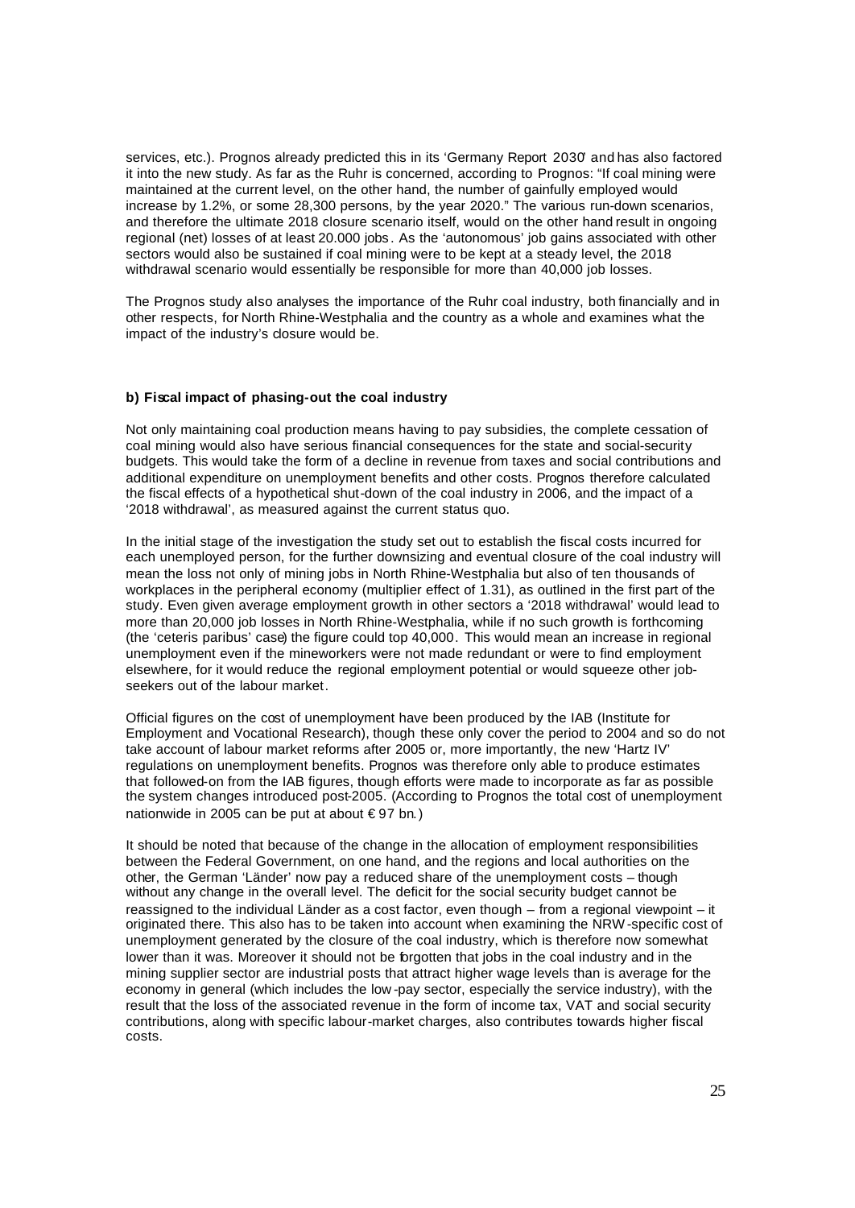services, etc.). Prognos already predicted this in its 'Germany Report 2030' and has also factored it into the new study. As far as the Ruhr is concerned, according to Prognos: "If coal mining were maintained at the current level, on the other hand, the number of gainfully employed would increase by 1.2%, or some 28,300 persons, by the year 2020." The various run-down scenarios, and therefore the ultimate 2018 closure scenario itself, would on the other hand result in ongoing regional (net) losses of at least 20.000 jobs. As the 'autonomous' job gains associated with other sectors would also be sustained if coal mining were to be kept at a steady level, the 2018 withdrawal scenario would essentially be responsible for more than 40,000 job losses.

The Prognos study also analyses the importance of the Ruhr coal industry, both financially and in other respects, for North Rhine-Westphalia and the country as a whole and examines what the impact of the industry's closure would be.

**b) Fiscal impact of phasing-out the coal industry**

Not only maintaining coal production means having to pay subsidies, the complete cessation of coal mining would also have serious financial consequences for the state and social-security budgets. This would take the form of a decline in revenue from taxes and social contributions and additional expenditure on unemployment benefits and other costs. Prognos therefore calculated the fiscal effects of a hypothetical shut-down of the coal industry in 2006, and the impact of a '2018 withdrawal', as measured against the current status quo.

In the initial stage of the investigation the study set out to establish the fiscal costs incurred for each unemployed person, for the further downsizing and eventual closure of the coal industry will mean the loss not only of mining jobs in North Rhine-Westphalia but also of ten thousands of workplaces in the peripheral economy (multiplier effect of 1.31), as outlined in the first part of the study. Even given average employment growth in other sectors a '2018 withdrawal' would lead to more than 20,000 job losses in North Rhine-Westphalia, while if no such growth is forthcoming (the 'ceteris paribus' case) the figure could top 40,000. This would mean an increase in regional unemployment even if the mineworkers were not made redundant or were to find employment elsewhere, for it would reduce the regional employment potential or would squeeze other job-seekers out of the labour market.

Official figures on the cost of unemployment have been produced by the IAB (Institute for Employment and Vocational Research), though these only cover the period to 2004 and so do not take account of labour market reforms after 2005 or, more importantly, the new 'Hartz IV' regulations on unemployment benefits. Prognos was therefore only able to produce estimates that followed-on from the IAB figures, though efforts were made to incorporate as far as possible the system changes introduced post-2005. (According to Prognos the total cost of unemployment nationwide in 2005 can be put at about € 97 bn.)

It should be noted that because of the change in the allocation of employment responsibilities between the Federal Government, on one hand, and the regions and local authorities on the other, the German 'Länder' now pay a reduced share of the unemployment costs – though without any change in the overall level. The deficit for the social security budget cannot be reassigned to the individual Länder as a cost factor, even though – from a regional viewpoint – it originated there. This also has to be taken into account when examining the NRW-specific cost of unemployment generated by the closure of the coal industry, which is therefore now somewhat lower than it was. Moreover it should not be forgotten that jobs in the coal industry and in the mining supplier sector are industrial posts that attract higher wage levels than is average for the economy in general (which includes the low-pay sector, especially the service industry), with the result that the loss of the associated revenue in the form of income tax, VAT and social security contributions, along with specific labour-market charges, also contributes towards higher fiscal costs.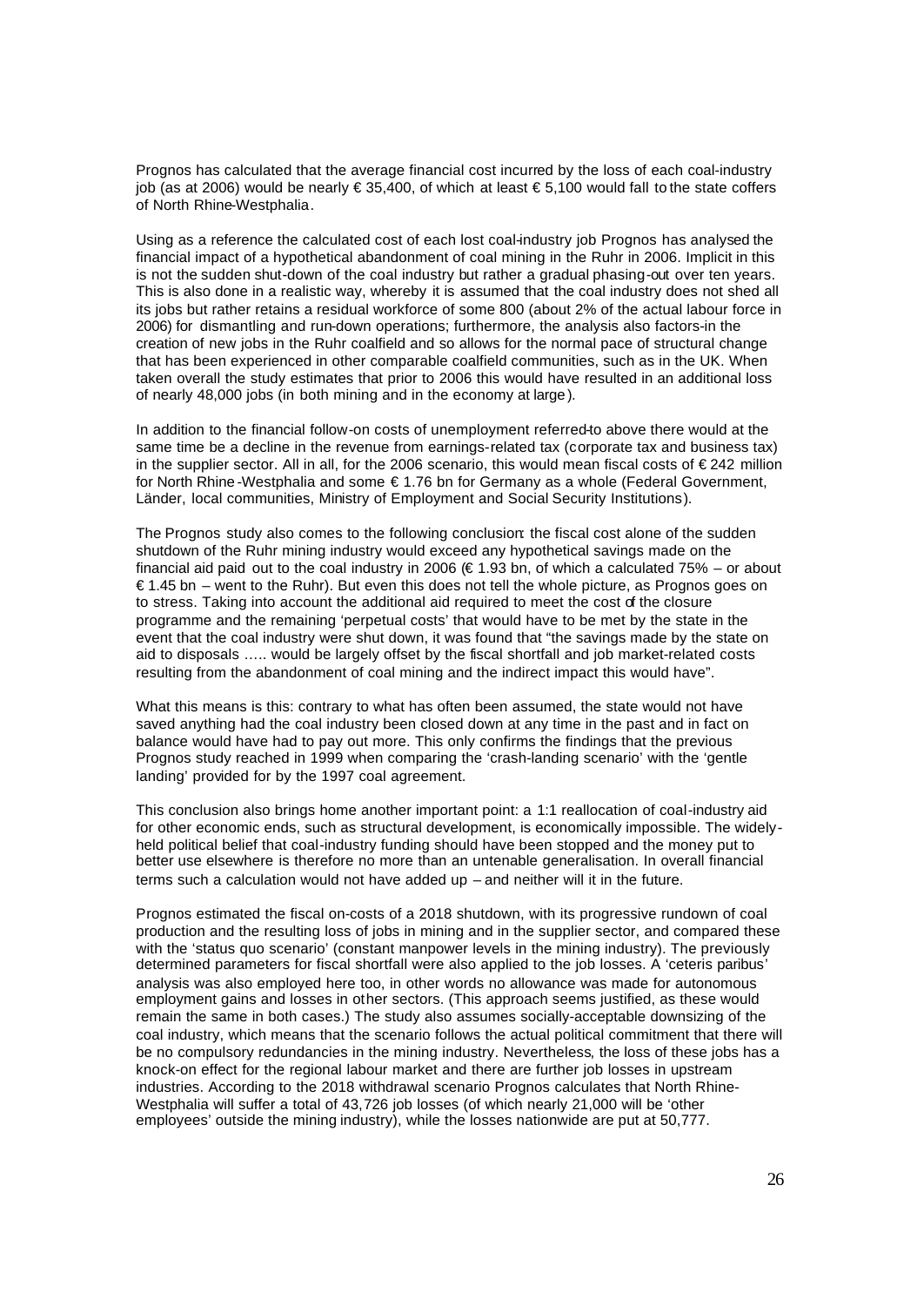Prognos has calculated that the average financial cost incurred by the loss of each coal-industry job (as at 2006) would be nearly € 35,400, of which at least € 5,100 would fall to the state coffers of North Rhine-Westphalia.

Using as a reference the calculated cost of each lost coal-industry job Prognos has analysed the financial impact of a hypothetical abandonment of coal mining in the Ruhr in 2006. Implicit in this is not the sudden shut-down of the coal industry but rather a gradual phasing-out over ten years. This is also done in a realistic way, whereby it is assumed that the coal industry does not shed all its jobs but rather retains a residual workforce of some 800 (about 2% of the actual labour force in 2006) for dismantling and run-down operations; furthermore, the analysis also factors-in the creation of new jobs in the Ruhr coalfield and so allows for the normal pace of structural change that has been experienced in other comparable coalfield communities, such as in the UK. When taken overall the study estimates that prior to 2006 this would have resulted in an additional loss of nearly 48,000 jobs (in both mining and in the economy at large).

In addition to the financial follow-on costs of unemployment referred-to above there would at the same time be a decline in the revenue from earnings-related tax (corporate tax and business tax) in the supplier sector. All in all, for the 2006 scenario, this would mean fiscal costs of € 242 million for North Rhine-Westphalia and some € 1.76 bn for Germany as a whole (Federal Government, Länder, local communities, Ministry of Employment and Social Security Institutions).

The Prognos study also comes to the following conclusion: the fiscal cost alone of the sudden shutdown of the Ruhr mining industry would exceed any hypothetical savings made on the financial aid paid out to the coal industry in 2006 (€ 1.93 bn, of which a calculated 75% – or about € 1.45 bn – went to the Ruhr). But even this does not tell the whole picture, as Prognos goes on to stress. Taking into account the additional aid required to meet the cost of the closure programme and the remaining 'perpetual costs' that would have to be met by the state in the event that the coal industry were shut down, it was found that "the savings made by the state on aid to disposals ….. would be largely offset by the fiscal shortfall and job market-related costs resulting from the abandonment of coal mining and the indirect impact this would have".

What this means is this: contrary to what has often been assumed, the state would not have saved anything had the coal industry been closed down at any time in the past and in fact on balance would have had to pay out more. This only confirms the findings that the previous Prognos study reached in 1999 when comparing the 'crash-landing scenario' with the 'gentle landing' provided for by the 1997 coal agreement.

This conclusion also brings home another important point: a 1:1 reallocation of coal-industry aid for other economic ends, such as structural development, is economically impossible. The widely-held political belief that coal-industry funding should have been stopped and the money put to better use elsewhere is therefore no more than an untenable generalisation. In overall financial terms such a calculation would not have added up – and neither will it in the future.

Prognos estimated the fiscal on-costs of a 2018 shutdown, with its progressive rundown of coal production and the resulting loss of jobs in mining and in the supplier sector, and compared these with the 'status quo scenario' (constant manpower levels in the mining industry). The previously determined parameters for fiscal shortfall were also applied to the job losses. A 'ceteris paribus' analysis was also employed here too, in other words no allowance was made for autonomous employment gains and losses in other sectors. (This approach seems justified, as these would remain the same in both cases.) The study also assumes socially-acceptable downsizing of the coal industry, which means that the scenario follows the actual political commitment that there will be no compulsory redundancies in the mining industry. Nevertheless, the loss of these jobs has a knock-on effect for the regional labour market and there are further job losses in upstream industries. According to the 2018 withdrawal scenario Prognos calculates that North Rhine-Westphalia will suffer a total of 43,726 job losses (of which nearly 21,000 will be 'other employees' outside the mining industry), while the losses nationwide are put at 50,777.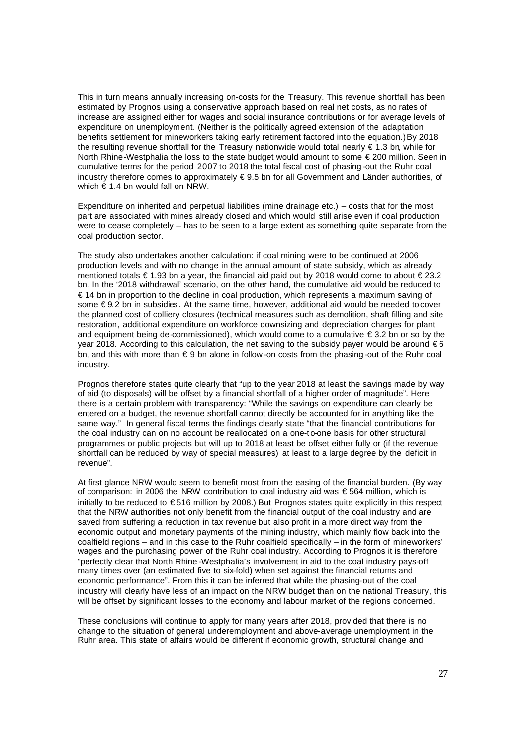This in turn means annually increasing on-costs for the Treasury. This revenue shortfall has been estimated by Prognos using a conservative approach based on real net costs, as no rates of increase are assigned either for wages and social insurance contributions or for average levels of expenditure on unemployment. (Neither is the politically agreed extension of the adaptation benefits settlement for mineworkers taking early retirement factored into the equation.) By 2018 the resulting revenue shortfall for the Treasury nationwide would total nearly € 1.3 bn, while for North Rhine-Westphalia the loss to the state budget would amount to some € 200 million. Seen in cumulative terms for the period 2007 to 2018 the total fiscal cost of phasing-out the Ruhr coal industry therefore comes to approximately € 9.5 bn for all Government and Länder authorities, of which € 1.4 bn would fall on NRW.

Expenditure on inherited and perpetual liabilities (mine drainage etc.) – costs that for the most part are associated with mines already closed and which would still arise even if coal production were to cease completely – has to be seen to a large extent as something quite separate from the coal production sector.

The study also undertakes another calculation: if coal mining were to be continued at 2006 production levels and with no change in the annual amount of state subsidy, which as already mentioned totals € 1.93 bn a year, the financial aid paid out by 2018 would come to about € 23.2 bn. In the '2018 withdrawal' scenario, on the other hand, the cumulative aid would be reduced to € 14 bn in proportion to the decline in coal production, which represents a maximum saving of some € 9.2 bn in subsidies. At the same time, however, additional aid would be needed to cover the planned cost of colliery closures (technical measures such as demolition, shaft filling and site restoration, additional expenditure on workforce downsizing and depreciation charges for plant and equipment being de-commissioned), which would come to a cumulative € 3.2 bn or so by the year 2018. According to this calculation, the net saving to the subsidy payer would be around € 6 bn, and this with more than € 9 bn alone in follow-on costs from the phasing-out of the Ruhr coal industry.

Prognos therefore states quite clearly that "up to the year 2018 at least the savings made by way of aid (to disposals) will be offset by a financial shortfall of a higher order of magnitude". Here there is a certain problem with transparency: "While the savings on expenditure can clearly be entered on a budget, the revenue shortfall cannot directly be accounted for in anything like the same way." In general fiscal terms the findings clearly state "that the financial contributions for the coal industry can on no account be reallocated on a one-to-one basis for other structural programmes or public projects but will up to 2018 at least be offset either fully or (if the revenue shortfall can be reduced by way of special measures) at least to a large degree by the deficit in revenue".

At first glance NRW would seem to benefit most from the easing of the financial burden. (By way of comparison: in 2006 the NRW contribution to coal industry aid was € 564 million, which is initially to be reduced to € 516 million by 2008.) But Prognos states quite explicitly in this respect that the NRW authorities not only benefit from the financial output of the coal industry and are saved from suffering a reduction in tax revenue but also profit in a more direct way from the economic output and monetary payments of the mining industry, which mainly flow back into the coalfield regions – and in this case to the Ruhr coalfield specifically – in the form of mineworkers' wages and the purchasing power of the Ruhr coal industry. According to Prognos it is therefore "perfectly clear that North Rhine-Westphalia's involvement in aid to the coal industry pays-off many times over (an estimated five to six-fold) when set against the financial returns and economic performance". From this it can be inferred that while the phasing-out of the coal industry will clearly have less of an impact on the NRW budget than on the national Treasury, this will be offset by significant losses to the economy and labour market of the regions concerned.

These conclusions will continue to apply for many years after 2018, provided that there is no change to the situation of general underemployment and above-average unemployment in the Ruhr area. This state of affairs would be different if economic growth, structural change and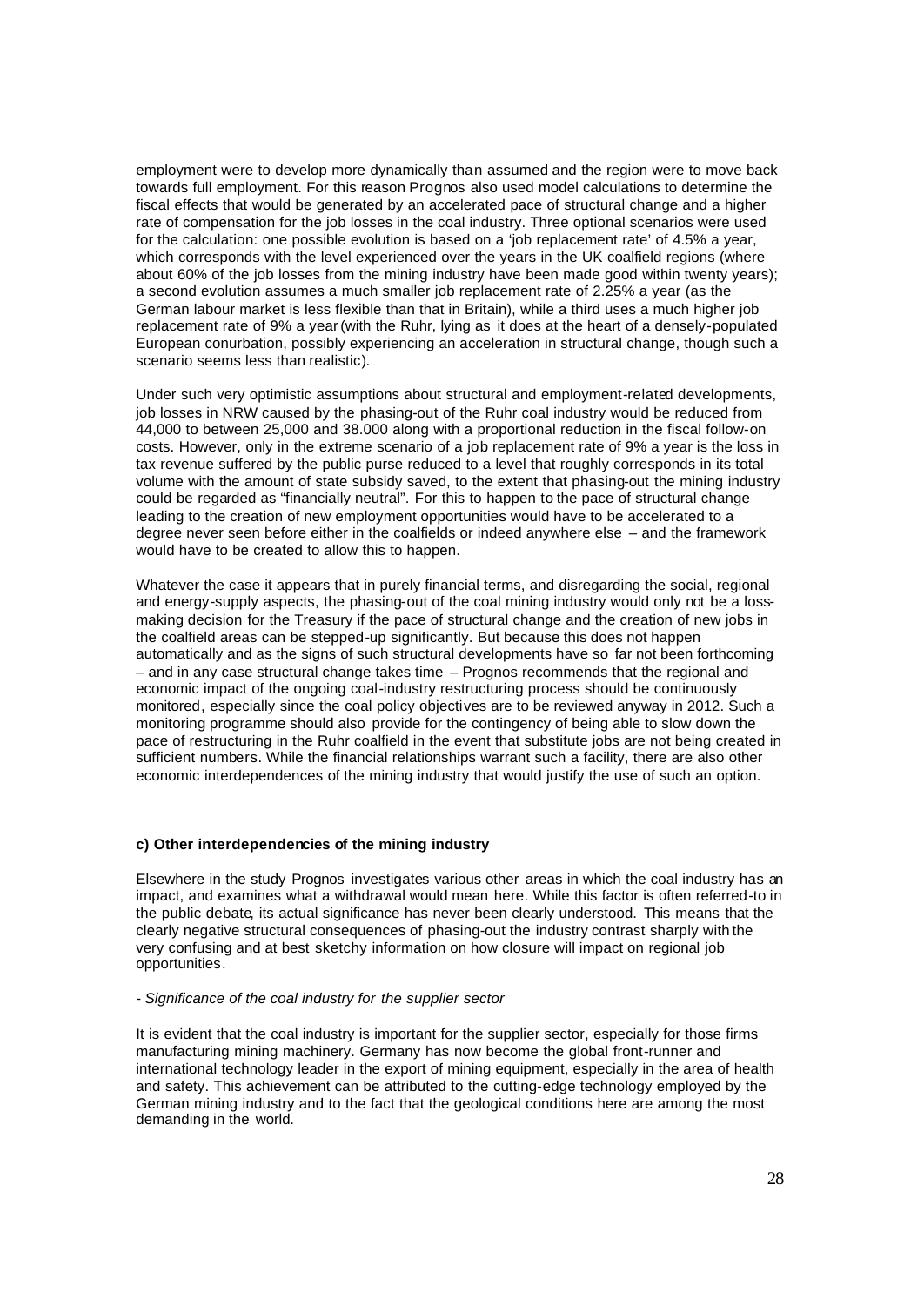employment were to develop more dynamically than assumed and the region were to move back towards full employment. For this reason Prognos also used model calculations to determine the fiscal effects that would be generated by an accelerated pace of structural change and a higher rate of compensation for the job losses in the coal industry. Three optional scenarios were used for the calculation: one possible evolution is based on a 'job replacement rate' of 4.5% a year, which corresponds with the level experienced over the years in the UK coalfield regions (where about 60% of the job losses from the mining industry have been made good within twenty years); a second evolution assumes a much smaller job replacement rate of 2.25% a year (as the German labour market is less flexible than that in Britain), while a third uses a much higher job replacement rate of 9% a year (with the Ruhr, lying as it does at the heart of a densely-populated European conurbation, possibly experiencing an acceleration in structural change, though such a scenario seems less than realistic).

Under such very optimistic assumptions about structural and employment-related developments, job losses in NRW caused by the phasing-out of the Ruhr coal industry would be reduced from 44,000 to between 25,000 and 38.000 along with a proportional reduction in the fiscal follow-on costs. However, only in the extreme scenario of a job replacement rate of 9% a year is the loss in tax revenue suffered by the public purse reduced to a level that roughly corresponds in its total volume with the amount of state subsidy saved, to the extent that phasing-out the mining industry could be regarded as "financially neutral". For this to happen to the pace of structural change leading to the creation of new employment opportunities would have to be accelerated to a degree never seen before either in the coalfields or indeed anywhere else – and the framework would have to be created to allow this to happen.

Whatever the case it appears that in purely financial terms, and disregarding the social, regional and energy-supply aspects, the phasing-out of the coal mining industry would only not be a loss-making decision for the Treasury if the pace of structural change and the creation of new jobs in the coalfield areas can be stepped-up significantly. But because this does not happen automatically and as the signs of such structural developments have so far not been forthcoming – and in any case structural change takes time – Prognos recommends that the regional and economic impact of the ongoing coal-industry restructuring process should be continuously monitored, especially since the coal policy objectives are to be reviewed anyway in 2012. Such a monitoring programme should also provide for the contingency of being able to slow down the pace of restructuring in the Ruhr coalfield in the event that substitute jobs are not being created in sufficient numbers. While the financial relationships warrant such a facility, there are also other economic interdependences of the mining industry that would justify the use of such an option.

**c) Other interdependencies of the mining industry**

Elsewhere in the study Prognos investigates various other areas in which the coal industry has an impact, and examines what a withdrawal would mean here. While this factor is often referred-to in the public debate, its actual significance has never been clearly understood. This means that the clearly negative structural consequences of phasing-out the industry contrast sharply with the very confusing and at best sketchy information on how closure will impact on regional job opportunities.

*- Significance of the coal industry for the supplier sector*

It is evident that the coal industry is important for the supplier sector, especially for those firms manufacturing mining machinery. Germany has now become the global front-runner and international technology leader in the export of mining equipment, especially in the area of health and safety. This achievement can be attributed to the cutting-edge technology employed by the German mining industry and to the fact that the geological conditions here are among the most demanding in the world.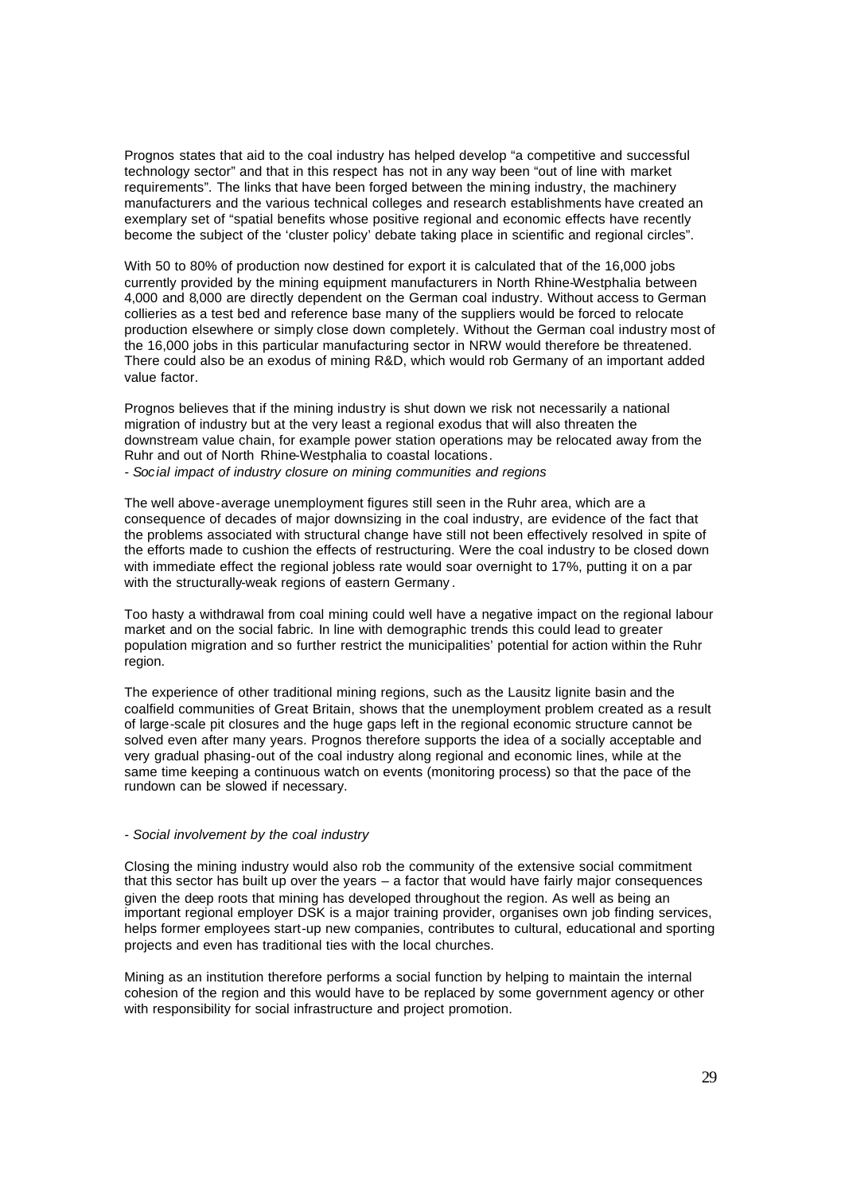Prognos states that aid to the coal industry has helped develop "a competitive and successful technology sector" and that in this respect has not in any way been "out of line with market requirements". The links that have been forged between the mining industry, the machinery manufacturers and the various technical colleges and research establishments have created an exemplary set of "spatial benefits whose positive regional and economic effects have recently become the subject of the 'cluster policy' debate taking place in scientific and regional circles".

With 50 to 80% of production now destined for export it is calculated that of the 16,000 jobs currently provided by the mining equipment manufacturers in North Rhine-Westphalia between 4,000 and 8,000 are directly dependent on the German coal industry. Without access to German collieries as a test bed and reference base many of the suppliers would be forced to relocate production elsewhere or simply close down completely. Without the German coal industry most of the 16,000 jobs in this particular manufacturing sector in NRW would therefore be threatened. There could also be an exodus of mining R&D, which would rob Germany of an important added value factor.

Prognos believes that if the mining industry is shut down we risk not necessarily a national migration of industry but at the very least a regional exodus that will also threaten the downstream value chain, for example power station operations may be relocated away from the Ruhr and out of North Rhine-Westphalia to coastal locations.

*- Social impact of industry closure on mining communities and regions*

The well above-average unemployment figures still seen in the Ruhr area, which are a consequence of decades of major downsizing in the coal industry, are evidence of the fact that the problems associated with structural change have still not been effectively resolved in spite of the efforts made to cushion the effects of restructuring. Were the coal industry to be closed down with immediate effect the regional jobless rate would soar overnight to 17%, putting it on a par with the structurally-weak regions of eastern Germany.

Too hasty a withdrawal from coal mining could well have a negative impact on the regional labour market and on the social fabric. In line with demographic trends this could lead to greater population migration and so further restrict the municipalities' potential for action within the Ruhr region.

The experience of other traditional mining regions, such as the Lausitz lignite basin and the coalfield communities of Great Britain, shows that the unemployment problem created as a result of large-scale pit closures and the huge gaps left in the regional economic structure cannot be solved even after many years. Prognos therefore supports the idea of a socially acceptable and very gradual phasing-out of the coal industry along regional and economic lines, while at the same time keeping a continuous watch on events (monitoring process) so that the pace of the rundown can be slowed if necessary.

*- Social involvement by the coal industry*

Closing the mining industry would also rob the community of the extensive social commitment that this sector has built up over the years – a factor that would have fairly major consequences given the deep roots that mining has developed throughout the region. As well as being an important regional employer DSK is a major training provider, organises own job finding services, helps former employees start-up new companies, contributes to cultural, educational and sporting projects and even has traditional ties with the local churches.

Mining as an institution therefore performs a social function by helping to maintain the internal cohesion of the region and this would have to be replaced by some government agency or other with responsibility for social infrastructure and project promotion.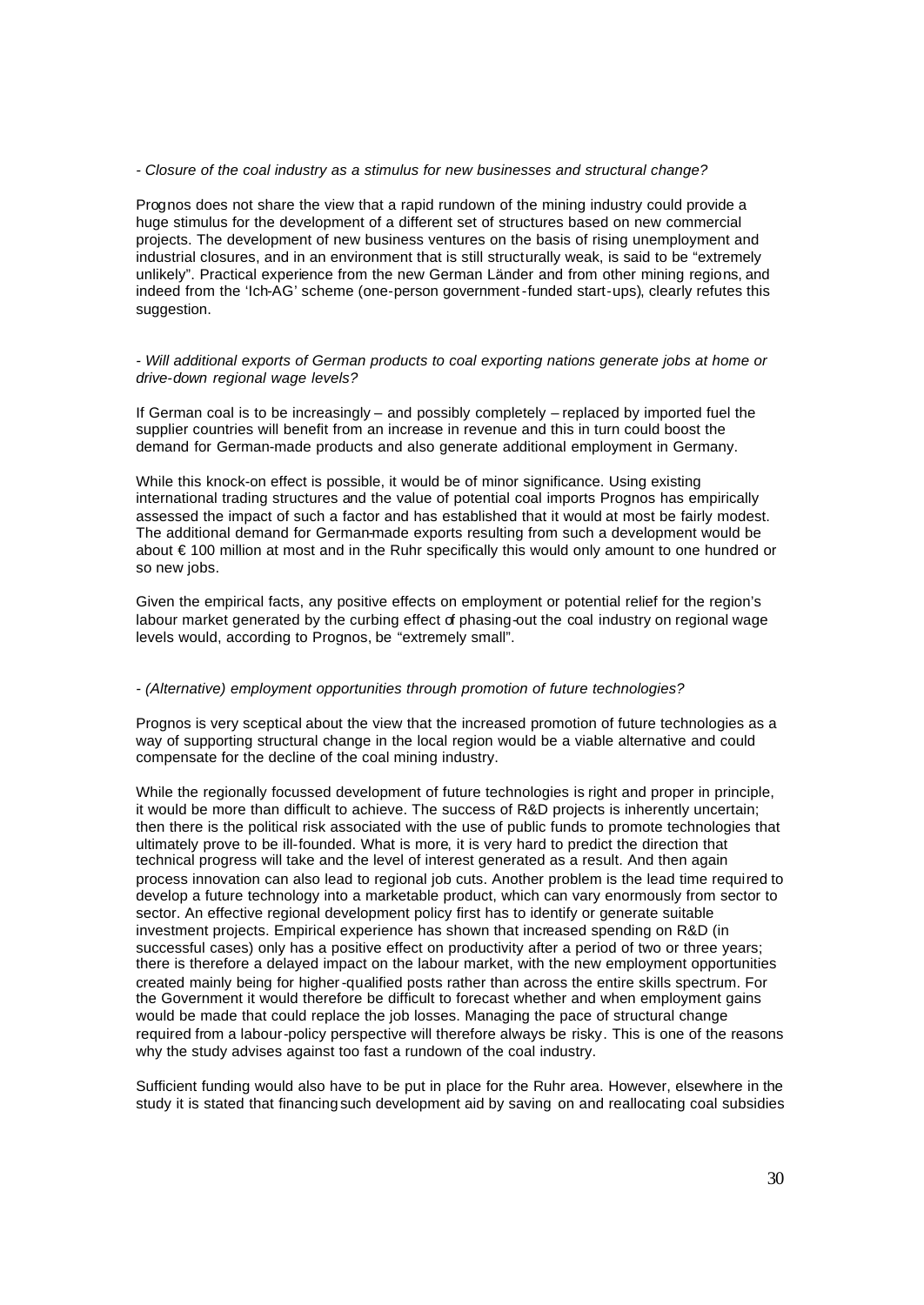*- Closure of the coal industry as a stimulus for new businesses and structural change?*

Prognos does not share the view that a rapid rundown of the mining industry could provide a huge stimulus for the development of a different set of structures based on new commercial projects. The development of new business ventures on the basis of rising unemployment and industrial closures, and in an environment that is still structurally weak, is said to be "extremely unlikely". Practical experience from the new German Länder and from other mining regions, and indeed from the 'Ich-AG' scheme (one-person government-funded start-ups), clearly refutes this suggestion.

*- Will additional exports of German products to coal exporting nations generate jobs at home or drive-down regional wage levels?*

If German coal is to be increasingly – and possibly completely – replaced by imported fuel the supplier countries will benefit from an increase in revenue and this in turn could boost the demand for German-made products and also generate additional employment in Germany.

While this knock-on effect is possible, it would be of minor significance. Using existing international trading structures and the value of potential coal imports Prognos has empirically assessed the impact of such a factor and has established that it would at most be fairly modest. The additional demand for German-made exports resulting from such a development would be about € 100 million at most and in the Ruhr specifically this would only amount to one hundred or so new jobs.

Given the empirical facts, any positive effects on employment or potential relief for the region's labour market generated by the curbing effect of phasing-out the coal industry on regional wage levels would, according to Prognos, be "extremely small".

*- (Alternative) employment opportunities through promotion of future technologies?*

Prognos is very sceptical about the view that the increased promotion of future technologies as a way of supporting structural change in the local region would be a viable alternative and could compensate for the decline of the coal mining industry.

While the regionally focussed development of future technologies is right and proper in principle, it would be more than difficult to achieve. The success of R&D projects is inherently uncertain; then there is the political risk associated with the use of public funds to promote technologies that ultimately prove to be ill-founded. What is more, it is very hard to predict the direction that technical progress will take and the level of interest generated as a result. And then again process innovation can also lead to regional job cuts. Another problem is the lead time required to develop a future technology into a marketable product, which can vary enormously from sector to sector. An effective regional development policy first has to identify or generate suitable investment projects. Empirical experience has shown that increased spending on R&D (in successful cases) only has a positive effect on productivity after a period of two or three years; there is therefore a delayed impact on the labour market, with the new employment opportunities created mainly being for higher-qualified posts rather than across the entire skills spectrum. For the Government it would therefore be difficult to forecast whether and when employment gains would be made that could replace the job losses. Managing the pace of structural change required from a labour-policy perspective will therefore always be risky. This is one of the reasons why the study advises against too fast a rundown of the coal industry.

Sufficient funding would also have to be put in place for the Ruhr area. However, elsewhere in the study it is stated that financing such development aid by saving on and reallocating coal subsidies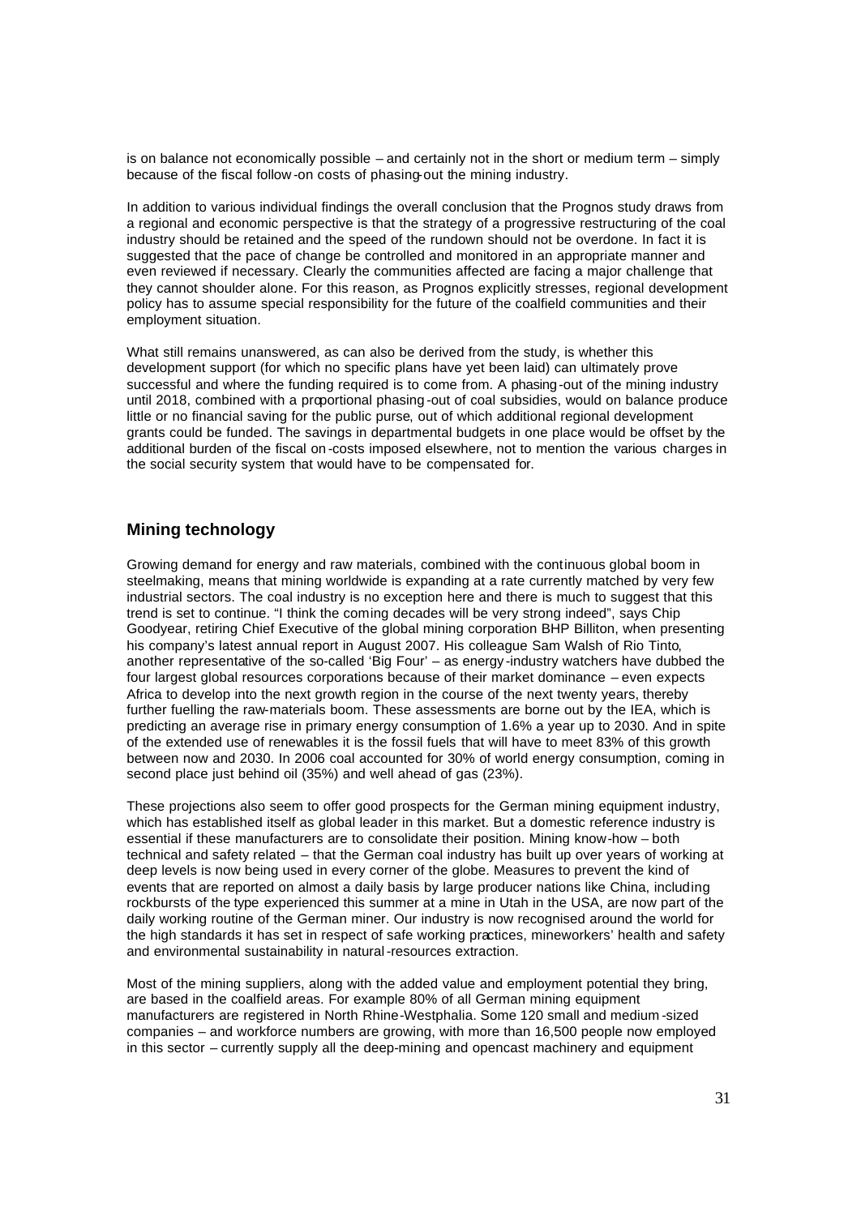is on balance not economically possible – and certainly not in the short or medium term – simply because of the fiscal follow-on costs of phasing-out the mining industry.

In addition to various individual findings the overall conclusion that the Prognos study draws from a regional and economic perspective is that the strategy of a progressive restructuring of the coal industry should be retained and the speed of the rundown should not be overdone. In fact it is suggested that the pace of change be controlled and monitored in an appropriate manner and even reviewed if necessary. Clearly the communities affected are facing a major challenge that they cannot shoulder alone. For this reason, as Prognos explicitly stresses, regional development policy has to assume special responsibility for the future of the coalfield communities and their employment situation.

What still remains unanswered, as can also be derived from the study, is whether this development support (for which no specific plans have yet been laid) can ultimately prove successful and where the funding required is to come from. A phasing-out of the mining industry until 2018, combined with a proportional phasing-out of coal subsidies, would on balance produce little or no financial saving for the public purse, out of which additional regional development grants could be funded. The savings in departmental budgets in one place would be offset by the additional burden of the fiscal on-costs imposed elsewhere, not to mention the various charges in the social security system that would have to be compensated for.

## Mining technology

Growing demand for energy and raw materials, combined with the continuous global boom in steelmaking, means that mining worldwide is expanding at a rate currently matched by very few industrial sectors. The coal industry is no exception here and there is much to suggest that this trend is set to continue. "I think the coming decades will be very strong indeed", says Chip Goodyear, retiring Chief Executive of the global mining corporation BHP Billiton, when presenting his company's latest annual report in August 2007. His colleague Sam Walsh of Rio Tinto, another representative of the so-called 'Big Four' – as energy-industry watchers have dubbed the four largest global resources corporations because of their market dominance – even expects Africa to develop into the next growth region in the course of the next twenty years, thereby further fuelling the raw-materials boom. These assessments are borne out by the IEA, which is predicting an average rise in primary energy consumption of 1.6% a year up to 2030. And in spite of the extended use of renewables it is the fossil fuels that will have to meet 83% of this growth between now and 2030. In 2006 coal accounted for 30% of world energy consumption, coming in second place just behind oil (35%) and well ahead of gas (23%).

These projections also seem to offer good prospects for the German mining equipment industry, which has established itself as global leader in this market. But a domestic reference industry is essential if these manufacturers are to consolidate their position. Mining know-how – both technical and safety related – that the German coal industry has built up over years of working at deep levels is now being used in every corner of the globe. Measures to prevent the kind of events that are reported on almost a daily basis by large producer nations like China, including rockbursts of the type experienced this summer at a mine in Utah in the USA, are now part of the daily working routine of the German miner. Our industry is now recognised around the world for the high standards it has set in respect of safe working practices, mineworkers' health and safety and environmental sustainability in natural-resources extraction.

Most of the mining suppliers, along with the added value and employment potential they bring, are based in the coalfield areas. For example 80% of all German mining equipment manufacturers are registered in North Rhine-Westphalia. Some 120 small and medium-sized companies – and workforce numbers are growing, with more than 16,500 people now employed in this sector – currently supply all the deep-mining and opencast machinery and equipment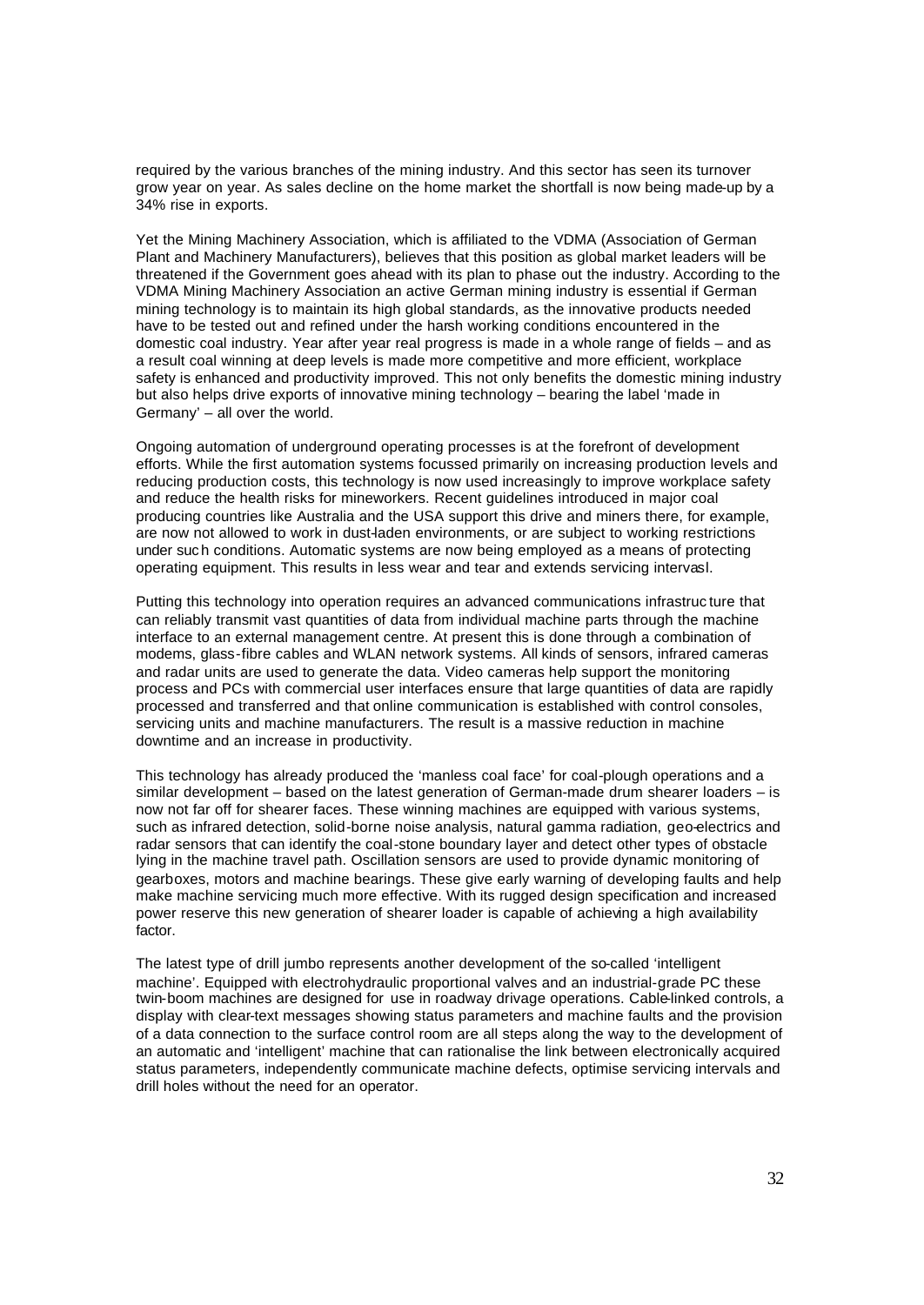required by the various branches of the mining industry. And this sector has seen its turnover grow year on year. As sales decline on the home market the shortfall is now being made-up by a 34% rise in exports.

Yet the Mining Machinery Association, which is affiliated to the VDMA (Association of German Plant and Machinery Manufacturers), believes that this position as global market leaders will be threatened if the Government goes ahead with its plan to phase out the industry. According to the VDMA Mining Machinery Association an active German mining industry is essential if German mining technology is to maintain its high global standards, as the innovative products needed have to be tested out and refined under the harsh working conditions encountered in the domestic coal industry. Year after year real progress is made in a whole range of fields – and as a result coal winning at deep levels is made more competitive and more efficient, workplace safety is enhanced and productivity improved. This not only benefits the domestic mining industry but also helps drive exports of innovative mining technology – bearing the label 'made in Germany' – all over the world.

Ongoing automation of underground operating processes is at the forefront of development efforts. While the first automation systems focussed primarily on increasing production levels and reducing production costs, this technology is now used increasingly to improve workplace safety and reduce the health risks for mineworkers. Recent guidelines introduced in major coal producing countries like Australia and the USA support this drive and miners there, for example, are now not allowed to work in dust-laden environments, or are subject to working restrictions under such conditions. Automatic systems are now being employed as a means of protecting operating equipment. This results in less wear and tear and extends servicing intervasl.

Putting this technology into operation requires an advanced communications infrastructure that can reliably transmit vast quantities of data from individual machine parts through the machine interface to an external management centre. At present this is done through a combination of modems, glass-fibre cables and WLAN network systems. All kinds of sensors, infrared cameras and radar units are used to generate the data. Video cameras help support the monitoring process and PCs with commercial user interfaces ensure that large quantities of data are rapidly processed and transferred and that online communication is established with control consoles, servicing units and machine manufacturers. The result is a massive reduction in machine downtime and an increase in productivity.

This technology has already produced the 'manless coal face' for coal-plough operations and a similar development – based on the latest generation of German-made drum shearer loaders – is now not far off for shearer faces. These winning machines are equipped with various systems, such as infrared detection, solid-borne noise analysis, natural gamma radiation, geo-electrics and radar sensors that can identify the coal-stone boundary layer and detect other types of obstacle lying in the machine travel path. Oscillation sensors are used to provide dynamic monitoring of gearboxes, motors and machine bearings. These give early warning of developing faults and help make machine servicing much more effective. With its rugged design specification and increased power reserve this new generation of shearer loader is capable of achieving a high availability factor.

The latest type of drill jumbo represents another development of the so-called 'intelligent machine'. Equipped with electrohydraulic proportional valves and an industrial-grade PC these twin-boom machines are designed for use in roadway drivage operations. Cable-linked controls, a display with clear-text messages showing status parameters and machine faults and the provision of a data connection to the surface control room are all steps along the way to the development of an automatic and 'intelligent' machine that can rationalise the link between electronically acquired status parameters, independently communicate machine defects, optimise servicing intervals and drill holes without the need for an operator.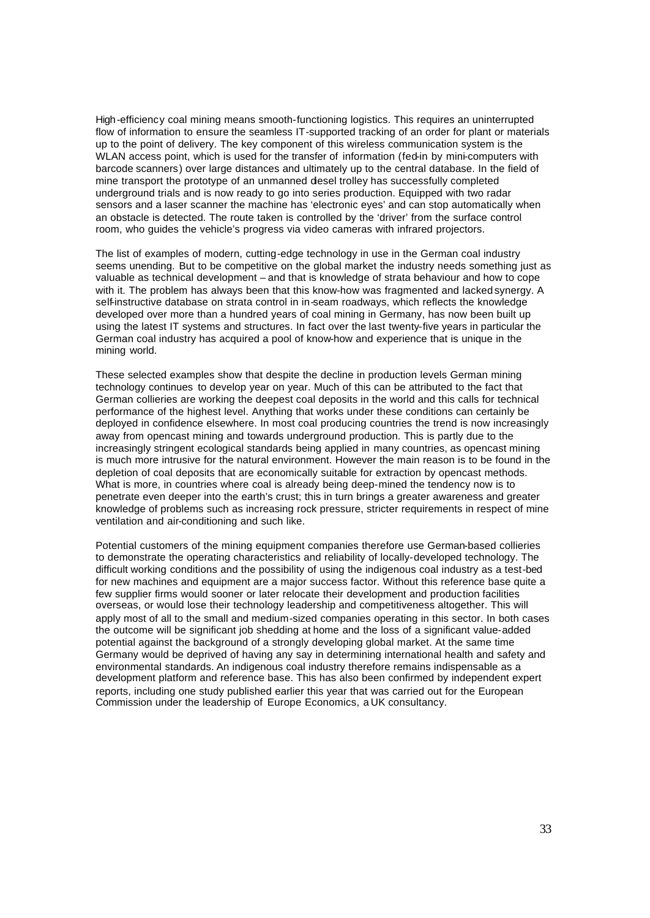High-efficiency coal mining means smooth-functioning logistics. This requires an uninterrupted flow of information to ensure the seamless IT-supported tracking of an order for plant or materials up to the point of delivery. The key component of this wireless communication system is the WLAN access point, which is used for the transfer of information (fed-in by mini-computers with barcode scanners) over large distances and ultimately up to the central database. In the field of mine transport the prototype of an unmanned diesel trolley has successfully completed underground trials and is now ready to go into series production. Equipped with two radar sensors and a laser scanner the machine has 'electronic eyes' and can stop automatically when an obstacle is detected. The route taken is controlled by the 'driver' from the surface control room, who guides the vehicle's progress via video cameras with infrared projectors.

The list of examples of modern, cutting-edge technology in use in the German coal industry seems unending. But to be competitive on the global market the industry needs something just as valuable as technical development – and that is knowledge of strata behaviour and how to cope with it. The problem has always been that this know-how was fragmented and lacked synergy. A self-instructive database on strata control in in-seam roadways, which reflects the knowledge developed over more than a hundred years of coal mining in Germany, has now been built up using the latest IT systems and structures. In fact over the last twenty-five years in particular the German coal industry has acquired a pool of know-how and experience that is unique in the mining world.

These selected examples show that despite the decline in production levels German mining technology continues to develop year on year. Much of this can be attributed to the fact that German collieries are working the deepest coal deposits in the world and this calls for technical performance of the highest level. Anything that works under these conditions can certainly be deployed in confidence elsewhere. In most coal producing countries the trend is now increasingly away from opencast mining and towards underground production. This is partly due to the increasingly stringent ecological standards being applied in many countries, as opencast mining is much more intrusive for the natural environment. However the main reason is to be found in the depletion of coal deposits that are economically suitable for extraction by opencast methods. What is more, in countries where coal is already being deep-mined the tendency now is to penetrate even deeper into the earth's crust; this in turn brings a greater awareness and greater knowledge of problems such as increasing rock pressure, stricter requirements in respect of mine ventilation and air-conditioning and such like.

Potential customers of the mining equipment companies therefore use German-based collieries to demonstrate the operating characteristics and reliability of locally-developed technology. The difficult working conditions and the possibility of using the indigenous coal industry as a test-bed for new machines and equipment are a major success factor. Without this reference base quite a few supplier firms would sooner or later relocate their development and production facilities overseas, or would lose their technology leadership and competitiveness altogether. This will apply most of all to the small and medium-sized companies operating in this sector. In both cases the outcome will be significant job shedding at home and the loss of a significant value-added potential against the background of a strongly developing global market. At the same time Germany would be deprived of having any say in determining international health and safety and environmental standards. An indigenous coal industry therefore remains indispensable as a development platform and reference base. This has also been confirmed by independent expert reports, including one study published earlier this year that was carried out for the European Commission under the leadership of Europe Economics, a UK consultancy.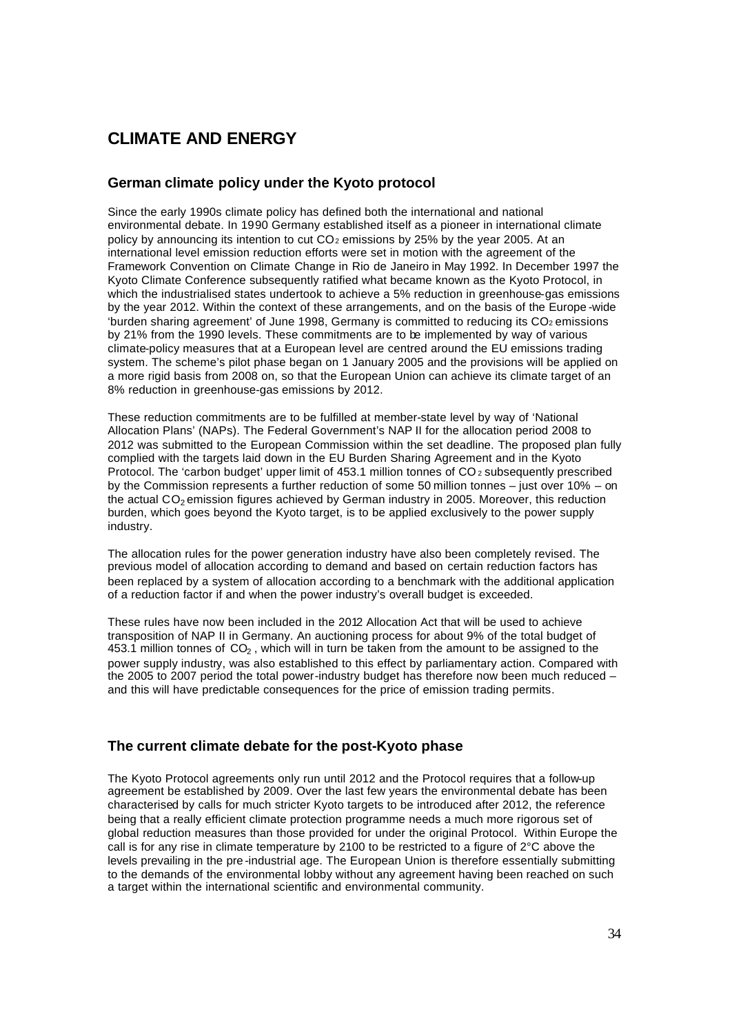# CLIMATE AND ENERGY

## German climate policy under the Kyoto protocol

Since the early 1990s climate policy has defined both the international and national environmental debate. In 1990 Germany established itself as a pioneer in international climate policy by announcing its intention to cut $CO_2$ emissions by 25% by the year 2005. At an international level emission reduction efforts were set in motion with the agreement of the Framework Convention on Climate Change in Rio de Janeiro in May 1992. In December 1997 the Kyoto Climate Conference subsequently ratified what became known as the Kyoto Protocol, in which the industrialised states undertook to achieve a 5% reduction in greenhouse-gas emissions by the year 2012. Within the context of these arrangements, and on the basis of the Europe-wide 'burden sharing agreement' of June 1998, Germany is committed to reducing its $CO_2$ emissions by 21% from the 1990 levels. These commitments are to be implemented by way of various climate-policy measures that at a European level are centred around the EU emissions trading system. The scheme's pilot phase began on 1 January 2005 and the provisions will be applied on a more rigid basis from 2008 on, so that the European Union can achieve its climate target of an 8% reduction in greenhouse-gas emissions by 2012.

These reduction commitments are to be fulfilled at member-state level by way of 'National Allocation Plans' (NAPs). The Federal Government's NAP II for the allocation period 2008 to 2012 was submitted to the European Commission within the set deadline. The proposed plan fully complied with the targets laid down in the EU Burden Sharing Agreement and in the Kyoto Protocol. The 'carbon budget' upper limit of 453.1 million tonnes of $CO_2$ subsequently prescribed by the Commission represents a further reduction of some 50 million tonnes – just over 10% – on the actual $CO_2$ emission figures achieved by German industry in 2005. Moreover, this reduction burden, which goes beyond the Kyoto target, is to be applied exclusively to the power supply industry.

The allocation rules for the power generation industry have also been completely revised. The previous model of allocation according to demand and based on certain reduction factors has been replaced by a system of allocation according to a benchmark with the additional application of a reduction factor if and when the power industry's overall budget is exceeded.

These rules have now been included in the 2012 Allocation Act that will be used to achieve transposition of NAP II in Germany. An auctioning process for about 9% of the total budget of 453.1 million tonnes of $CO_2$, which will in turn be taken from the amount to be assigned to the power supply industry, was also established to this effect by parliamentary action. Compared with the 2005 to 2007 period the total power-industry budget has therefore now been much reduced – and this will have predictable consequences for the price of emission trading permits.

## The current climate debate for the post-Kyoto phase

The Kyoto Protocol agreements only run until 2012 and the Protocol requires that a follow-up agreement be established by 2009. Over the last few years the environmental debate has been characterised by calls for much stricter Kyoto targets to be introduced after 2012, the reference being that a really efficient climate protection programme needs a much more rigorous set of global reduction measures than those provided for under the original Protocol. Within Europe the call is for any rise in climate temperature by 2100 to be restricted to a figure of 2°C above the levels prevailing in the pre-industrial age. The European Union is therefore essentially submitting to the demands of the environmental lobby without any agreement having been reached on such a target within the international scientific and environmental community.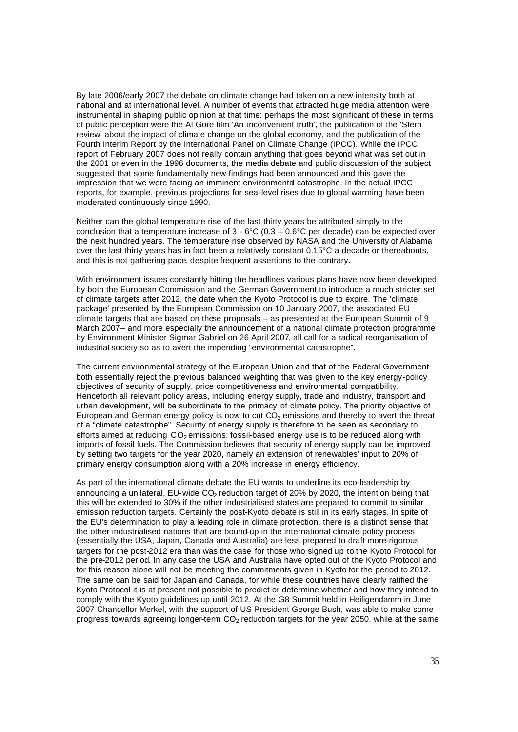By late 2006/early 2007 the debate on climate change had taken on a new intensity both at national and at international level. A number of events that attracted huge media attention were instrumental in shaping public opinion at that time: perhaps the most significant of these in terms of public perception were the Al Gore film 'An inconvenient truth', the publication of the 'Stern review' about the impact of climate change on the global economy, and the publication of the Fourth Interim Report by the International Panel on Climate Change (IPCC). While the IPCC report of February 2007 does not really contain anything that goes beyond what was set out in the 2001 or even in the 1996 documents, the media debate and public discussion of the subject suggested that some fundamentally new findings had been announced and this gave the impression that we were facing an imminent environmental catastrophe. In the actual IPCC reports, for example, previous projections for sea-level rises due to global warming have been moderated continuously since 1990.

Neither can the global temperature rise of the last thirty years be attributed simply to the conclusion that a temperature increase of 3 - 6°C (0.3 – 0.6°C per decade) can be expected over the next hundred years. The temperature rise observed by NASA and the University of Alabama over the last thirty years has in fact been a relatively constant 0.15°C a decade or thereabouts, and this is not gathering pace, despite frequent assertions to the contrary.

With environment issues constantly hitting the headlines various plans have now been developed by both the European Commission and the German Government to introduce a much stricter set of climate targets after 2012, the date when the Kyoto Protocol is due to expire. The 'climate package' presented by the European Commission on 10 January 2007, the associated EU climate targets that are based on these proposals – as presented at the European Summit of 9 March 2007– and more especially the announcement of a national climate protection programme by Environment Minister Sigmar Gabriel on 26 April 2007, all call for a radical reorganisation of industrial society so as to avert the impending "environmental catastrophe".

The current environmental strategy of the European Union and that of the Federal Government both essentially reject the previous balanced weighting that was given to the key energy-policy objectives of security of supply, price competitiveness and environmental compatibility. Henceforth all relevant policy areas, including energy supply, trade and industry, transport and urban development, will be subordinate to the primacy of climate policy. The priority objective of European and German energy policy is now to cut $CO_2$ emissions and thereby to avert the threat of a "climate catastrophe". Security of energy supply is therefore to be seen as secondary to efforts aimed at reducing $CO_2$ emissions: fossil-based energy use is to be reduced along with imports of fossil fuels. The Commission believes that security of energy supply can be improved by setting two targets for the year 2020, namely an extension of renewables' input to 20% of primary energy consumption along with a 20% increase in energy efficiency.

As part of the international climate debate the EU wants to underline its eco-leadership by announcing a unilateral, EU-wide $CO_2$ reduction target of 20% by 2020, the intention being that this will be extended to 30% if the other industrialised states are prepared to commit to similar emission reduction targets. Certainly the post-Kyoto debate is still in its early stages. In spite of the EU's determination to play a leading role in climate protection, there is a distinct sense that the other industrialised nations that are bound-up in the international climate-policy process (essentially the USA, Japan, Canada and Australia) are less prepared to draft more-rigorous targets for the post-2012 era than was the case for those who signed up to the Kyoto Protocol for the pre-2012 period. In any case the USA and Australia have opted out of the Kyoto Protocol and for this reason alone will not be meeting the commitments given in Kyoto for the period to 2012. The same can be said for Japan and Canada, for while these countries have clearly ratified the Kyoto Protocol it is at present not possible to predict or determine whether and how they intend to comply with the Kyoto guidelines up until 2012. At the G8 Summit held in Heiligendamm in June 2007 Chancellor Merkel, with the support of US President George Bush, was able to make some progress towards agreeing longer-term $CO_2$ reduction targets for the year 2050, while at the same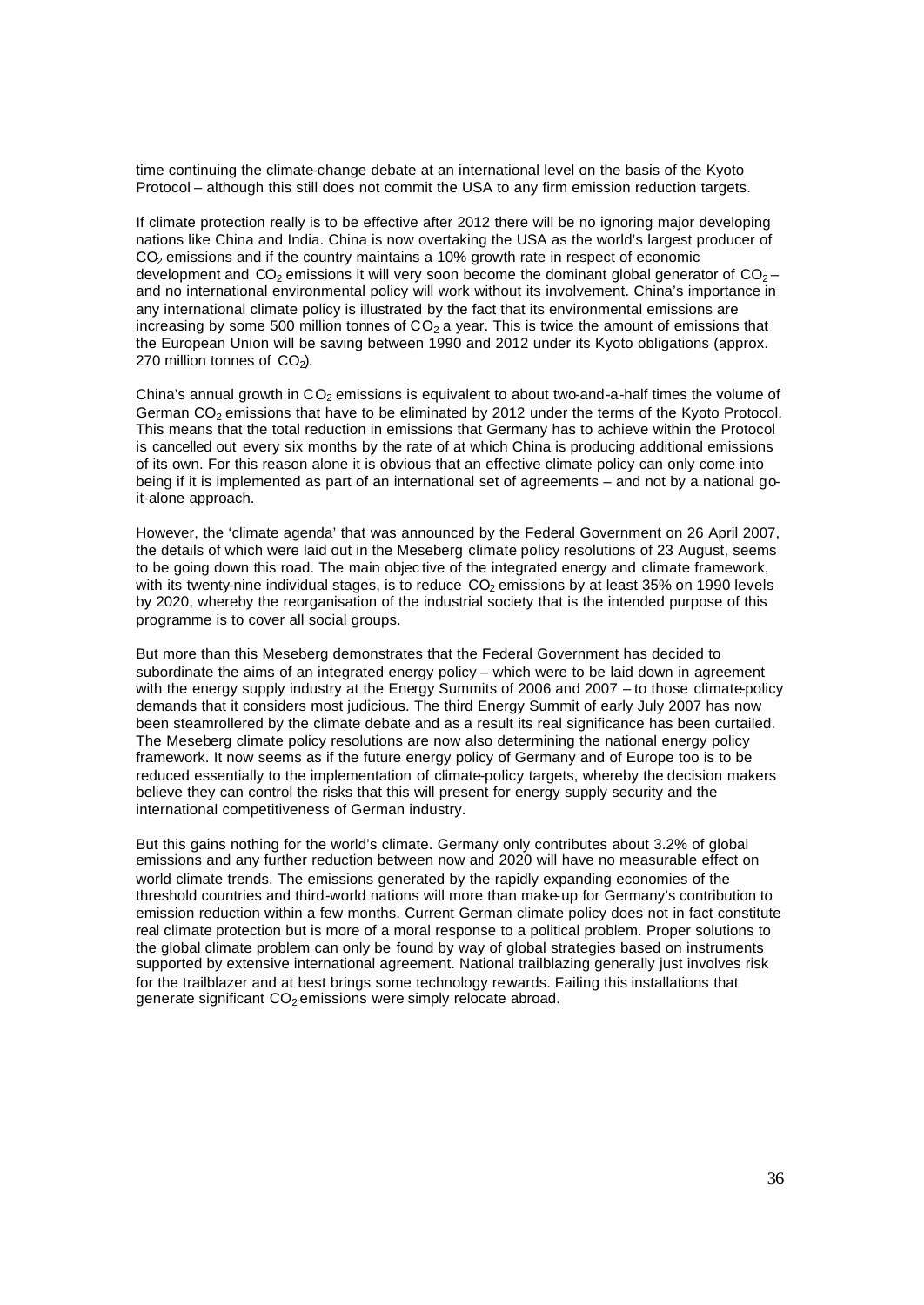time continuing the climate-change debate at an international level on the basis of the Kyoto Protocol – although this still does not commit the USA to any firm emission reduction targets.

If climate protection really is to be effective after 2012 there will be no ignoring major developing nations like China and India. China is now overtaking the USA as the world's largest producer of $CO_2$ emissions and if the country maintains a 10% growth rate in respect of economic development and $CO_2$ emissions it will very soon become the dominant global generator of $CO_2$ – and no international environmental policy will work without its involvement. China's importance in any international climate policy is illustrated by the fact that its environmental emissions are increasing by some 500 million tonnes of $CO_2$ a year. This is twice the amount of emissions that the European Union will be saving between 1990 and 2012 under its Kyoto obligations (approx. 270 million tonnes of $CO_2$).

China's annual growth in $CO_2$ emissions is equivalent to about two-and-a-half times the volume of German $CO_2$ emissions that have to be eliminated by 2012 under the terms of the Kyoto Protocol. This means that the total reduction in emissions that Germany has to achieve within the Protocol is cancelled out every six months by the rate of at which China is producing additional emissions of its own. For this reason alone it is obvious that an effective climate policy can only come into being if it is implemented as part of an international set of agreements – and not by a national go-it-alone approach.

However, the 'climate agenda' that was announced by the Federal Government on 26 April 2007, the details of which were laid out in the Meseberg climate policy resolutions of 23 August, seems to be going down this road. The main objective of the integrated energy and climate framework, with its twenty-nine individual stages, is to reduce $CO_2$ emissions by at least 35% on 1990 levels by 2020, whereby the reorganisation of the industrial society that is the intended purpose of this programme is to cover all social groups.

But more than this Meseberg demonstrates that the Federal Government has decided to subordinate the aims of an integrated energy policy – which were to be laid down in agreement with the energy supply industry at the Energy Summits of 2006 and 2007 – to those climate-policy demands that it considers most judicious. The third Energy Summit of early July 2007 has now been steamrollered by the climate debate and as a result its real significance has been curtailed. The Meseberg climate policy resolutions are now also determining the national energy policy framework. It now seems as if the future energy policy of Germany and of Europe too is to be reduced essentially to the implementation of climate-policy targets, whereby the decision makers believe they can control the risks that this will present for energy supply security and the international competitiveness of German industry.

But this gains nothing for the world's climate. Germany only contributes about 3.2% of global emissions and any further reduction between now and 2020 will have no measurable effect on world climate trends. The emissions generated by the rapidly expanding economies of the threshold countries and third-world nations will more than make-up for Germany's contribution to emission reduction within a few months. Current German climate policy does not in fact constitute real climate protection but is more of a moral response to a political problem. Proper solutions to the global climate problem can only be found by way of global strategies based on instruments supported by extensive international agreement. National trailblazing generally just involves risk for the trailblazer and at best brings some technology rewards. Failing this installations that generate significant $CO_2$ emissions were simply relocate abroad.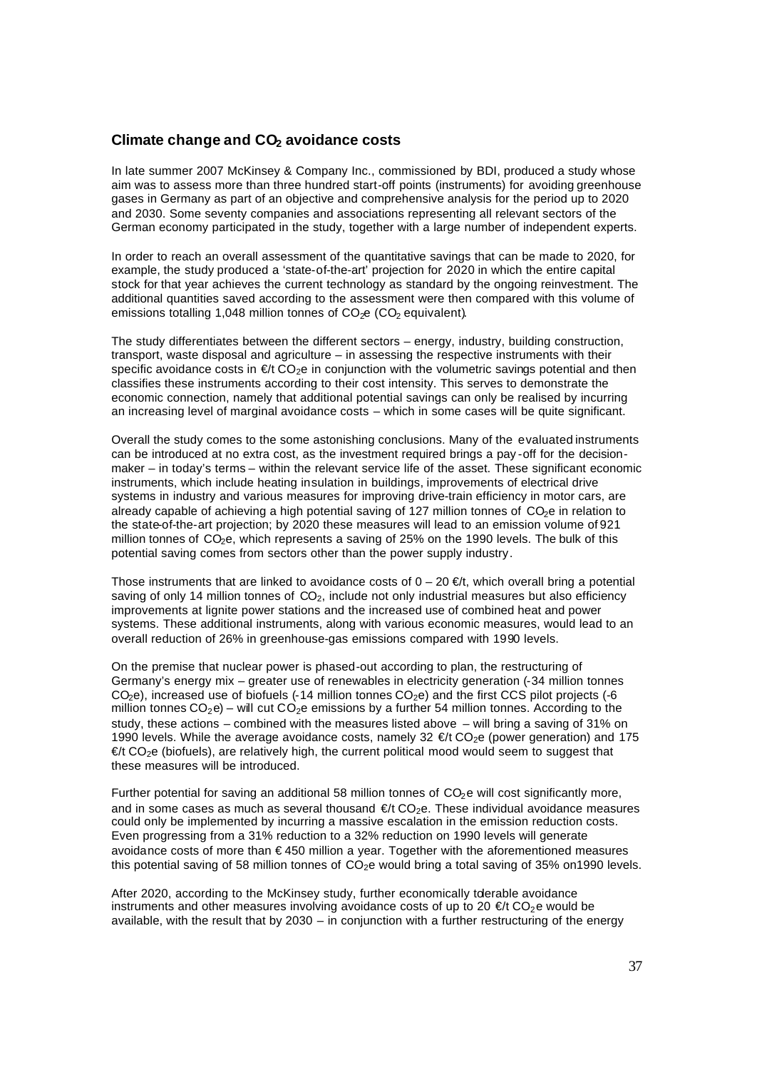## Climate change and $CO_2$ avoidance costs

In late summer 2007 McKinsey & Company Inc., commissioned by BDI, produced a study whose aim was to assess more than three hundred start-off points (instruments) for avoiding greenhouse gases in Germany as part of an objective and comprehensive analysis for the period up to 2020 and 2030. Some seventy companies and associations representing all relevant sectors of the German economy participated in the study, together with a large number of independent experts.

In order to reach an overall assessment of the quantitative savings that can be made to 2020, for example, the study produced a 'state-of-the-art' projection for 2020 in which the entire capital stock for that year achieves the current technology as standard by the ongoing reinvestment. The additional quantities saved according to the assessment were then compared with this volume of emissions totalling 1,048 million tonnes of $CO_2e$ ($CO_2$ equivalent).

The study differentiates between the different sectors – energy, industry, building construction, transport, waste disposal and agriculture – in assessing the respective instruments with their specific avoidance costs in €/t $CO_2e$ in conjunction with the volumetric savings potential and then classifies these instruments according to their cost intensity. This serves to demonstrate the economic connection, namely that additional potential savings can only be realised by incurring an increasing level of marginal avoidance costs – which in some cases will be quite significant.

Overall the study comes to the some astonishing conclusions. Many of the evaluated instruments can be introduced at no extra cost, as the investment required brings a pay-off for the decision-maker – in today's terms – within the relevant service life of the asset. These significant economic instruments, which include heating insulation in buildings, improvements of electrical drive systems in industry and various measures for improving drive-train efficiency in motor cars, are already capable of achieving a high potential saving of 127 million tonnes of $CO_2e$ in relation to the state-of-the-art projection; by 2020 these measures will lead to an emission volume of 921 million tonnes of $CO_2e$, which represents a saving of 25% on the 1990 levels. The bulk of this potential saving comes from sectors other than the power supply industry.

Those instruments that are linked to avoidance costs of 0 – 20 €/t, which overall bring a potential saving of only 14 million tonnes of $CO_2$, include not only industrial measures but also efficiency improvements at lignite power stations and the increased use of combined heat and power systems. These additional instruments, along with various economic measures, would lead to an overall reduction of 26% in greenhouse-gas emissions compared with 1990 levels.

On the premise that nuclear power is phased-out according to plan, the restructuring of Germany's energy mix – greater use of renewables in electricity generation (-34 million tonnes $CO_2e$), increased use of biofuels (-14 million tonnes $CO_2e$) and the first CCS pilot projects (-6 million tonnes $CO_2e$) – will cut $CO_2e$ emissions by a further 54 million tonnes. According to the study, these actions – combined with the measures listed above – will bring a saving of 31% on 1990 levels. While the average avoidance costs, namely 32 €/t $CO_2e$ (power generation) and 175 €/t $CO_2e$ (biofuels), are relatively high, the current political mood would seem to suggest that these measures will be introduced.

Further potential for saving an additional 58 million tonnes of $CO_2e$ will cost significantly more, and in some cases as much as several thousand €/t $CO_2e$. These individual avoidance measures could only be implemented by incurring a massive escalation in the emission reduction costs. Even progressing from a 31% reduction to a 32% reduction on 1990 levels will generate avoidance costs of more than € 450 million a year. Together with the aforementioned measures this potential saving of 58 million tonnes of $CO_2e$ would bring a total saving of 35% on1990 levels.

After 2020, according to the McKinsey study, further economically tolerable avoidance instruments and other measures involving avoidance costs of up to 20 €/t $CO_2e$ would be available, with the result that by 2030 – in conjunction with a further restructuring of the energy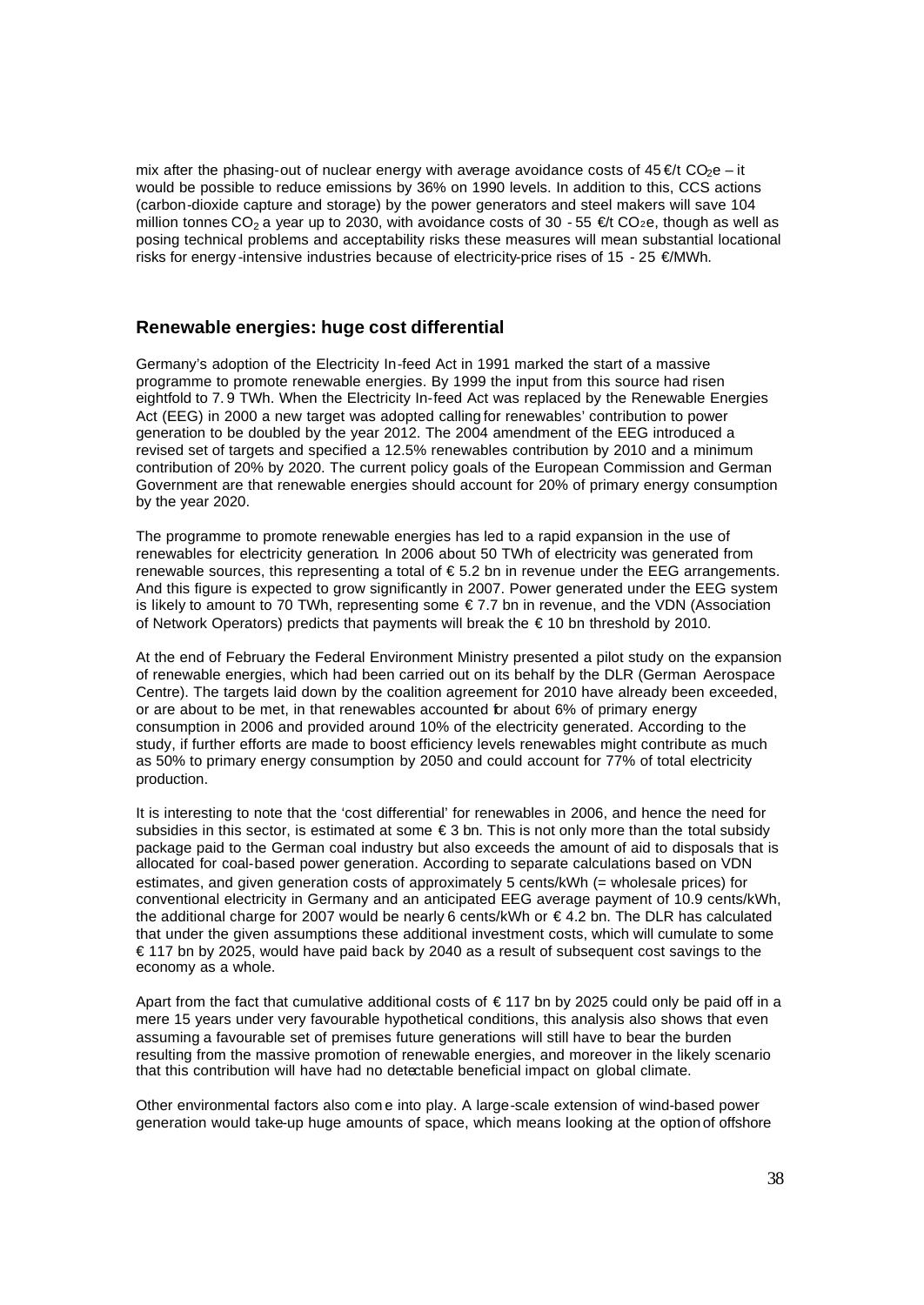mix after the phasing-out of nuclear energy with average avoidance costs of 45 €/t $CO_2e$ – it would be possible to reduce emissions by 36% on 1990 levels. In addition to this, CCS actions (carbon-dioxide capture and storage) by the power generators and steel makers will save 104 million tonnes $CO_2$ a year up to 2030, with avoidance costs of 30 - 55 €/t $CO_2e$, though as well as posing technical problems and acceptability risks these measures will mean substantial locational risks for energy-intensive industries because of electricity-price rises of 15 - 25 €/MWh.

## Renewable energies: huge cost differential

Germany's adoption of the Electricity In-feed Act in 1991 marked the start of a massive programme to promote renewable energies. By 1999 the input from this source had risen eightfold to 7.9 TWh. When the Electricity In-feed Act was replaced by the Renewable Energies Act (EEG) in 2000 a new target was adopted calling for renewables' contribution to power generation to be doubled by the year 2012. The 2004 amendment of the EEG introduced a revised set of targets and specified a 12.5% renewables contribution by 2010 and a minimum contribution of 20% by 2020. The current policy goals of the European Commission and German Government are that renewable energies should account for 20% of primary energy consumption by the year 2020.

The programme to promote renewable energies has led to a rapid expansion in the use of renewables for electricity generation. In 2006 about 50 TWh of electricity was generated from renewable sources, this representing a total of € 5.2 bn in revenue under the EEG arrangements. And this figure is expected to grow significantly in 2007. Power generated under the EEG system is likely to amount to 70 TWh, representing some € 7.7 bn in revenue, and the VDN (Association of Network Operators) predicts that payments will break the € 10 bn threshold by 2010.

At the end of February the Federal Environment Ministry presented a pilot study on the expansion of renewable energies, which had been carried out on its behalf by the DLR (German Aerospace Centre). The targets laid down by the coalition agreement for 2010 have already been exceeded, or are about to be met, in that renewables accounted for about 6% of primary energy consumption in 2006 and provided around 10% of the electricity generated. According to the study, if further efforts are made to boost efficiency levels renewables might contribute as much as 50% to primary energy consumption by 2050 and could account for 77% of total electricity production.

It is interesting to note that the 'cost differential' for renewables in 2006, and hence the need for subsidies in this sector, is estimated at some € 3 bn. This is not only more than the total subsidy package paid to the German coal industry but also exceeds the amount of aid to disposals that is allocated for coal-based power generation. According to separate calculations based on VDN estimates, and given generation costs of approximately 5 cents/kWh (= wholesale prices) for conventional electricity in Germany and an anticipated EEG average payment of 10.9 cents/kWh, the additional charge for 2007 would be nearly 6 cents/kWh or € 4.2 bn. The DLR has calculated that under the given assumptions these additional investment costs, which will cumulate to some € 117 bn by 2025, would have paid back by 2040 as a result of subsequent cost savings to the economy as a whole.

Apart from the fact that cumulative additional costs of € 117 bn by 2025 could only be paid off in a mere 15 years under very favourable hypothetical conditions, this analysis also shows that even assuming a favourable set of premises future generations will still have to bear the burden resulting from the massive promotion of renewable energies, and moreover in the likely scenario that this contribution will have had no detectable beneficial impact on global climate.

Other environmental factors also come into play. A large-scale extension of wind-based power generation would take-up huge amounts of space, which means looking at the option of offshore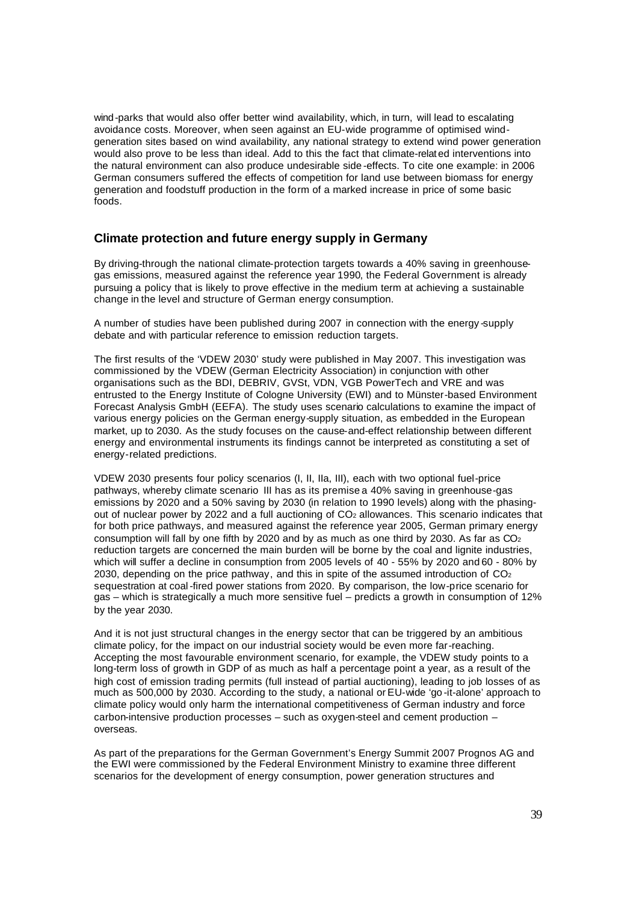wind-parks that would also offer better wind availability, which, in turn, will lead to escalating avoidance costs. Moreover, when seen against an EU-wide programme of optimised wind-generation sites based on wind availability, any national strategy to extend wind power generation would also prove to be less than ideal. Add to this the fact that climate-related interventions into the natural environment can also produce undesirable side-effects. To cite one example: in 2006 German consumers suffered the effects of competition for land use between biomass for energy generation and foodstuff production in the form of a marked increase in price of some basic foods.

## Climate protection and future energy supply in Germany

By driving-through the national climate-protection targets towards a 40% saving in greenhouse-gas emissions, measured against the reference year 1990, the Federal Government is already pursuing a policy that is likely to prove effective in the medium term at achieving a sustainable change in the level and structure of German energy consumption.

A number of studies have been published during 2007 in connection with the energy-supply debate and with particular reference to emission reduction targets.

The first results of the 'VDEW 2030' study were published in May 2007. This investigation was commissioned by the VDEW (German Electricity Association) in conjunction with other organisations such as the BDI, DEBRIV, GVSt, VDN, VGB PowerTech and VRE and was entrusted to the Energy Institute of Cologne University (EWI) and to Münster-based Environment Forecast Analysis GmbH (EEFA). The study uses scenario calculations to examine the impact of various energy policies on the German energy-supply situation, as embedded in the European market, up to 2030. As the study focuses on the cause-and-effect relationship between different energy and environmental instruments its findings cannot be interpreted as constituting a set of energy-related predictions.

VDEW 2030 presents four policy scenarios (I, II, IIa, III), each with two optional fuel-price pathways, whereby climate scenario III has as its premise a 40% saving in greenhouse-gas emissions by 2020 and a 50% saving by 2030 (in relation to 1990 levels) along with the phasing-out of nuclear power by 2022 and a full auctioning of $CO_2$ allowances. This scenario indicates that for both price pathways, and measured against the reference year 2005, German primary energy consumption will fall by one fifth by 2020 and by as much as one third by 2030. As far as $CO_2$ reduction targets are concerned the main burden will be borne by the coal and lignite industries, which will suffer a decline in consumption from 2005 levels of 40 - 55% by 2020 and 60 - 80% by 2030, depending on the price pathway, and this in spite of the assumed introduction of $CO_2$ sequestration at coal-fired power stations from 2020. By comparison, the low-price scenario for gas – which is strategically a much more sensitive fuel – predicts a growth in consumption of 12% by the year 2030.

And it is not just structural changes in the energy sector that can be triggered by an ambitious climate policy, for the impact on our industrial society would be even more far-reaching. Accepting the most favourable environment scenario, for example, the VDEW study points to a long-term loss of growth in GDP of as much as half a percentage point a year, as a result of the high cost of emission trading permits (full instead of partial auctioning), leading to job losses of as much as 500,000 by 2030. According to the study, a national or EU-wide 'go-it-alone' approach to climate policy would only harm the international competitiveness of German industry and force carbon-intensive production processes – such as oxygen-steel and cement production – overseas.

As part of the preparations for the German Government's Energy Summit 2007 Prognos AG and the EWI were commissioned by the Federal Environment Ministry to examine three different scenarios for the development of energy consumption, power generation structures and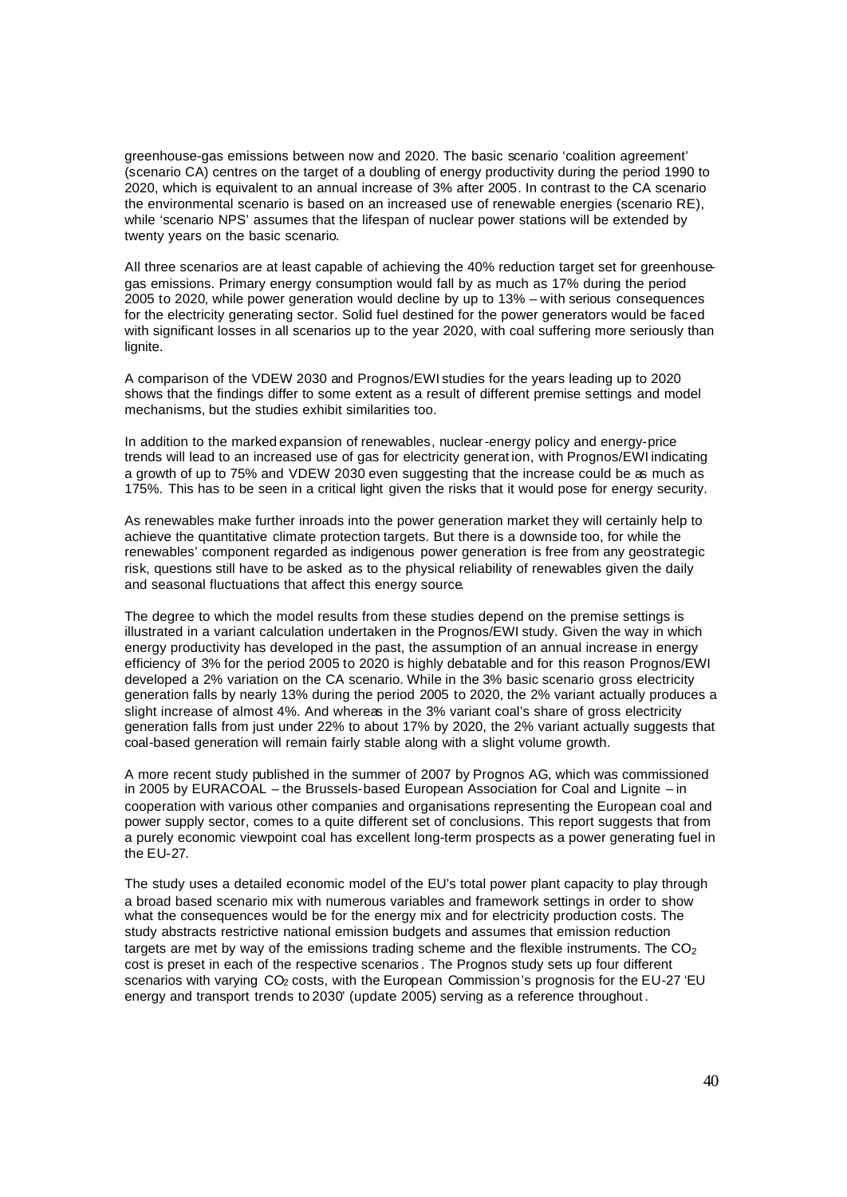greenhouse-gas emissions between now and 2020. The basic scenario 'coalition agreement' (scenario CA) centres on the target of a doubling of energy productivity during the period 1990 to 2020, which is equivalent to an annual increase of 3% after 2005. In contrast to the CA scenario the environmental scenario is based on an increased use of renewable energies (scenario RE), while 'scenario NPS' assumes that the lifespan of nuclear power stations will be extended by twenty years on the basic scenario.

All three scenarios are at least capable of achieving the 40% reduction target set for greenhouse-gas emissions. Primary energy consumption would fall by as much as 17% during the period 2005 to 2020, while power generation would decline by up to 13% – with serious consequences for the electricity generating sector. Solid fuel destined for the power generators would be faced with significant losses in all scenarios up to the year 2020, with coal suffering more seriously than lignite.

A comparison of the VDEW 2030 and Prognos/EWI studies for the years leading up to 2020 shows that the findings differ to some extent as a result of different premise settings and model mechanisms, but the studies exhibit similarities too.

In addition to the marked expansion of renewables, nuclear-energy policy and energy-price trends will lead to an increased use of gas for electricity generation, with Prognos/EWI indicating a growth of up to 75% and VDEW 2030 even suggesting that the increase could be as much as 175%. This has to be seen in a critical light given the risks that it would pose for energy security.

As renewables make further inroads into the power generation market they will certainly help to achieve the quantitative climate protection targets. But there is a downside too, for while the renewables' component regarded as indigenous power generation is free from any geostrategic risk, questions still have to be asked as to the physical reliability of renewables given the daily and seasonal fluctuations that affect this energy source.

The degree to which the model results from these studies depend on the premise settings is illustrated in a variant calculation undertaken in the Prognos/EWI study. Given the way in which energy productivity has developed in the past, the assumption of an annual increase in energy efficiency of 3% for the period 2005 to 2020 is highly debatable and for this reason Prognos/EWI developed a 2% variation on the CA scenario. While in the 3% basic scenario gross electricity generation falls by nearly 13% during the period 2005 to 2020, the 2% variant actually produces a slight increase of almost 4%. And whereas in the 3% variant coal's share of gross electricity generation falls from just under 22% to about 17% by 2020, the 2% variant actually suggests that coal-based generation will remain fairly stable along with a slight volume growth.

A more recent study published in the summer of 2007 by Prognos AG, which was commissioned in 2005 by EURACOAL – the Brussels-based European Association for Coal and Lignite – in cooperation with various other companies and organisations representing the European coal and power supply sector, comes to a quite different set of conclusions. This report suggests that from a purely economic viewpoint coal has excellent long-term prospects as a power generating fuel in the EU-27.

The study uses a detailed economic model of the EU's total power plant capacity to play through a broad based scenario mix with numerous variables and framework settings in order to show what the consequences would be for the energy mix and for electricity production costs. The study abstracts restrictive national emission budgets and assumes that emission reduction targets are met by way of the emissions trading scheme and the flexible instruments. The $CO_2$ cost is preset in each of the respective scenarios. The Prognos study sets up four different scenarios with varying $CO_2$ costs, with the European Commission's prognosis for the EU-27 'EU energy and transport trends to 2030' (update 2005) serving as a reference throughout.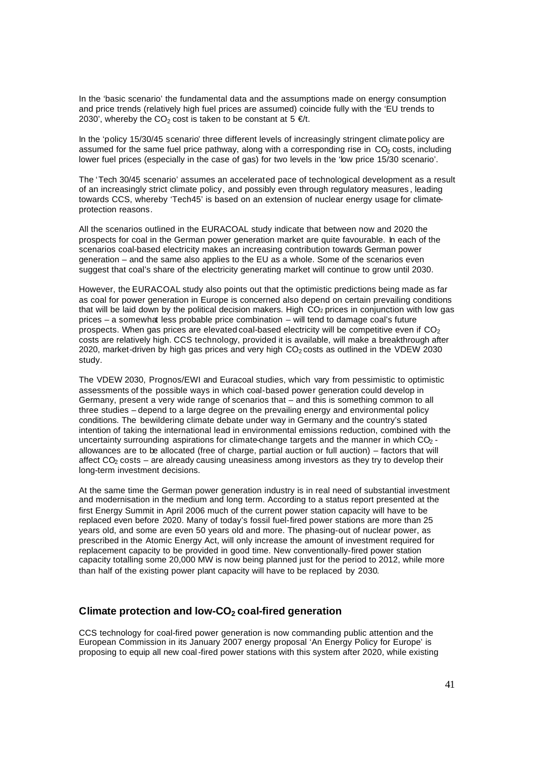In the 'basic scenario' the fundamental data and the assumptions made on energy consumption and price trends (relatively high fuel prices are assumed) coincide fully with the 'EU trends to 2030', whereby the $CO_2$ cost is taken to be constant at 5 €/t.

In the 'policy 15/30/45 scenario' three different levels of increasingly stringent climate policy are assumed for the same fuel price pathway, along with a corresponding rise in $CO_2$ costs, including lower fuel prices (especially in the case of gas) for two levels in the 'low price 15/30 scenario'.

The 'Tech 30/45 scenario' assumes an accelerated pace of technological development as a result of an increasingly strict climate policy, and possibly even through regulatory measures, leading towards CCS, whereby 'Tech45' is based on an extension of nuclear energy usage for climate-protection reasons.

All the scenarios outlined in the EURACOAL study indicate that between now and 2020 the prospects for coal in the German power generation market are quite favourable. In each of the scenarios coal-based electricity makes an increasing contribution towards German power generation – and the same also applies to the EU as a whole. Some of the scenarios even suggest that coal's share of the electricity generating market will continue to grow until 2030.

However, the EURACOAL study also points out that the optimistic predictions being made as far as coal for power generation in Europe is concerned also depend on certain prevailing conditions that will be laid down by the political decision makers. High $CO_2$ prices in conjunction with low gas prices – a somewhat less probable price combination – will tend to damage coal's future prospects. When gas prices are elevated coal-based electricity will be competitive even if $CO_2$ costs are relatively high. CCS technology, provided it is available, will make a breakthrough after 2020, market-driven by high gas prices and very high $CO_2$ costs as outlined in the VDEW 2030 study.

The VDEW 2030, Prognos/EWI and Euracoal studies, which vary from pessimistic to optimistic assessments of the possible ways in which coal-based power generation could develop in Germany, present a very wide range of scenarios that – and this is something common to all three studies – depend to a large degree on the prevailing energy and environmental policy conditions. The bewildering climate debate under way in Germany and the country's stated intention of taking the international lead in environmental emissions reduction, combined with the uncertainty surrounding aspirations for climate-change targets and the manner in which $CO_2$-allowances are to be allocated (free of charge, partial auction or full auction) – factors that will affect $CO_2$ costs – are already causing uneasiness among investors as they try to develop their long-term investment decisions.

At the same time the German power generation industry is in real need of substantial investment and modernisation in the medium and long term. According to a status report presented at the first Energy Summit in April 2006 much of the current power station capacity will have to be replaced even before 2020. Many of today's fossil fuel-fired power stations are more than 25 years old, and some are even 50 years old and more. The phasing-out of nuclear power, as prescribed in the Atomic Energy Act, will only increase the amount of investment required for replacement capacity to be provided in good time. New conventionally-fired power station capacity totalling some 20,000 MW is now being planned just for the period to 2012, while more than half of the existing power plant capacity will have to be replaced by 2030.

## Climate protection and low-$CO_2$ coal-fired generation

CCS technology for coal-fired power generation is now commanding public attention and the European Commission in its January 2007 energy proposal 'An Energy Policy for Europe' is proposing to equip all new coal-fired power stations with this system after 2020, while existing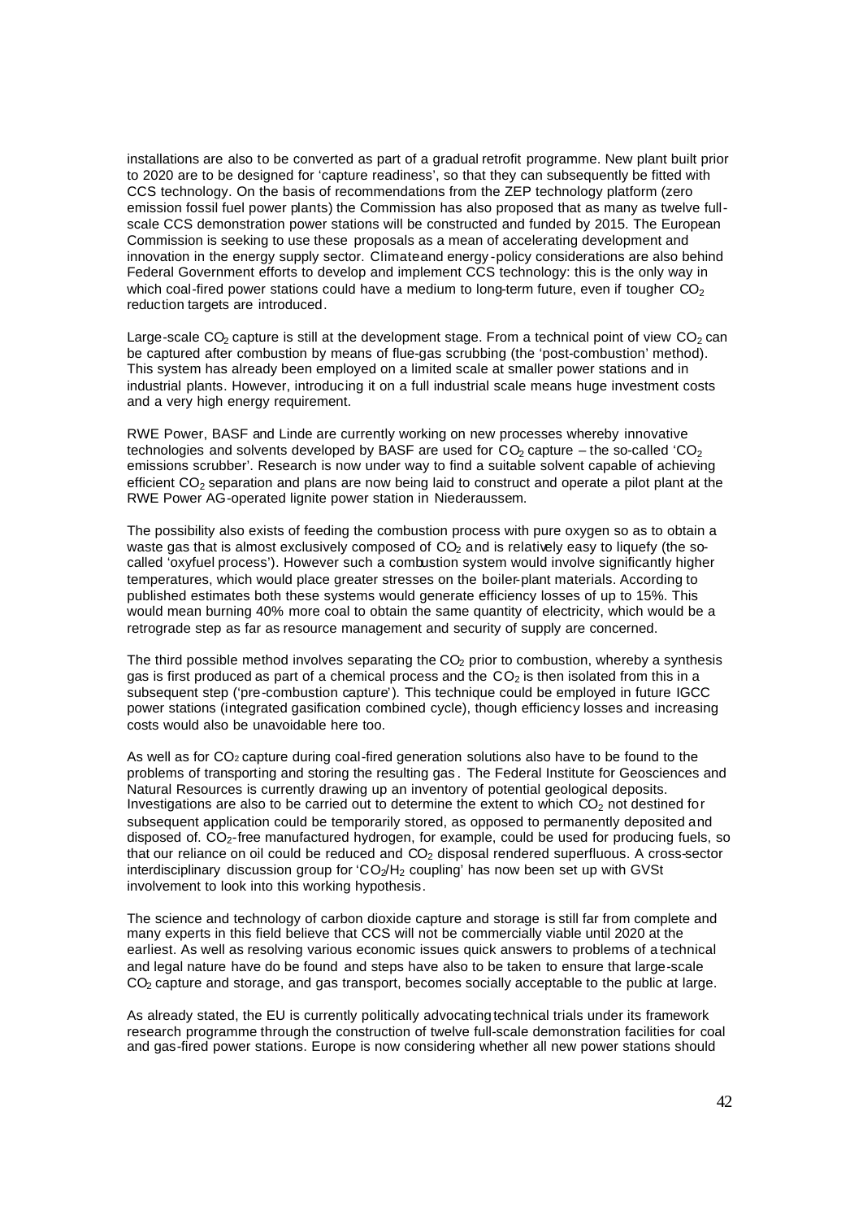installations are also to be converted as part of a gradual retrofit programme. New plant built prior to 2020 are to be designed for 'capture readiness', so that they can subsequently be fitted with CCS technology. On the basis of recommendations from the ZEP technology platform (zero emission fossil fuel power plants) the Commission has also proposed that as many as twelve full-scale CCS demonstration power stations will be constructed and funded by 2015. The European Commission is seeking to use these proposals as a mean of accelerating development and innovation in the energy supply sector. Climate and energy-policy considerations are also behind Federal Government efforts to develop and implement CCS technology: this is the only way in which coal-fired power stations could have a medium to long-term future, even if tougher $CO_2$ reduction targets are introduced.

Large-scale $CO_2$ capture is still at the development stage. From a technical point of view $CO_2$ can be captured after combustion by means of flue-gas scrubbing (the 'post-combustion' method). This system has already been employed on a limited scale at smaller power stations and in industrial plants. However, introducing it on a full industrial scale means huge investment costs and a very high energy requirement.

RWE Power, BASF and Linde are currently working on new processes whereby innovative technologies and solvents developed by BASF are used for $CO_2$ capture – the so-called '$CO_2$ emissions scrubber'. Research is now under way to find a suitable solvent capable of achieving efficient $CO_2$ separation and plans are now being laid to construct and operate a pilot plant at the RWE Power AG-operated lignite power station in Niederaussem.

The possibility also exists of feeding the combustion process with pure oxygen so as to obtain a waste gas that is almost exclusively composed of $CO_2$ and is relatively easy to liquefy (the so-called 'oxyfuel process'). However such a combustion system would involve significantly higher temperatures, which would place greater stresses on the boiler-plant materials. According to published estimates both these systems would generate efficiency losses of up to 15%. This would mean burning 40% more coal to obtain the same quantity of electricity, which would be a retrograde step as far as resource management and security of supply are concerned.

The third possible method involves separating the $CO_2$ prior to combustion, whereby a synthesis gas is first produced as part of a chemical process and the $CO_2$ is then isolated from this in a subsequent step ('pre-combustion capture'). This technique could be employed in future IGCC power stations (integrated gasification combined cycle), though efficiency losses and increasing costs would also be unavoidable here too.

As well as for $CO_2$ capture during coal-fired generation solutions also have to be found to the problems of transporting and storing the resulting gas. The Federal Institute for Geosciences and Natural Resources is currently drawing up an inventory of potential geological deposits. Investigations are also to be carried out to determine the extent to which $CO_2$ not destined for subsequent application could be temporarily stored, as opposed to permanently deposited and disposed of. $CO_2$-free manufactured hydrogen, for example, could be used for producing fuels, so that our reliance on oil could be reduced and $CO_2$ disposal rendered superfluous. A cross-sector interdisciplinary discussion group for '$CO_2$/$H_2$ coupling' has now been set up with GVSt involvement to look into this working hypothesis.

The science and technology of carbon dioxide capture and storage is still far from complete and many experts in this field believe that CCS will not be commercially viable until 2020 at the earliest. As well as resolving various economic issues quick answers to problems of a technical and legal nature have do be found and steps have also to be taken to ensure that large-scale $CO_2$ capture and storage, and gas transport, becomes socially acceptable to the public at large.

As already stated, the EU is currently politically advocating technical trials under its framework research programme through the construction of twelve full-scale demonstration facilities for coal and gas-fired power stations. Europe is now considering whether all new power stations should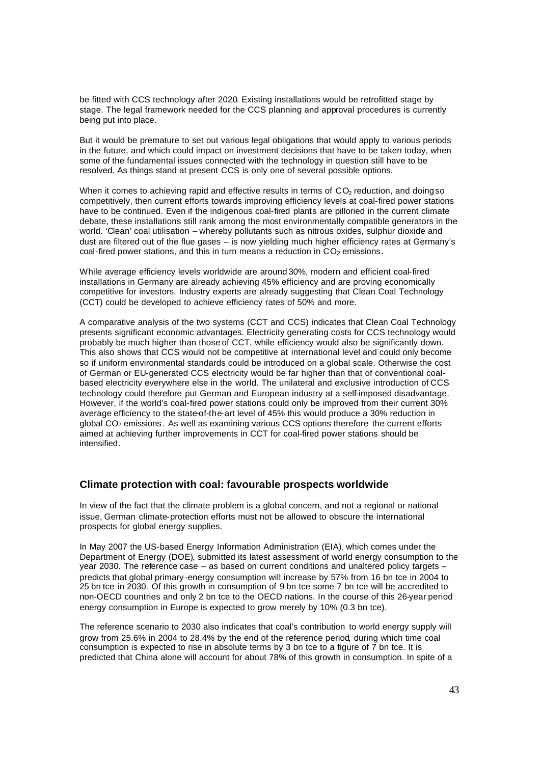be fitted with CCS technology after 2020. Existing installations would be retrofitted stage by stage. The legal framework needed for the CCS planning and approval procedures is currently being put into place.

But it would be premature to set out various legal obligations that would apply to various periods in the future, and which could impact on investment decisions that have to be taken today, when some of the fundamental issues connected with the technology in question still have to be resolved. As things stand at present CCS is only one of several possible options.

When it comes to achieving rapid and effective results in terms of $CO_2$ reduction, and doing so competitively, then current efforts towards improving efficiency levels at coal-fired power stations have to be continued. Even if the indigenous coal-fired plants are pilloried in the current climate debate, these installations still rank among the most environmentally compatible generators in the world. 'Clean' coal utilisation – whereby pollutants such as nitrous oxides, sulphur dioxide and dust are filtered out of the flue gases – is now yielding much higher efficiency rates at Germany's coal-fired power stations, and this in turn means a reduction in $CO_2$ emissions.

While average efficiency levels worldwide are around 30%, modern and efficient coal-fired installations in Germany are already achieving 45% efficiency and are proving economically competitive for investors. Industry experts are already suggesting that Clean Coal Technology (CCT) could be developed to achieve efficiency rates of 50% and more.

A comparative analysis of the two systems (CCT and CCS) indicates that Clean Coal Technology presents significant economic advantages. Electricity generating costs for CCS technology would probably be much higher than those of CCT, while efficiency would also be significantly down. This also shows that CCS would not be competitive at international level and could only become so if uniform environmental standards could be introduced on a global scale. Otherwise the cost of German or EU-generated CCS electricity would be far higher than that of conventional coal-based electricity everywhere else in the world. The unilateral and exclusive introduction of CCS technology could therefore put German and European industry at a self-imposed disadvantage. However, if the world's coal-fired power stations could only be improved from their current 30% average efficiency to the state-of-the-art level of 45% this would produce a 30% reduction in global $CO_2$ emissions. As well as examining various CCS options therefore the current efforts aimed at achieving further improvements in CCT for coal-fired power stations should be intensified.

## Climate protection with coal: favourable prospects worldwide

In view of the fact that the climate problem is a global concern, and not a regional or national issue, German climate-protection efforts must not be allowed to obscure the international prospects for global energy supplies.

In May 2007 the US-based Energy Information Administration (EIA), which comes under the Department of Energy (DOE), submitted its latest assessment of world energy consumption to the year 2030. The reference case – as based on current conditions and unaltered policy targets – predicts that global primary-energy consumption will increase by 57% from 16 bn tce in 2004 to 25 bn tce in 2030. Of this growth in consumption of 9 bn tce some 7 bn tce will be accredited to non-OECD countries and only 2 bn tce to the OECD nations. In the course of this 26-year period energy consumption in Europe is expected to grow merely by 10% (0.3 bn tce).

The reference scenario to 2030 also indicates that coal's contribution to world energy supply will grow from 25.6% in 2004 to 28.4% by the end of the reference period, during which time coal consumption is expected to rise in absolute terms by 3 bn tce to a figure of 7 bn tce. It is predicted that China alone will account for about 78% of this growth in consumption. In spite of a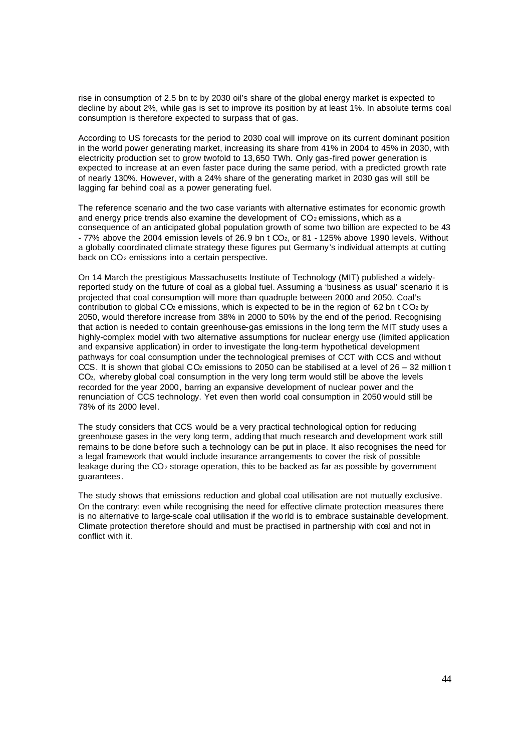rise in consumption of 2.5 bn tc by 2030 oil's share of the global energy market is expected to decline by about 2%, while gas is set to improve its position by at least 1%. In absolute terms coal consumption is therefore expected to surpass that of gas.

According to US forecasts for the period to 2030 coal will improve on its current dominant position in the world power generating market, increasing its share from 41% in 2004 to 45% in 2030, with electricity production set to grow twofold to 13,650 TWh. Only gas-fired power generation is expected to increase at an even faster pace during the same period, with a predicted growth rate of nearly 130%. However, with a 24% share of the generating market in 2030 gas will still be lagging far behind coal as a power generating fuel.

The reference scenario and the two case variants with alternative estimates for economic growth and energy price trends also examine the development of $CO_2$ emissions, which as a consequence of an anticipated global population growth of some two billion are expected to be 43 - 77% above the 2004 emission levels of 26.9 bn t $CO_2$, or 81 - 125% above 1990 levels. Without a globally coordinated climate strategy these figures put Germany's individual attempts at cutting back on $CO_2$ emissions into a certain perspective.

On 14 March the prestigious Massachusetts Institute of Technology (MIT) published a widely-reported study on the future of coal as a global fuel. Assuming a 'business as usual' scenario it is projected that coal consumption will more than quadruple between 2000 and 2050. Coal's contribution to global $CO_2$ emissions, which is expected to be in the region of 62 bn t $CO_2$ by 2050, would therefore increase from 38% in 2000 to 50% by the end of the period. Recognising that action is needed to contain greenhouse-gas emissions in the long term the MIT study uses a highly-complex model with two alternative assumptions for nuclear energy use (limited application and expansive application) in order to investigate the long-term hypothetical development pathways for coal consumption under the technological premises of CCT with CCS and without CCS. It is shown that global $CO_2$ emissions to 2050 can be stabilised at a level of 26 – 32 million t $CO_2$, whereby global coal consumption in the very long term would still be above the levels recorded for the year 2000, barring an expansive development of nuclear power and the renunciation of CCS technology. Yet even then world coal consumption in 2050 would still be 78% of its 2000 level.

The study considers that CCS would be a very practical technological option for reducing greenhouse gases in the very long term, adding that much research and development work still remains to be done before such a technology can be put in place. It also recognises the need for a legal framework that would include insurance arrangements to cover the risk of possible leakage during the $CO_2$ storage operation, this to be backed as far as possible by government guarantees.

The study shows that emissions reduction and global coal utilisation are not mutually exclusive. On the contrary: even while recognising the need for effective climate protection measures there is no alternative to large-scale coal utilisation if the world is to embrace sustainable development. Climate protection therefore should and must be practised in partnership with coal and not in conflict with it.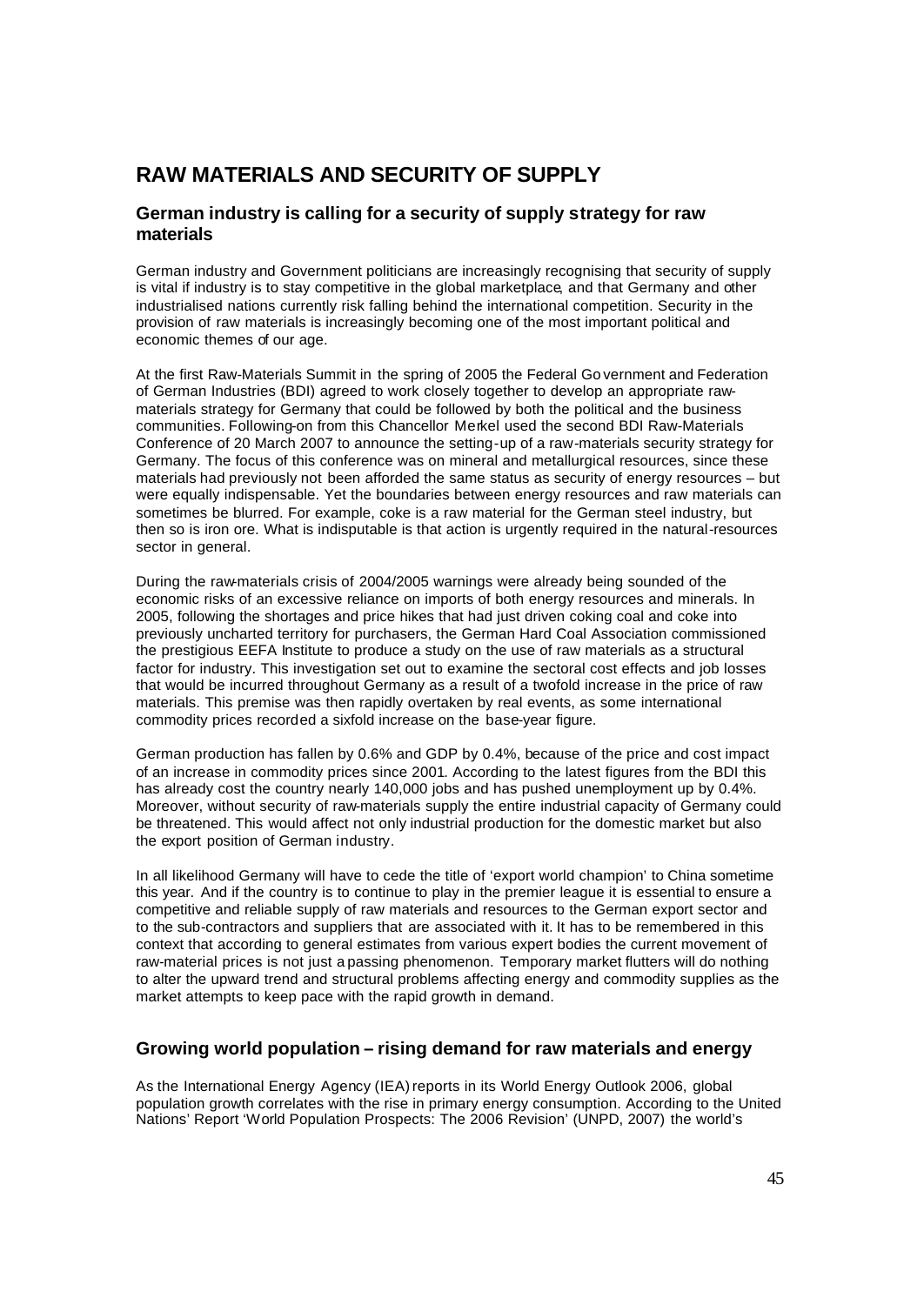# RAW MATERIALS AND SECURITY OF SUPPLY

## German industry is calling for a security of supply strategy for raw materials

German industry and Government politicians are increasingly recognising that security of supply is vital if industry is to stay competitive in the global marketplace, and that Germany and other industrialised nations currently risk falling behind the international competition. Security in the provision of raw materials is increasingly becoming one of the most important political and economic themes of our age.

At the first Raw-Materials Summit in the spring of 2005 the Federal Government and Federation of German Industries (BDI) agreed to work closely together to develop an appropriate raw-materials strategy for Germany that could be followed by both the political and the business communities. Following-on from this Chancellor Merkel used the second BDI Raw-Materials Conference of 20 March 2007 to announce the setting-up of a raw-materials security strategy for Germany. The focus of this conference was on mineral and metallurgical resources, since these materials had previously not been afforded the same status as security of energy resources – but were equally indispensable. Yet the boundaries between energy resources and raw materials can sometimes be blurred. For example, coke is a raw material for the German steel industry, but then so is iron ore. What is indisputable is that action is urgently required in the natural-resources sector in general.

During the raw-materials crisis of 2004/2005 warnings were already being sounded of the economic risks of an excessive reliance on imports of both energy resources and minerals. In 2005, following the shortages and price hikes that had just driven coking coal and coke into previously uncharted territory for purchasers, the German Hard Coal Association commissioned the prestigious EEFA Institute to produce a study on the use of raw materials as a structural factor for industry. This investigation set out to examine the sectoral cost effects and job losses that would be incurred throughout Germany as a result of a twofold increase in the price of raw materials. This premise was then rapidly overtaken by real events, as some international commodity prices recorded a sixfold increase on the base-year figure.

German production has fallen by 0.6% and GDP by 0.4%, because of the price and cost impact of an increase in commodity prices since 2001. According to the latest figures from the BDI this has already cost the country nearly 140,000 jobs and has pushed unemployment up by 0.4%. Moreover, without security of raw-materials supply the entire industrial capacity of Germany could be threatened. This would affect not only industrial production for the domestic market but also the export position of German industry.

In all likelihood Germany will have to cede the title of 'export world champion' to China sometime this year. And if the country is to continue to play in the premier league it is essential to ensure a competitive and reliable supply of raw materials and resources to the German export sector and to the sub-contractors and suppliers that are associated with it. It has to be remembered in this context that according to general estimates from various expert bodies the current movement of raw-material prices is not just a passing phenomenon. Temporary market flutters will do nothing to alter the upward trend and structural problems affecting energy and commodity supplies as the market attempts to keep pace with the rapid growth in demand.

## Growing world population – rising demand for raw materials and energy

As the International Energy Agency (IEA) reports in its World Energy Outlook 2006, global population growth correlates with the rise in primary energy consumption. According to the United Nations' Report 'World Population Prospects: The 2006 Revision' (UNPD, 2007) the world's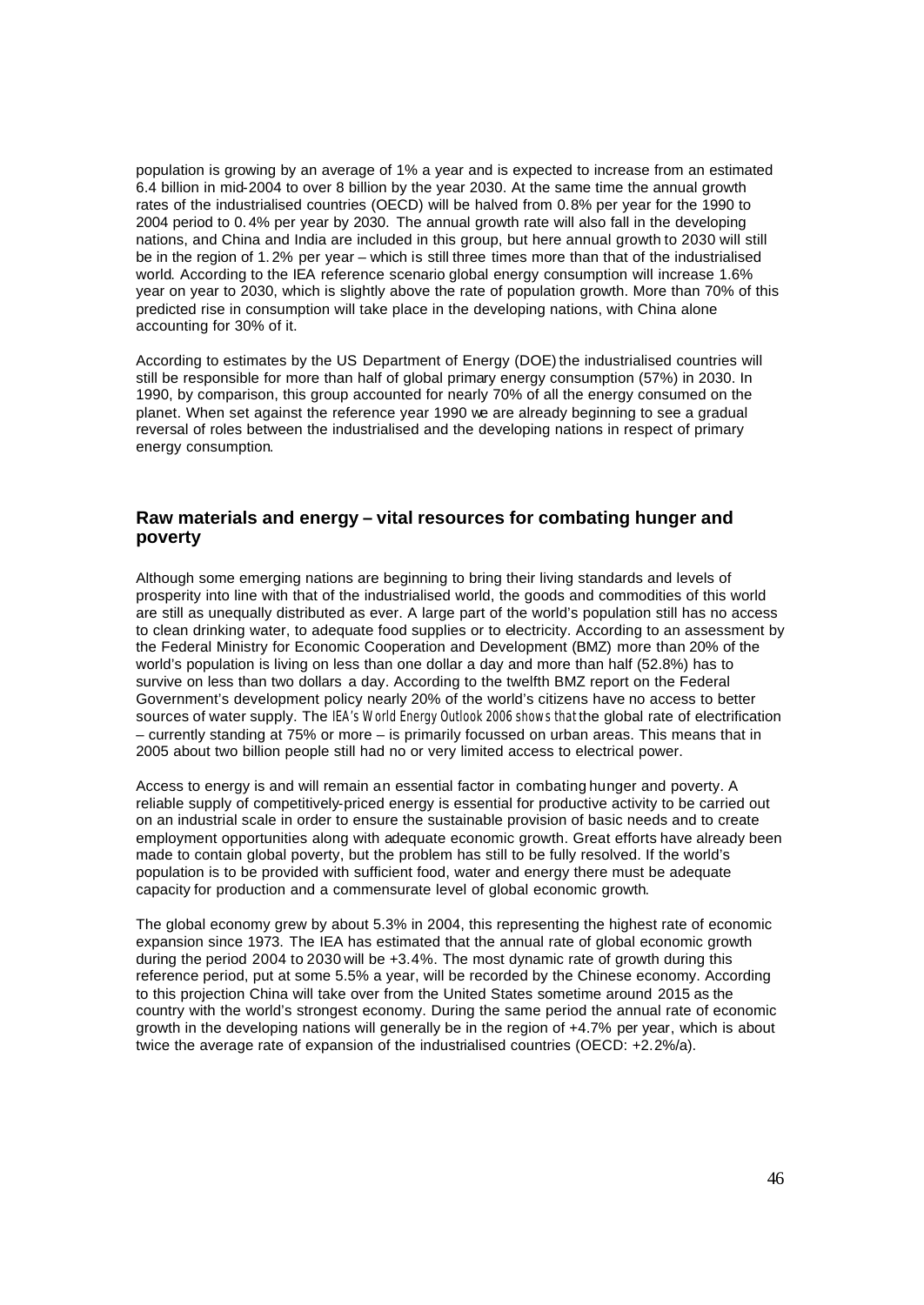population is growing by an average of 1% a year and is expected to increase from an estimated 6.4 billion in mid-2004 to over 8 billion by the year 2030. At the same time the annual growth rates of the industrialised countries (OECD) will be halved from 0.8% per year for the 1990 to 2004 period to 0.4% per year by 2030. The annual growth rate will also fall in the developing nations, and China and India are included in this group, but here annual growth to 2030 will still be in the region of 1.2% per year – which is still three times more than that of the industrialised world. According to the IEA reference scenario global energy consumption will increase 1.6% year on year to 2030, which is slightly above the rate of population growth. More than 70% of this predicted rise in consumption will take place in the developing nations, with China alone accounting for 30% of it.

According to estimates by the US Department of Energy (DOE) the industrialised countries will still be responsible for more than half of global primary energy consumption (57%) in 2030. In 1990, by comparison, this group accounted for nearly 70% of all the energy consumed on the planet. When set against the reference year 1990 we are already beginning to see a gradual reversal of roles between the industrialised and the developing nations in respect of primary energy consumption.

## Raw materials and energy – vital resources for combating hunger and poverty

Although some emerging nations are beginning to bring their living standards and levels of prosperity into line with that of the industrialised world, the goods and commodities of this world are still as unequally distributed as ever. A large part of the world's population still has no access to clean drinking water, to adequate food supplies or to electricity. According to an assessment by the Federal Ministry for Economic Cooperation and Development (BMZ) more than 20% of the world's population is living on less than one dollar a day and more than half (52.8%) has to survive on less than two dollars a day. According to the twelfth BMZ report on the Federal Government's development policy nearly 20% of the world's citizens have no access to better sources of water supply. The IEA's World Energy Outlook 2006 shows that the global rate of electrification – currently standing at 75% or more – is primarily focussed on urban areas. This means that in 2005 about two billion people still had no or very limited access to electrical power.

Access to energy is and will remain an essential factor in combating hunger and poverty. A reliable supply of competitively-priced energy is essential for productive activity to be carried out on an industrial scale in order to ensure the sustainable provision of basic needs and to create employment opportunities along with adequate economic growth. Great efforts have already been made to contain global poverty, but the problem has still to be fully resolved. If the world's population is to be provided with sufficient food, water and energy there must be adequate capacity for production and a commensurate level of global economic growth.

The global economy grew by about 5.3% in 2004, this representing the highest rate of economic expansion since 1973. The IEA has estimated that the annual rate of global economic growth during the period 2004 to 2030 will be +3.4%. The most dynamic rate of growth during this reference period, put at some 5.5% a year, will be recorded by the Chinese economy. According to this projection China will take over from the United States sometime around 2015 as the country with the world's strongest economy. During the same period the annual rate of economic growth in the developing nations will generally be in the region of +4.7% per year, which is about twice the average rate of expansion of the industrialised countries (OECD: +2.2%/a).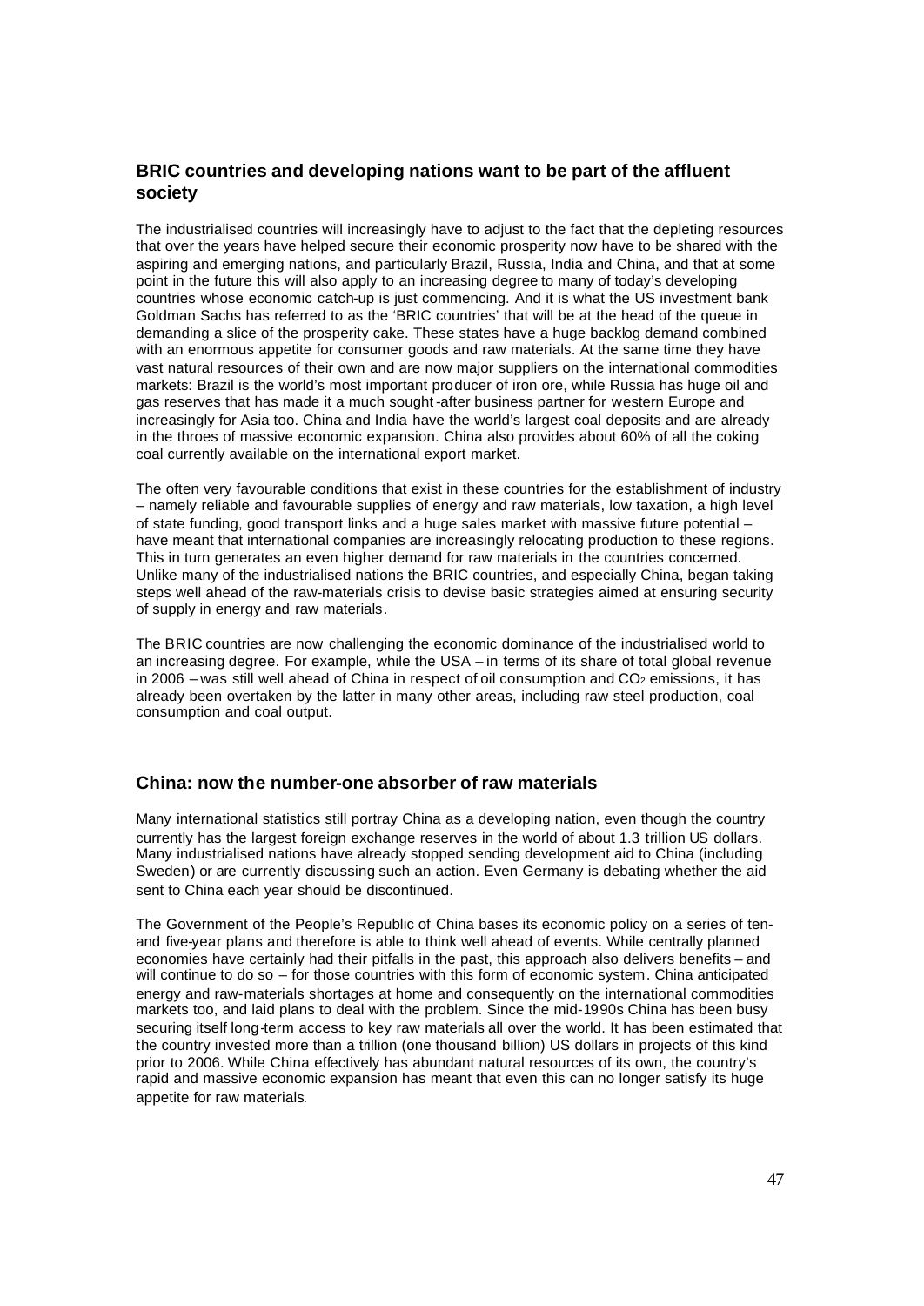## BRIC countries and developing nations want to be part of the affluent society

The industrialised countries will increasingly have to adjust to the fact that the depleting resources that over the years have helped secure their economic prosperity now have to be shared with the aspiring and emerging nations, and particularly Brazil, Russia, India and China, and that at some point in the future this will also apply to an increasing degree to many of today's developing countries whose economic catch-up is just commencing. And it is what the US investment bank Goldman Sachs has referred to as the 'BRIC countries' that will be at the head of the queue in demanding a slice of the prosperity cake. These states have a huge backlog demand combined with an enormous appetite for consumer goods and raw materials. At the same time they have vast natural resources of their own and are now major suppliers on the international commodities markets: Brazil is the world's most important producer of iron ore, while Russia has huge oil and gas reserves that has made it a much sought-after business partner for western Europe and increasingly for Asia too. China and India have the world's largest coal deposits and are already in the throes of massive economic expansion. China also provides about 60% of all the coking coal currently available on the international export market.

The often very favourable conditions that exist in these countries for the establishment of industry – namely reliable and favourable supplies of energy and raw materials, low taxation, a high level of state funding, good transport links and a huge sales market with massive future potential – have meant that international companies are increasingly relocating production to these regions. This in turn generates an even higher demand for raw materials in the countries concerned. Unlike many of the industrialised nations the BRIC countries, and especially China, began taking steps well ahead of the raw-materials crisis to devise basic strategies aimed at ensuring security of supply in energy and raw materials.

The BRIC countries are now challenging the economic dominance of the industrialised world to an increasing degree. For example, while the USA – in terms of its share of total global revenue in 2006 – was still well ahead of China in respect of oil consumption and $CO_2$ emissions, it has already been overtaken by the latter in many other areas, including raw steel production, coal consumption and coal output.

## China: now the number-one absorber of raw materials

Many international statistics still portray China as a developing nation, even though the country currently has the largest foreign exchange reserves in the world of about 1.3 trillion US dollars. Many industrialised nations have already stopped sending development aid to China (including Sweden) or are currently discussing such an action. Even Germany is debating whether the aid sent to China each year should be discontinued.

The Government of the People's Republic of China bases its economic policy on a series of ten- and five-year plans and therefore is able to think well ahead of events. While centrally planned economies have certainly had their pitfalls in the past, this approach also delivers benefits – and will continue to do so – for those countries with this form of economic system. China anticipated energy and raw-materials shortages at home and consequently on the international commodities markets too, and laid plans to deal with the problem. Since the mid-1990s China has been busy securing itself long-term access to key raw materials all over the world. It has been estimated that the country invested more than a trillion (one thousand billion) US dollars in projects of this kind prior to 2006. While China effectively has abundant natural resources of its own, the country's rapid and massive economic expansion has meant that even this can no longer satisfy its huge appetite for raw materials.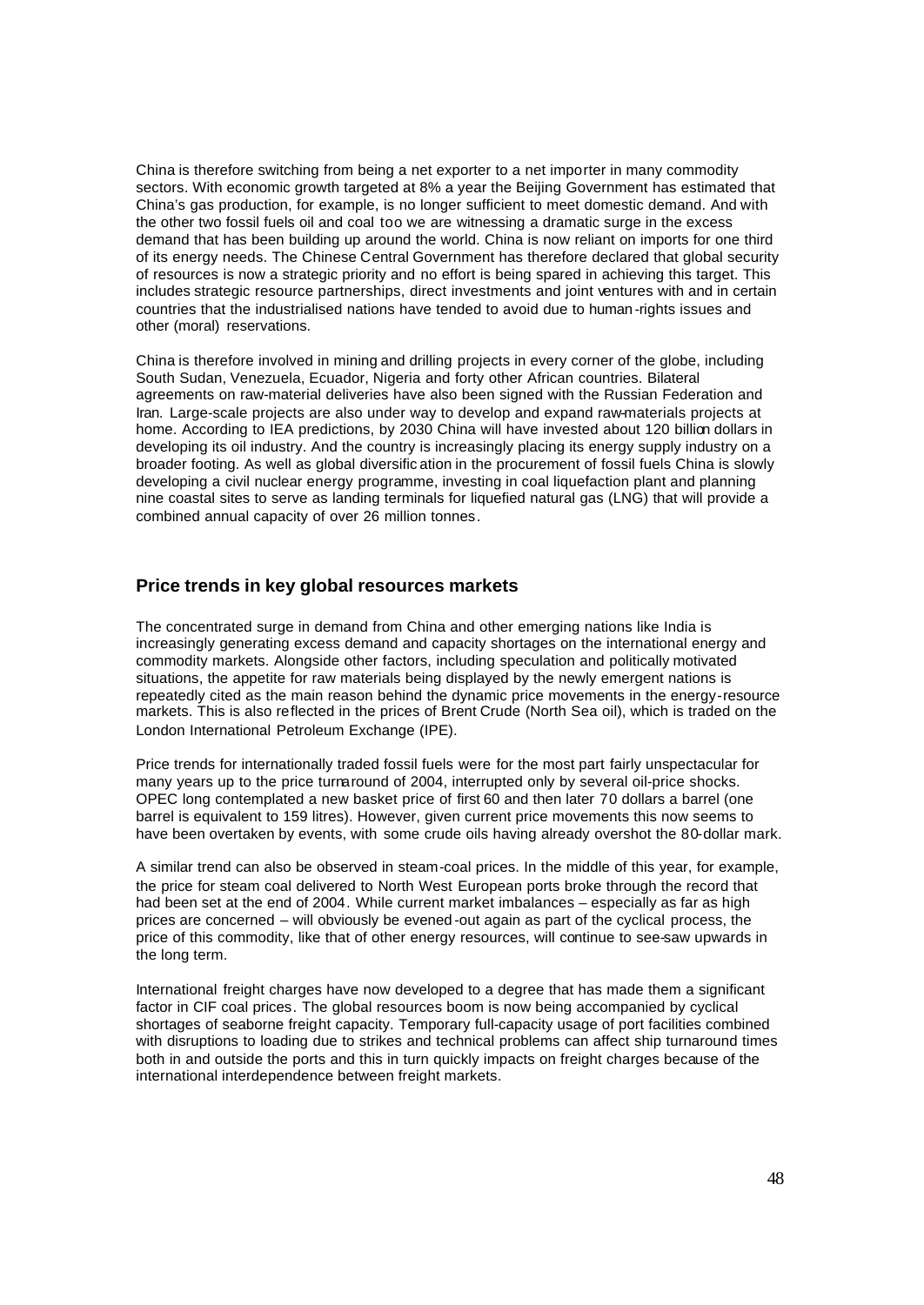China is therefore switching from being a net exporter to a net importer in many commodity sectors. With economic growth targeted at 8% a year the Beijing Government has estimated that China's gas production, for example, is no longer sufficient to meet domestic demand. And with the other two fossil fuels oil and coal too we are witnessing a dramatic surge in the excess demand that has been building up around the world. China is now reliant on imports for one third of its energy needs. The Chinese Central Government has therefore declared that global security of resources is now a strategic priority and no effort is being spared in achieving this target. This includes strategic resource partnerships, direct investments and joint ventures with and in certain countries that the industrialised nations have tended to avoid due to human-rights issues and other (moral) reservations.

China is therefore involved in mining and drilling projects in every corner of the globe, including South Sudan, Venezuela, Ecuador, Nigeria and forty other African countries. Bilateral agreements on raw-material deliveries have also been signed with the Russian Federation and Iran. Large-scale projects are also under way to develop and expand raw-materials projects at home. According to IEA predictions, by 2030 China will have invested about 120 billion dollars in developing its oil industry. And the country is increasingly placing its energy supply industry on a broader footing. As well as global diversification in the procurement of fossil fuels China is slowly developing a civil nuclear energy programme, investing in coal liquefaction plant and planning nine coastal sites to serve as landing terminals for liquefied natural gas (LNG) that will provide a combined annual capacity of over 26 million tonnes.

## Price trends in key global resources markets

The concentrated surge in demand from China and other emerging nations like India is increasingly generating excess demand and capacity shortages on the international energy and commodity markets. Alongside other factors, including speculation and politically motivated situations, the appetite for raw materials being displayed by the newly emergent nations is repeatedly cited as the main reason behind the dynamic price movements in the energy-resource markets. This is also reflected in the prices of Brent Crude (North Sea oil), which is traded on the London International Petroleum Exchange (IPE).

Price trends for internationally traded fossil fuels were for the most part fairly unspectacular for many years up to the price turnaround of 2004, interrupted only by several oil-price shocks. OPEC long contemplated a new basket price of first 60 and then later 70 dollars a barrel (one barrel is equivalent to 159 litres). However, given current price movements this now seems to have been overtaken by events, with some crude oils having already overshot the 80-dollar mark.

A similar trend can also be observed in steam-coal prices. In the middle of this year, for example, the price for steam coal delivered to North West European ports broke through the record that had been set at the end of 2004. While current market imbalances – especially as far as high prices are concerned – will obviously be evened-out again as part of the cyclical process, the price of this commodity, like that of other energy resources, will continue to see-saw upwards in the long term.

International freight charges have now developed to a degree that has made them a significant factor in CIF coal prices. The global resources boom is now being accompanied by cyclical shortages of seaborne freight capacity. Temporary full-capacity usage of port facilities combined with disruptions to loading due to strikes and technical problems can affect ship turnaround times both in and outside the ports and this in turn quickly impacts on freight charges because of the international interdependence between freight markets.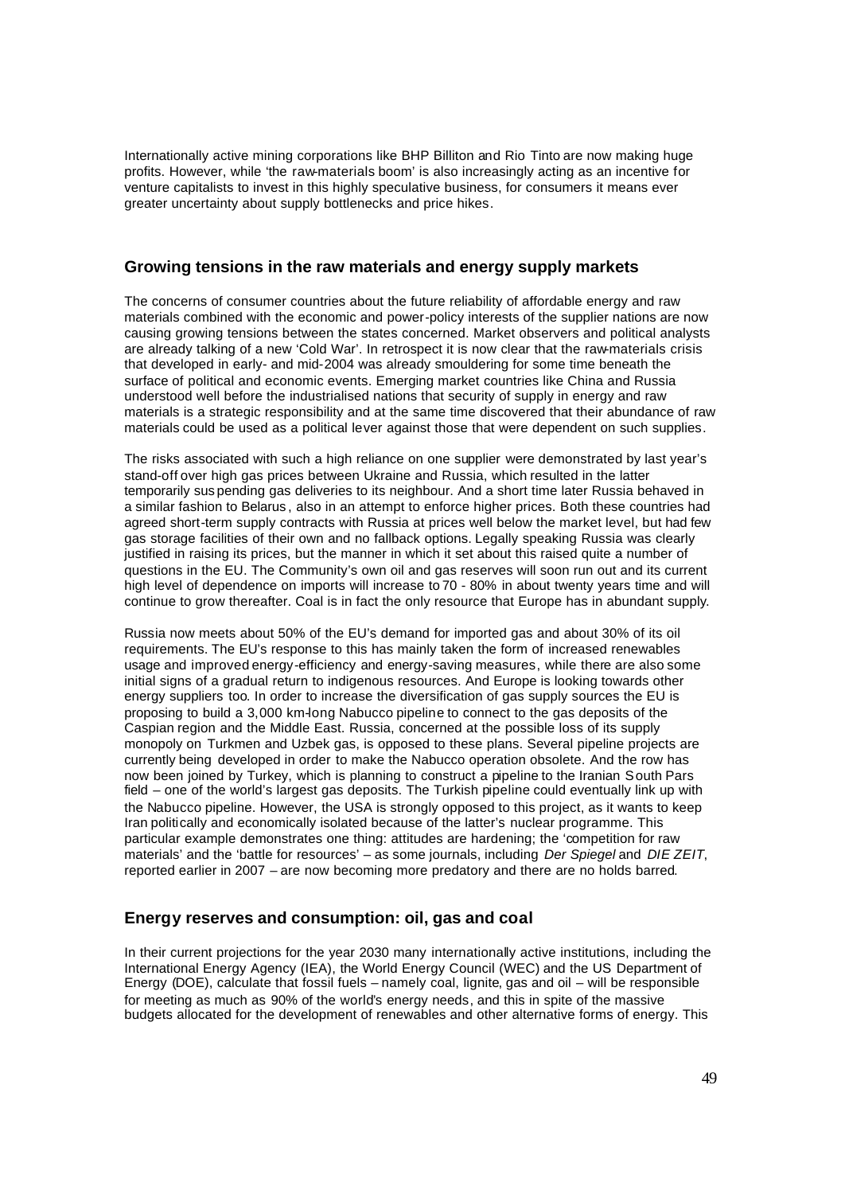Internationally active mining corporations like BHP Billiton and Rio Tinto are now making huge profits. However, while 'the raw-materials boom' is also increasingly acting as an incentive for venture capitalists to invest in this highly speculative business, for consumers it means ever greater uncertainty about supply bottlenecks and price hikes.

## Growing tensions in the raw materials and energy supply markets

The concerns of consumer countries about the future reliability of affordable energy and raw materials combined with the economic and power-policy interests of the supplier nations are now causing growing tensions between the states concerned. Market observers and political analysts are already talking of a new 'Cold War'. In retrospect it is now clear that the raw-materials crisis that developed in early- and mid-2004 was already smouldering for some time beneath the surface of political and economic events. Emerging market countries like China and Russia understood well before the industrialised nations that security of supply in energy and raw materials is a strategic responsibility and at the same time discovered that their abundance of raw materials could be used as a political lever against those that were dependent on such supplies.

The risks associated with such a high reliance on one supplier were demonstrated by last year's stand-off over high gas prices between Ukraine and Russia, which resulted in the latter temporarily suspending gas deliveries to its neighbour. And a short time later Russia behaved in a similar fashion to Belarus, also in an attempt to enforce higher prices. Both these countries had agreed short-term supply contracts with Russia at prices well below the market level, but had few gas storage facilities of their own and no fallback options. Legally speaking Russia was clearly justified in raising its prices, but the manner in which it set about this raised quite a number of questions in the EU. The Community's own oil and gas reserves will soon run out and its current high level of dependence on imports will increase to 70 - 80% in about twenty years time and will continue to grow thereafter. Coal is in fact the only resource that Europe has in abundant supply.

Russia now meets about 50% of the EU's demand for imported gas and about 30% of its oil requirements. The EU's response to this has mainly taken the form of increased renewables usage and improved energy-efficiency and energy-saving measures, while there are also some initial signs of a gradual return to indigenous resources. And Europe is looking towards other energy suppliers too. In order to increase the diversification of gas supply sources the EU is proposing to build a 3,000 km-long Nabucco pipeline to connect to the gas deposits of the Caspian region and the Middle East. Russia, concerned at the possible loss of its supply monopoly on Turkmen and Uzbek gas, is opposed to these plans. Several pipeline projects are currently being developed in order to make the Nabucco operation obsolete. And the row has now been joined by Turkey, which is planning to construct a pipeline to the Iranian South Pars field – one of the world's largest gas deposits. The Turkish pipeline could eventually link up with the Nabucco pipeline. However, the USA is strongly opposed to this project, as it wants to keep Iran politically and economically isolated because of the latter's nuclear programme. This particular example demonstrates one thing: attitudes are hardening; the 'competition for raw materials' and the 'battle for resources' – as some journals, including *Der Spiegel* and *DIE ZEIT*, reported earlier in 2007 – are now becoming more predatory and there are no holds barred.

## Energy reserves and consumption: oil, gas and coal

In their current projections for the year 2030 many internationally active institutions, including the International Energy Agency (IEA), the World Energy Council (WEC) and the US Department of Energy (DOE), calculate that fossil fuels – namely coal, lignite, gas and oil – will be responsible for meeting as much as 90% of the world's energy needs, and this in spite of the massive budgets allocated for the development of renewables and other alternative forms of energy. This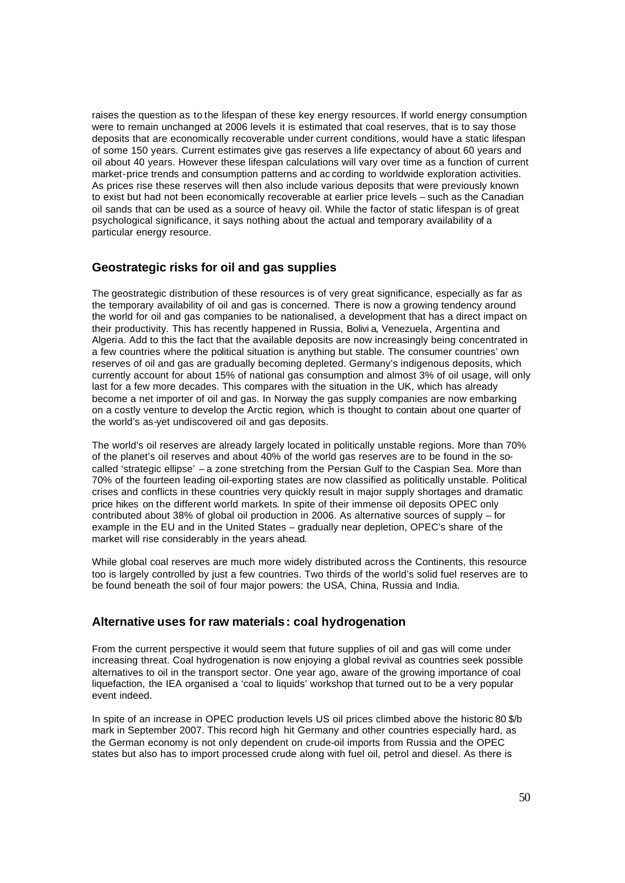raises the question as to the lifespan of these key energy resources. If world energy consumption were to remain unchanged at 2006 levels it is estimated that coal reserves, that is to say those deposits that are economically recoverable under current conditions, would have a static lifespan of some 150 years. Current estimates give gas reserves a life expectancy of about 60 years and oil about 40 years. However these lifespan calculations will vary over time as a function of current market-price trends and consumption patterns and according to worldwide exploration activities. As prices rise these reserves will then also include various deposits that were previously known to exist but had not been economically recoverable at earlier price levels – such as the Canadian oil sands that can be used as a source of heavy oil. While the factor of static lifespan is of great psychological significance, it says nothing about the actual and temporary availability of a particular energy resource.

## Geostrategic risks for oil and gas supplies

The geostrategic distribution of these resources is of very great significance, especially as far as the temporary availability of oil and gas is concerned. There is now a growing tendency around the world for oil and gas companies to be nationalised, a development that has a direct impact on their productivity. This has recently happened in Russia, Bolivia, Venezuela, Argentina and Algeria. Add to this the fact that the available deposits are now increasingly being concentrated in a few countries where the political situation is anything but stable. The consumer countries' own reserves of oil and gas are gradually becoming depleted. Germany's indigenous deposits, which currently account for about 15% of national gas consumption and almost 3% of oil usage, will only last for a few more decades. This compares with the situation in the UK, which has already become a net importer of oil and gas. In Norway the gas supply companies are now embarking on a costly venture to develop the Arctic region, which is thought to contain about one quarter of the world's as-yet undiscovered oil and gas deposits.

The world's oil reserves are already largely located in politically unstable regions. More than 70% of the planet's oil reserves and about 40% of the world gas reserves are to be found in the so-called 'strategic ellipse' – a zone stretching from the Persian Gulf to the Caspian Sea. More than 70% of the fourteen leading oil-exporting states are now classified as politically unstable. Political crises and conflicts in these countries very quickly result in major supply shortages and dramatic price hikes on the different world markets. In spite of their immense oil deposits OPEC only contributed about 38% of global oil production in 2006. As alternative sources of supply – for example in the EU and in the United States – gradually near depletion, OPEC's share of the market will rise considerably in the years ahead.

While global coal reserves are much more widely distributed across the Continents, this resource too is largely controlled by just a few countries. Two thirds of the world's solid fuel reserves are to be found beneath the soil of four major powers: the USA, China, Russia and India.

## Alternative uses for raw materials: coal hydrogenation

From the current perspective it would seem that future supplies of oil and gas will come under increasing threat. Coal hydrogenation is now enjoying a global revival as countries seek possible alternatives to oil in the transport sector. One year ago, aware of the growing importance of coal liquefaction, the IEA organised a 'coal to liquids' workshop that turned out to be a very popular event indeed.

In spite of an increase in OPEC production levels US oil prices climbed above the historic 80 $/b mark in September 2007. This record high hit Germany and other countries especially hard, as the German economy is not only dependent on crude-oil imports from Russia and the OPEC states but also has to import processed crude along with fuel oil, petrol and diesel. As there is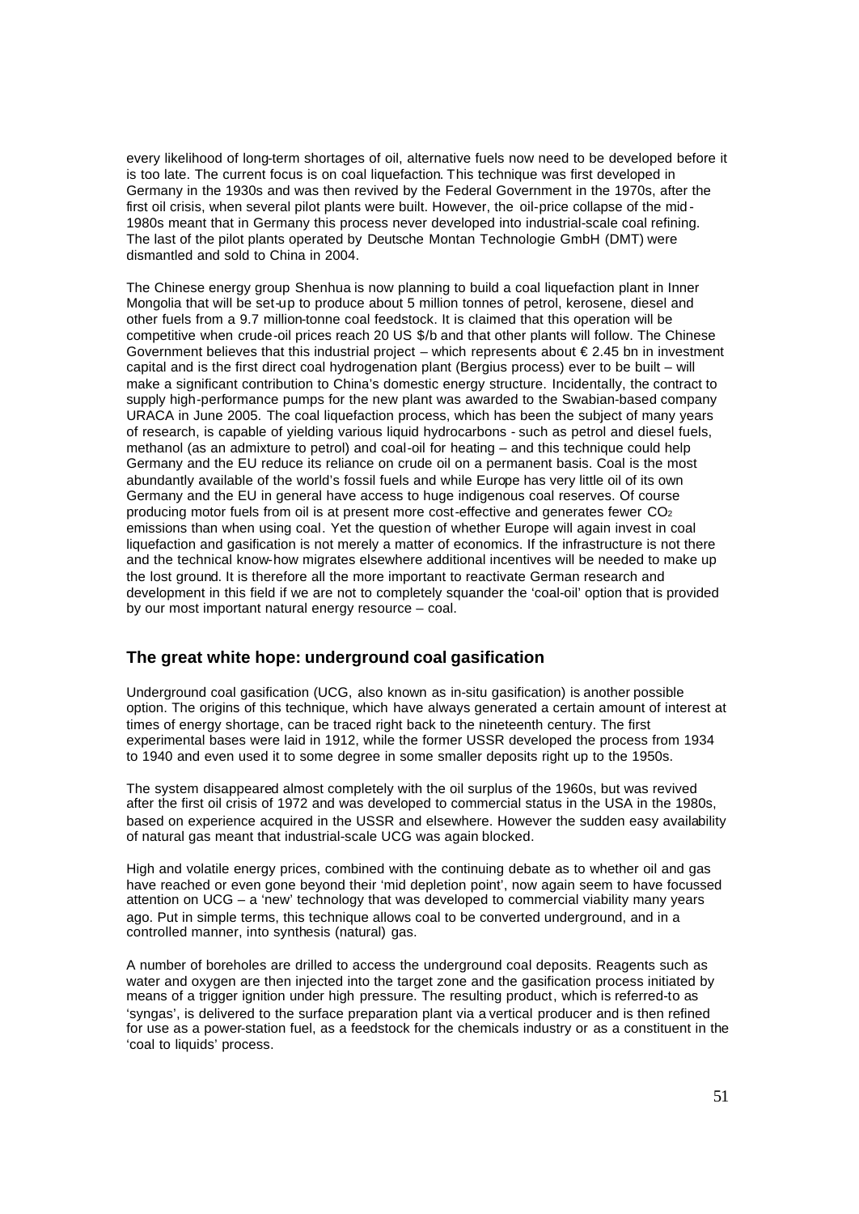every likelihood of long-term shortages of oil, alternative fuels now need to be developed before it is too late. The current focus is on coal liquefaction. This technique was first developed in Germany in the 1930s and was then revived by the Federal Government in the 1970s, after the first oil crisis, when several pilot plants were built. However, the oil-price collapse of the mid-1980s meant that in Germany this process never developed into industrial-scale coal refining. The last of the pilot plants operated by Deutsche Montan Technologie GmbH (DMT) were dismantled and sold to China in 2004.

The Chinese energy group Shenhua is now planning to build a coal liquefaction plant in Inner Mongolia that will be set-up to produce about 5 million tonnes of petrol, kerosene, diesel and other fuels from a 9.7 million-tonne coal feedstock. It is claimed that this operation will be competitive when crude-oil prices reach 20 US $/b and that other plants will follow. The Chinese Government believes that this industrial project – which represents about € 2.45 bn in investment capital and is the first direct coal hydrogenation plant (Bergius process) ever to be built – will make a significant contribution to China's domestic energy structure. Incidentally, the contract to supply high-performance pumps for the new plant was awarded to the Swabian-based company URACA in June 2005. The coal liquefaction process, which has been the subject of many years of research, is capable of yielding various liquid hydrocarbons - such as petrol and diesel fuels, methanol (as an admixture to petrol) and coal-oil for heating – and this technique could help Germany and the EU reduce its reliance on crude oil on a permanent basis. Coal is the most abundantly available of the world's fossil fuels and while Europe has very little oil of its own Germany and the EU in general have access to huge indigenous coal reserves. Of course producing motor fuels from oil is at present more cost-effective and generates fewer $CO_2$ emissions than when using coal. Yet the question of whether Europe will again invest in coal liquefaction and gasification is not merely a matter of economics. If the infrastructure is not there and the technical know-how migrates elsewhere additional incentives will be needed to make up the lost ground. It is therefore all the more important to reactivate German research and development in this field if we are not to completely squander the 'coal-oil' option that is provided by our most important natural energy resource – coal.

## The great white hope: underground coal gasification

Underground coal gasification (UCG, also known as in-situ gasification) is another possible option. The origins of this technique, which have always generated a certain amount of interest at times of energy shortage, can be traced right back to the nineteenth century. The first experimental bases were laid in 1912, while the former USSR developed the process from 1934 to 1940 and even used it to some degree in some smaller deposits right up to the 1950s.

The system disappeared almost completely with the oil surplus of the 1960s, but was revived after the first oil crisis of 1972 and was developed to commercial status in the USA in the 1980s, based on experience acquired in the USSR and elsewhere. However the sudden easy availability of natural gas meant that industrial-scale UCG was again blocked.

High and volatile energy prices, combined with the continuing debate as to whether oil and gas have reached or even gone beyond their 'mid depletion point', now again seem to have focussed attention on UCG – a 'new' technology that was developed to commercial viability many years ago. Put in simple terms, this technique allows coal to be converted underground, and in a controlled manner, into synthesis (natural) gas.

A number of boreholes are drilled to access the underground coal deposits. Reagents such as water and oxygen are then injected into the target zone and the gasification process initiated by means of a trigger ignition under high pressure. The resulting product, which is referred-to as 'syngas', is delivered to the surface preparation plant via a vertical producer and is then refined for use as a power-station fuel, as a feedstock for the chemicals industry or as a constituent in the 'coal to liquids' process.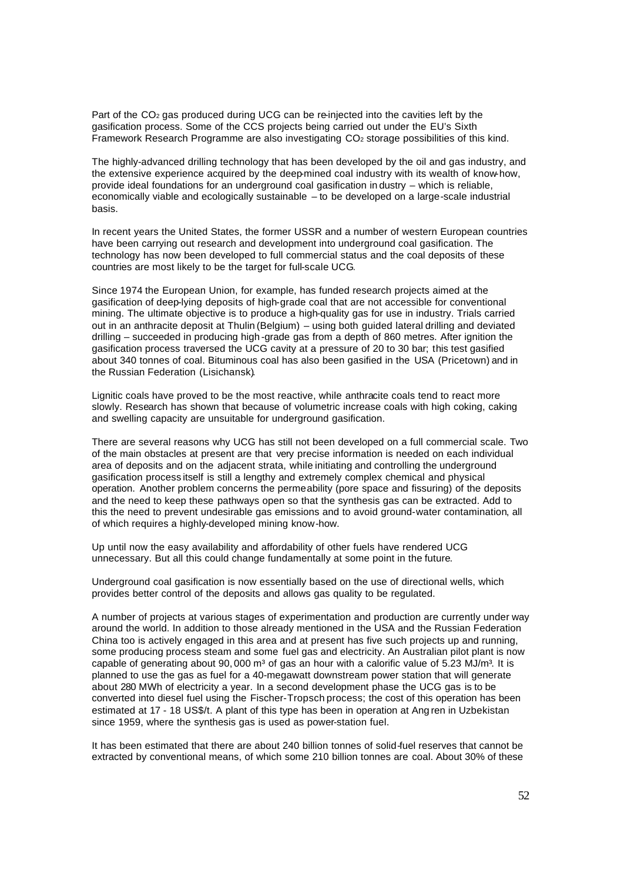Part of the $CO_2$ gas produced during UCG can be re-injected into the cavities left by the gasification process. Some of the CCS projects being carried out under the EU's Sixth Framework Research Programme are also investigating $CO_2$ storage possibilities of this kind.

The highly-advanced drilling technology that has been developed by the oil and gas industry, and the extensive experience acquired by the deep-mined coal industry with its wealth of know-how, provide ideal foundations for an underground coal gasification industry – which is reliable, economically viable and ecologically sustainable – to be developed on a large-scale industrial basis.

In recent years the United States, the former USSR and a number of western European countries have been carrying out research and development into underground coal gasification. The technology has now been developed to full commercial status and the coal deposits of these countries are most likely to be the target for full-scale UCG.

Since 1974 the European Union, for example, has funded research projects aimed at the gasification of deep-lying deposits of high-grade coal that are not accessible for conventional mining. The ultimate objective is to produce a high-quality gas for use in industry. Trials carried out in an anthracite deposit at Thulin (Belgium) – using both guided lateral drilling and deviated drilling – succeeded in producing high-grade gas from a depth of 860 metres. After ignition the gasification process traversed the UCG cavity at a pressure of 20 to 30 bar; this test gasified about 340 tonnes of coal. Bituminous coal has also been gasified in the USA (Pricetown) and in the Russian Federation (Lisichansk).

Lignitic coals have proved to be the most reactive, while anthracite coals tend to react more slowly. Research has shown that because of volumetric increase coals with high coking, caking and swelling capacity are unsuitable for underground gasification.

There are several reasons why UCG has still not been developed on a full commercial scale. Two of the main obstacles at present are that very precise information is needed on each individual area of deposits and on the adjacent strata, while initiating and controlling the underground gasification process itself is still a lengthy and extremely complex chemical and physical operation. Another problem concerns the permeability (pore space and fissuring) of the deposits and the need to keep these pathways open so that the synthesis gas can be extracted. Add to this the need to prevent undesirable gas emissions and to avoid ground-water contamination, all of which requires a highly-developed mining know-how.

Up until now the easy availability and affordability of other fuels have rendered UCG unnecessary. But all this could change fundamentally at some point in the future.

Underground coal gasification is now essentially based on the use of directional wells, which provides better control of the deposits and allows gas quality to be regulated.

A number of projects at various stages of experimentation and production are currently under way around the world. In addition to those already mentioned in the USA and the Russian Federation China too is actively engaged in this area and at present has five such projects up and running, some producing process steam and some fuel gas and electricity. An Australian pilot plant is now capable of generating about 90,000 $m^3$ of gas an hour with a calorific value of 5.23 $MJ/m^3$. It is planned to use the gas as fuel for a 40-megawatt downstream power station that will generate about 280 MWh of electricity a year. In a second development phase the UCG gas is to be converted into diesel fuel using the Fischer-Tropsch process; the cost of this operation has been estimated at 17 - 18 US$/t. A plant of this type has been in operation at Angren in Uzbekistan since 1959, where the synthesis gas is used as power-station fuel.

It has been estimated that there are about 240 billion tonnes of solid-fuel reserves that cannot be extracted by conventional means, of which some 210 billion tonnes are coal. About 30% of these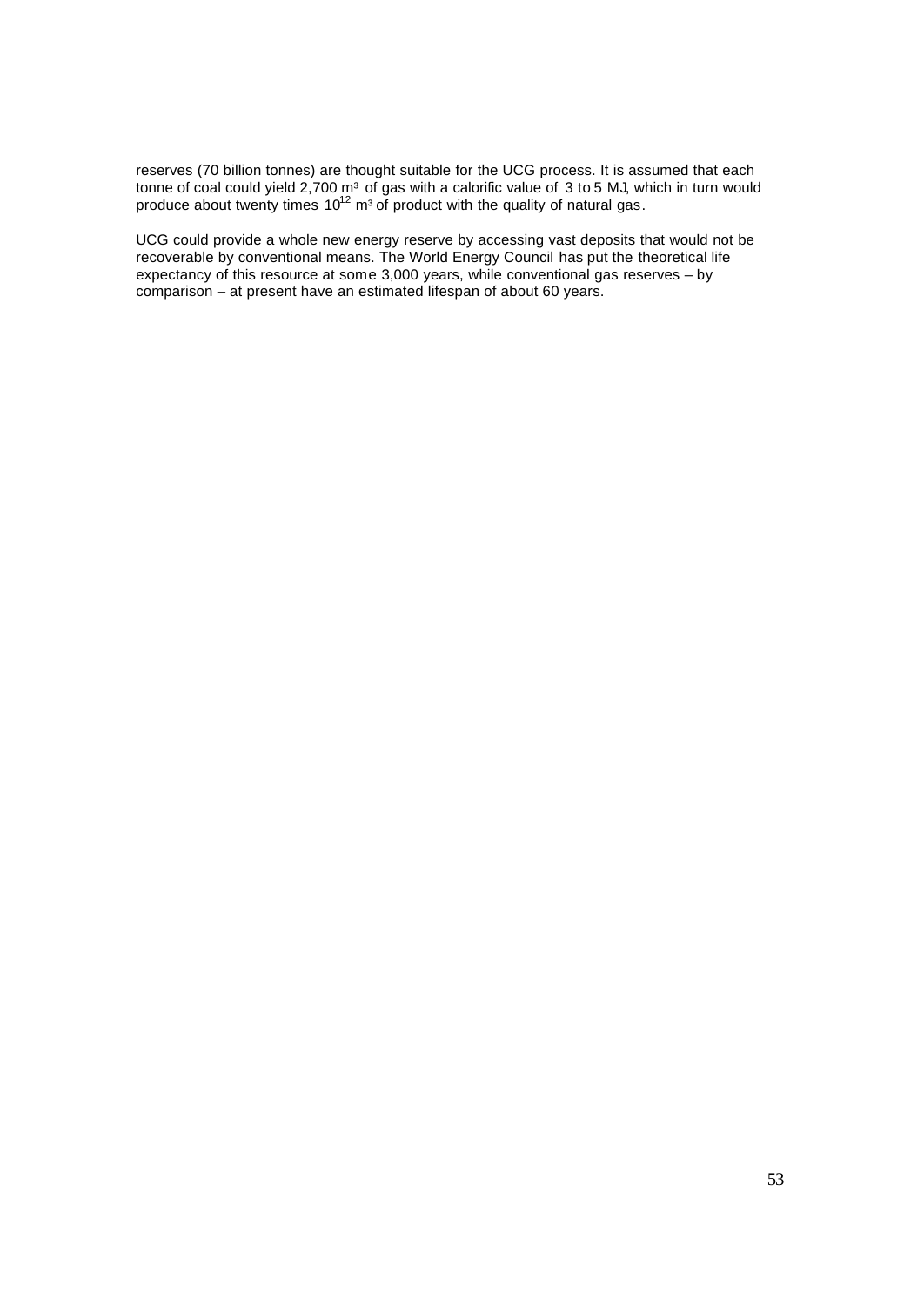reserves (70 billion tonnes) are thought suitable for the UCG process. It is assumed that each tonne of coal could yield 2,700 $m^3$ of gas with a calorific value of 3 to 5 MJ, which in turn would produce about twenty times $10^{12}$ $m^3$ of product with the quality of natural gas.

UCG could provide a whole new energy reserve by accessing vast deposits that would not be recoverable by conventional means. The World Energy Council has put the theoretical life expectancy of this resource at some 3,000 years, while conventional gas reserves – by comparison – at present have an estimated lifespan of about 60 years.